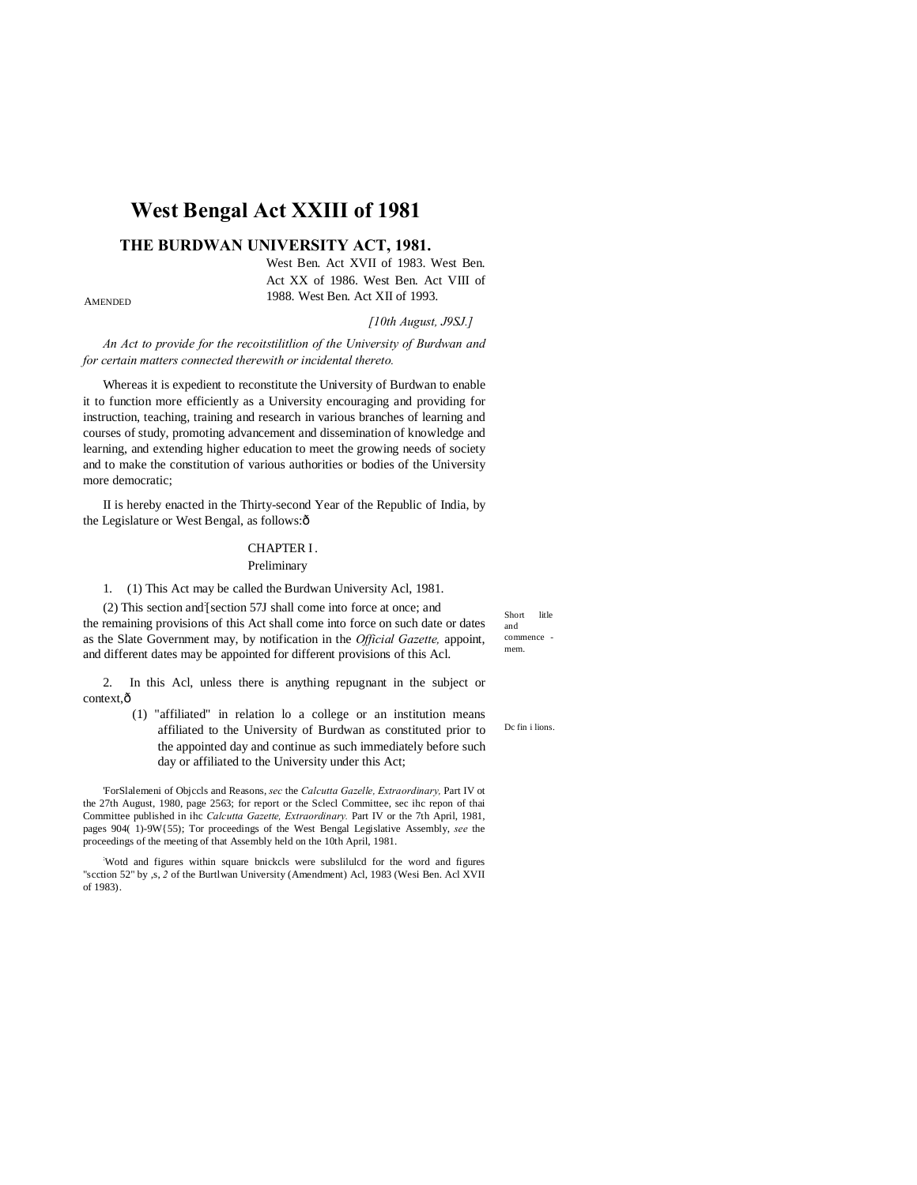# West Bengal Act XXIII of 1981

## THE BURDWAN UNIVERSITY ACT, 1981.

AMENDED

West Ben. Act XVII of 1983. West Ben. Act XX of 1986. West Ben. Act VIII of 1988. West Ben. Act XII of 1993.

*[10th August, J9SJ.]*

*An Act to provide for the recoitstilitlion of the University of Burdwan and for certain matters connected therewith or incidental thereto.*

Whereas it is expedient to reconstitute the University of Burdwan to enable it to function more efficiently as a University encouraging and providing for instruction, teaching, training and research in various branches of learning and courses of study, promoting advancement and dissemination of knowledge and learning, and extending higher education to meet the growing needs of society and to make the constitution of various authorities or bodies of the University more democratic;

II is hereby enacted in the Thirty-second Year of the Republic of India, by the Legislature or West Bengal, as follows:—

CHAPTER I.

Preliminary

Short litle and commence-mem.

1. (1) This Act may be called the Burdwan University Acl, 1981.

(2) This section and[2][section 57J shall come into force at once; and the remaining provisions of this Act shall come into force on such date or dates as the Slate Government may, by notification in the *Official Gazette,* appoint, and different dates may be appointed for different provisions of this Acl.

Dc fin i lions.

2. In this Acl, unless there is anything repugnant in the subject or context,—

(1) "affiliated" in relation lo a college or an institution means affiliated to the University of Burdwan as constituted prior to the appointed day and continue as such immediately before such day or affiliated to the University under this Act;

[1]ForSlalemeni of Objccls and Reasons, *sec* the *Calcutta Gazelle, Extraordinary,* Part IV ot the 27th August, 1980, page 2563; for report or the Sclecl Committee, sec ihc repon of thai Committee published in ihc *Calcutta Gazette, Extraordinary.* Part IV or the 7th April, 1981, pages 904( 1)-9W{55); Tor proceedings of the West Bengal Legislative Assembly, *see* the proceedings of the meeting of that Assembly held on the 10th April, 1981.

[2]Wotd and figures within square bnickcls were subslilulcd for the word and figures "scction 52" by ,s, *2* of the Burtlwan University (Amendment) Acl, 1983 (Wesi Ben. Acl XVII of 1983).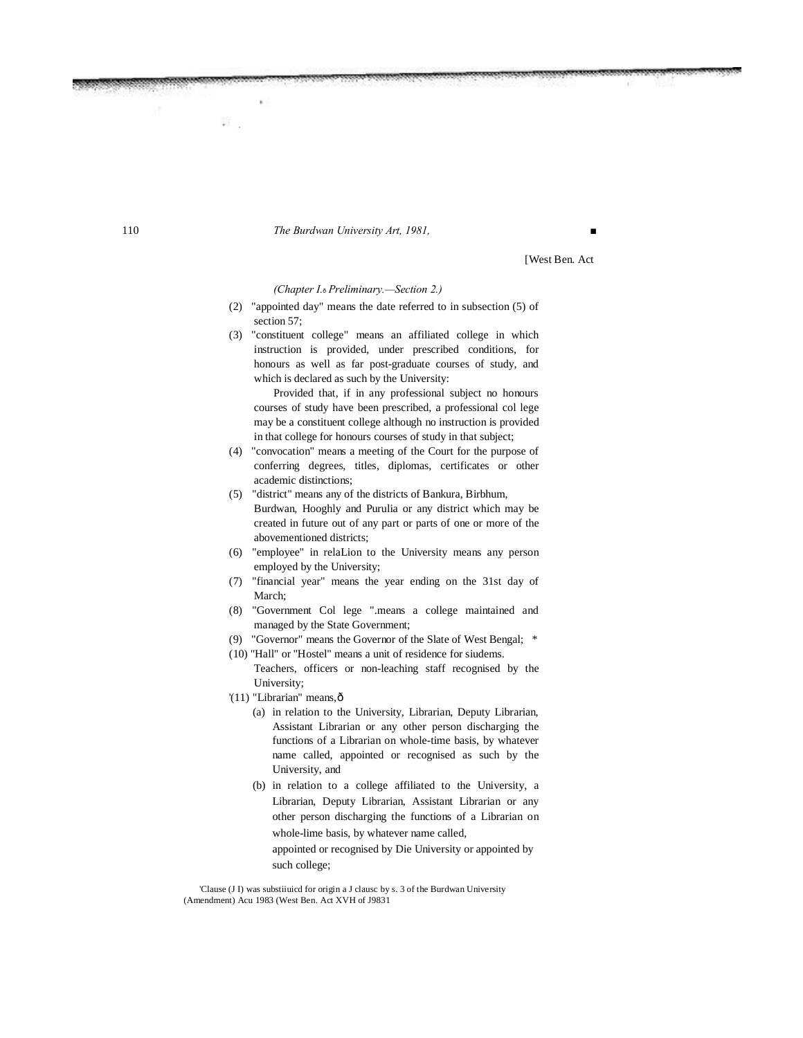[West Ben. Act

*(Chapter I.—Preliminary.—Section 2.)*

(2) "appointed day" means the date referred to in subsection (5) of section 57;

(3) "constituent college" means an affiliated college in which instruction is provided, under prescribed conditions, for honours as well as far post-graduate courses of study, and which is declared as such by the University:

Provided that, if in any professional subject no honours courses of study have been prescribed, a professional col lege may be a constituent college although no instruction is provided in that college for honours courses of study in that subject;

(4) "convocation" means a meeting of the Court for the purpose of conferring degrees, titles, diplomas, certificates or other academic distinctions;

(5) "district" means any of the districts of Bankura, Birbhum, Burdwan, Hooghly and Purulia or any district which may be created in future out of any part or parts of one or more of the abovementioned districts;

(6) "employee" in relaLion to the University means any person employed by the University;

(7) "financial year" means the year ending on the 31st day of March;

(8) "Government Col lege ".means a college maintained and managed by the State Government;

(9) "Governor" means the Governor of the Slate of West Bengal; *

(10) "Hall" or "Hostel" means a unit of residence for siudems. Teachers, officers or non-leaching staff recognised by the University;

'(11) "Librarian" means,—

(a) in relation to the University, Librarian, Deputy Librarian, Assistant Librarian or any other person discharging the functions of a Librarian on whole-time basis, by whatever name called, appointed or recognised as such by the University, and

(b) in relation to a college affiliated to the University, a Librarian, Deputy Librarian, Assistant Librarian or any other person discharging the functions of a Librarian on whole-lime basis, by whatever name called, appointed or recognised by Die University or appointed by such college;

'Clause (J I) was substiiuicd for origin a J clausc by s. 3 of the Burdwan University (Amendment) Acu 1983 (West Ben. Act XVH of J9831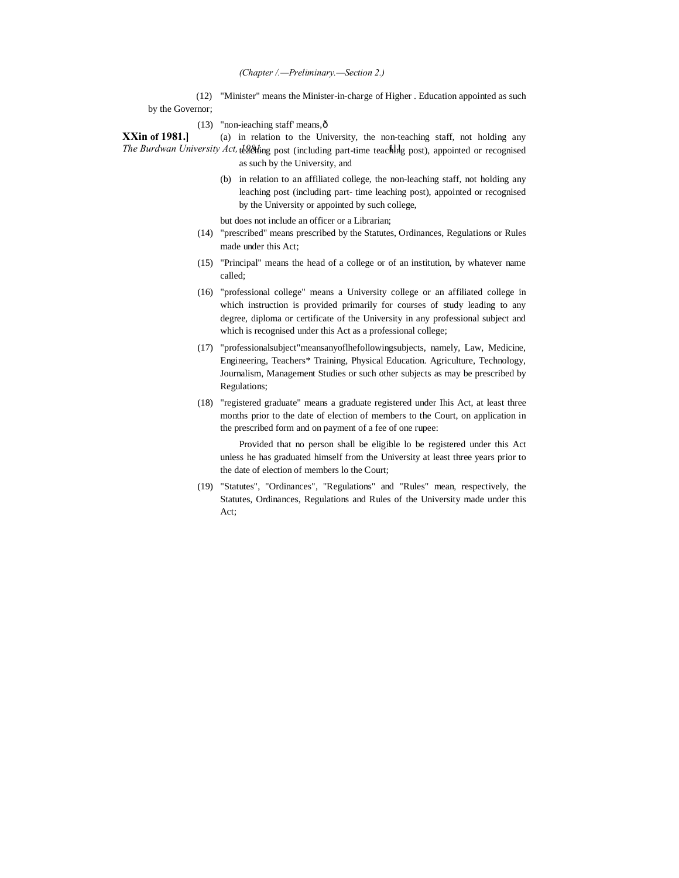(Chapter /.—Preliminary.—Section 2.)

(12) "Minister" means the Minister-in-charge of Higher . Education appointed as such by the Governor;

(13) "non-ieaching staff' means,—

(a) in relation to the University, the non-teaching staff, not holding any teaching post (including part-time teaching post), appointed or recognised as such by the University, and

(b) in relation to an affiliated college, the non-leaching staff, not holding any leaching post (including part- time leaching post), appointed or recognised by the University or appointed by such college,

but does not include an officer or a Librarian;

(14) "prescribed" means prescribed by the Statutes, Ordinances, Regulations or Rules made under this Act;

(15) "Principal" means the head of a college or of an institution, by whatever name called;

(16) "professional college" means a University college or an affiliated college in which instruction is provided primarily for courses of study leading to any degree, diploma or certificate of the University in any professional subject and which is recognised under this Act as a professional college;

(17) "professionalsubject"meansanyoflhefollowingsubjects, namely, Law, Medicine, Engineering, Teachers* Training, Physical Education. Agriculture, Technology, Journalism, Management Studies or such other subjects as may be prescribed by Regulations;

(18) "registered graduate" means a graduate registered under Ihis Act, at least three months prior to the date of election of members to the Court, on application in the prescribed form and on payment of a fee of one rupee:

Provided that no person shall be eligible lo be registered under this Act unless he has graduated himself from the University at least three years prior to the date of election of members lo the Court;

(19) "Statutes", "Ordinances", "Regulations" and "Rules" mean, respectively, the Statutes, Ordinances, Regulations and Rules of the University made under this Act;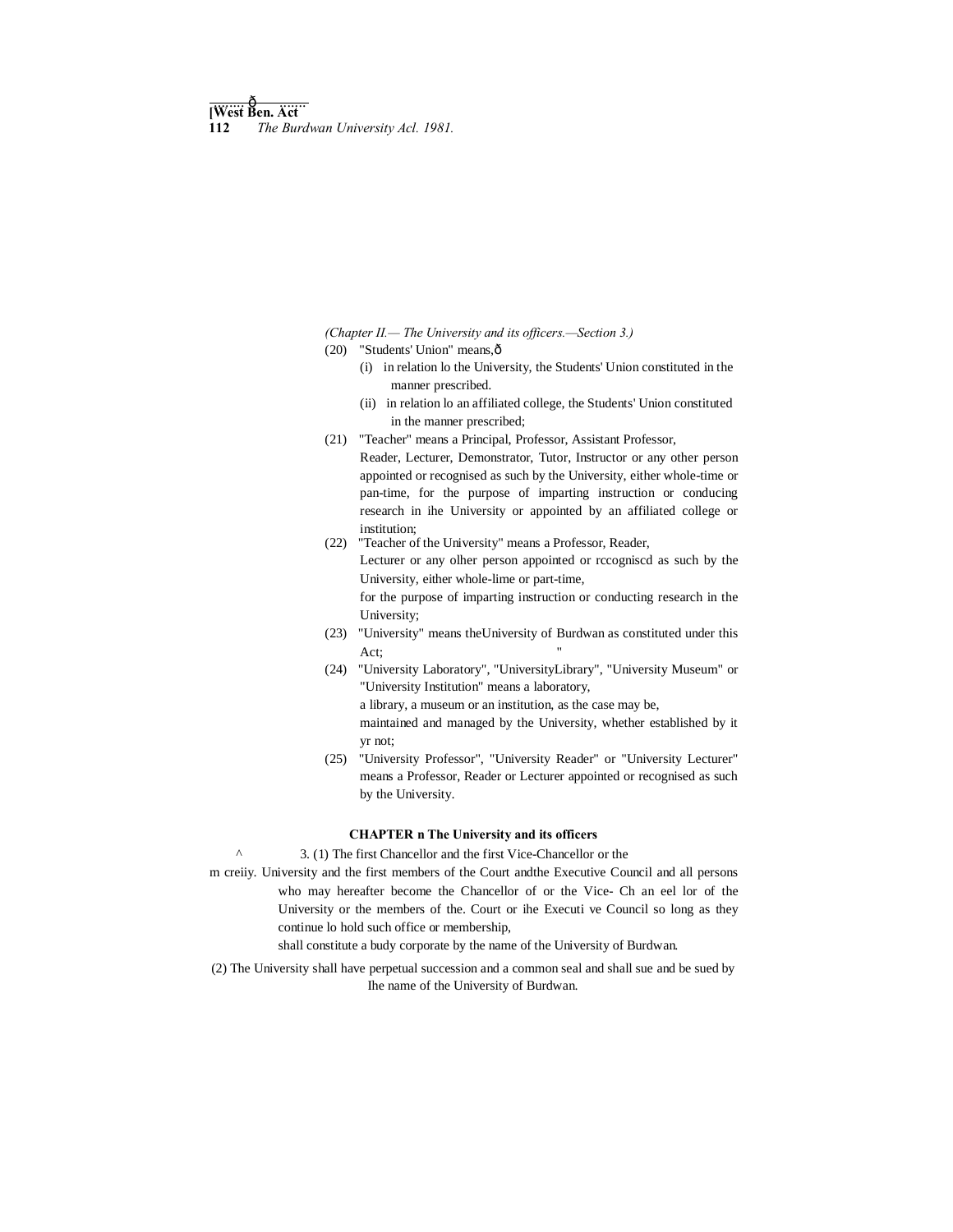(Chapter II.— The University and its officers.—Section 3.)

(20) "Students' Union" means,—

(i) in relation lo the University, the Students' Union constituted in the manner prescribed.

(ii) in relation lo an affiliated college, the Students' Union constituted in the manner prescribed;

(21) "Teacher" means a Principal, Professor, Assistant Professor, Reader, Lecturer, Demonstrator, Tutor, Instructor or any other person appointed or recognised as such by the University, either whole-time or pan-time, for the purpose of imparting instruction or conducing research in ihe University or appointed by an affiliated college or institution;

(22) "Teacher of the University" means a Professor, Reader, Lecturer or any olher person appointed or rccogniscd as such by the University, either whole-lime or part-time, for the purpose of imparting instruction or conducting research in the University;

(23) "University" means theUniversity of Burdwan as constituted under this Act;

(24) "University Laboratory", "UniversityLibrary", "University Museum" or "University Institution" means a laboratory, a library, a museum or an institution, as the case may be, maintained and managed by the University, whether established by it yr not;

(25) "University Professor", "University Reader" or "University Lecturer" means a Professor, Reader or Lecturer appointed or recognised as such by the University.

## CHAPTER n The University and its officers

m creiiy. 3. (1) The first Chancellor and the first Vice-Chancellor or the University and the first members of the Court andthe Executive Council and all persons who may hereafter become the Chancellor of or the Vice- Ch an eel lor of the University or the members of the. Court or ihe Executi ve Council so long as they continue lo hold such office or membership, shall constitute a budy corporate by the name of the University of Burdwan.

(2) The University shall have perpetual succession and a common seal and shall sue and be sued by Ihe name of the University of Burdwan.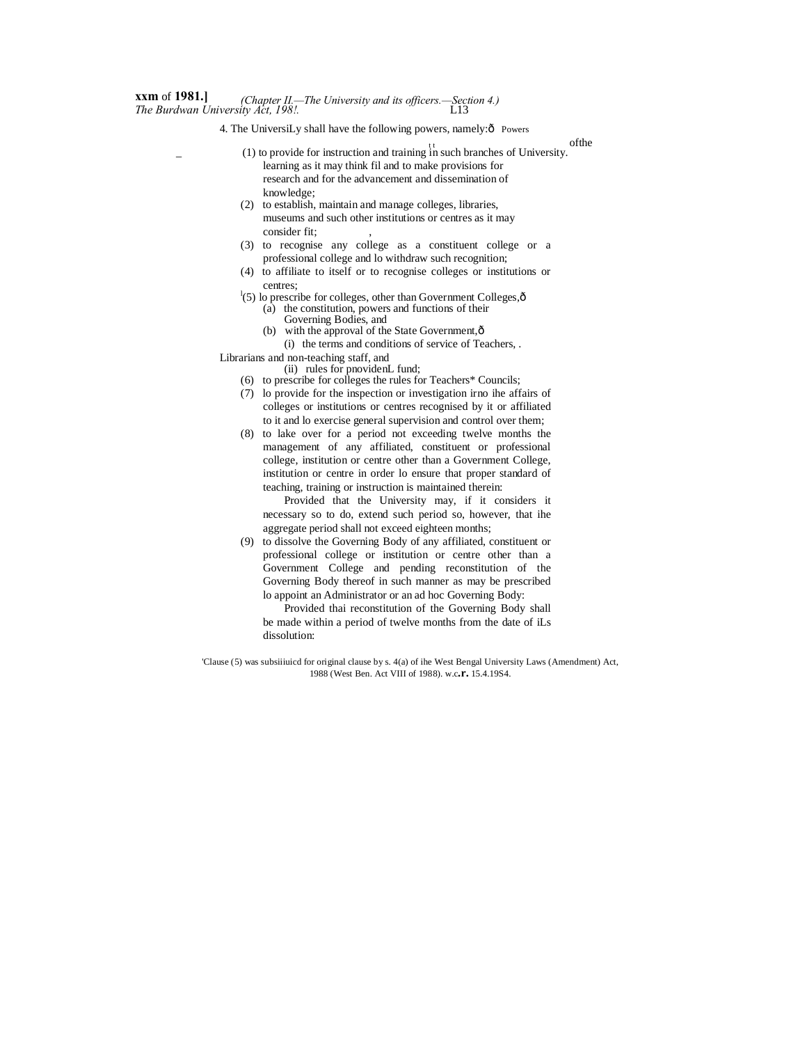4. The UniversiLy shall have the following powers, namely:ð Powers of the University.

(1) to provide for instruction and training in such branches of learning as it may think fil and to make provisions for research and for the advancement and dissemination of knowledge;

(2) to establish, maintain and manage colleges, libraries, museums and such other institutions or centres as it may consider fit;

(3) to recognise any college as a constituent college or a professional college and lo withdraw such recognition;

(4) to affiliate to itself or to recognise colleges or institutions or centres;

[1](5) lo prescribe for colleges, other than Government Colleges,ð

(a) the constitution, powers and functions of their Governing Bodies, and

(b) with the approval of the State Government,ð

(i) the terms and conditions of service of Teachers, . Librarians and non-teaching staff, and

(ii) rules for pnovidenL fund;

(6) to prescribe for colleges the rules for Teachers* Councils;

(7) lo provide for the inspection or investigation irno ihe affairs of colleges or institutions or centres recognised by it or affiliated to it and lo exercise general supervision and control over them;

(8) to lake over for a period not exceeding twelve months the management of any affiliated, constituent or professional college, institution or centre other than a Government College, institution or centre in order lo ensure that proper standard of teaching, training or instruction is maintained therein:

Provided that the University may, if it considers it necessary so to do, extend such period so, however, that ihe aggregate period shall not exceed eighteen months;

(9) to dissolve the Governing Body of any affiliated, constituent or professional college or institution or centre other than a Government College and pending reconstitution of the Governing Body thereof in such manner as may be prescribed lo appoint an Administrator or an ad hoc Governing Body:

Provided thai reconstitution of the Governing Body shall be made within a period of twelve months from the date of iLs dissolution:

[1]Clause (5) was subsiiiuicd for original clause by s. 4(a) of ihe West Bengal University Laws (Amendment) Act, 1988 (West Ben. Act VIII of 1988). w.c.r. 15.4.19S4.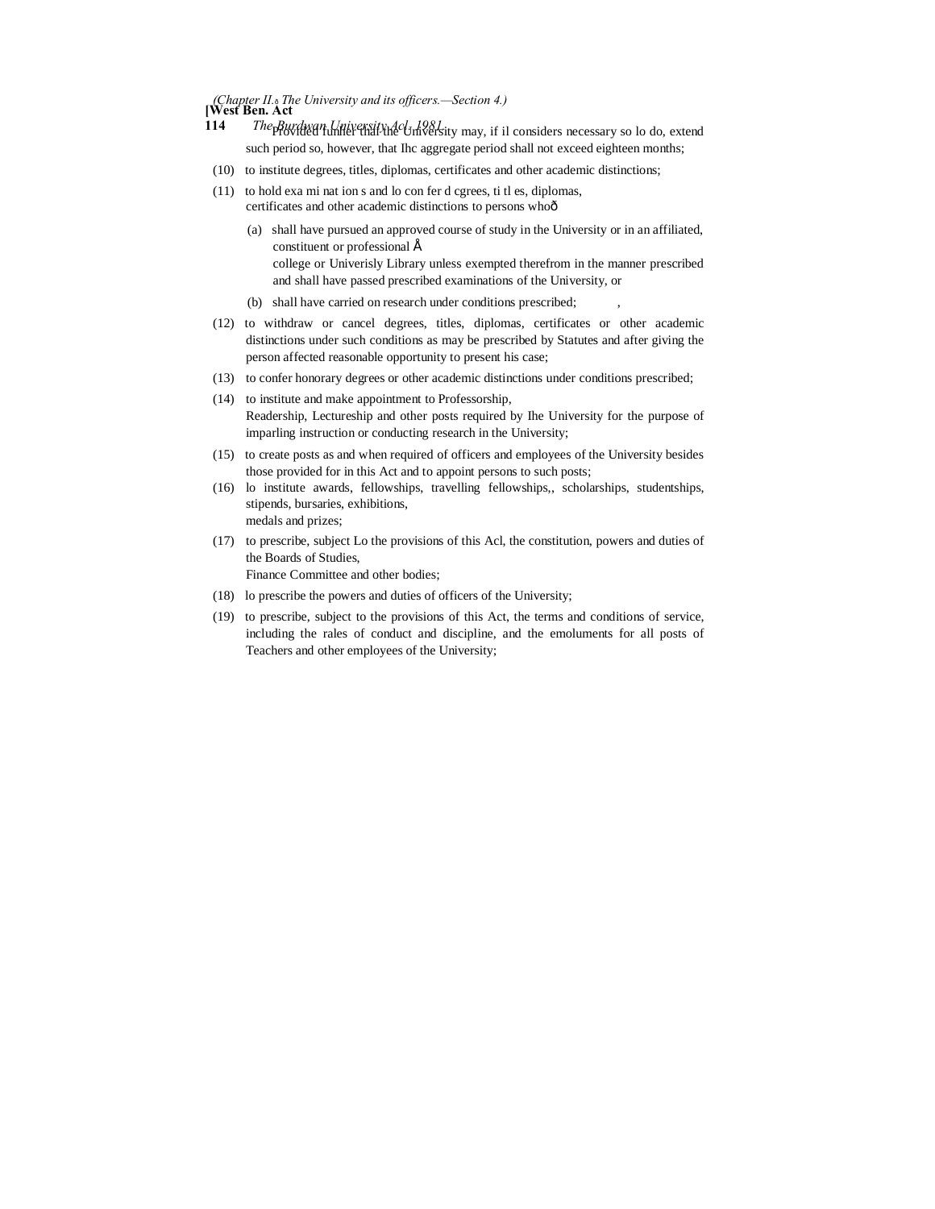Provided further that the University may, if il considers necessary so lo do, extend such period so, however, that Ihc aggregate period shall not exceed eighteen months;

(10) to institute degrees, titles, diplomas, certificates and other academic distinctions;

(11) to hold exa mi nat ion s and lo con fer d cgrees, ti tl es, diplomas, certificates and other academic distinctions to persons whoð

(a) shall have pursued an approved course of study in the University or in an affiliated, constituent or professional Å college or Univerisly Library unless exempted therefrom in the manner prescribed and shall have passed prescribed examinations of the University, or

(b) shall have carried on research under conditions prescribed; ,

(12) to withdraw or cancel degrees, titles, diplomas, certificates or other academic distinctions under such conditions as may be prescribed by Statutes and after giving the person affected reasonable opportunity to present his case;

(13) to confer honorary degrees or other academic distinctions under conditions prescribed;

(14) to institute and make appointment to Professorship, Readership, Lectureship and other posts required by Ihe University for the purpose of imparling instruction or conducting research in the University;

(15) to create posts as and when required of officers and employees of the University besides those provided for in this Act and to appoint persons to such posts;

(16) lo institute awards, fellowships, travelling fellowships,, scholarships, studentships, stipends, bursaries, exhibitions, medals and prizes;

(17) to prescribe, subject Lo the provisions of this Acl, the constitution, powers and duties of the Boards of Studies, Finance Committee and other bodies;

(18) lo prescribe the powers and duties of officers of the University;

(19) to prescribe, subject to the provisions of this Act, the terms and conditions of service, including the rales of conduct and discipline, and the emoluments for all posts of Teachers and other employees of the University;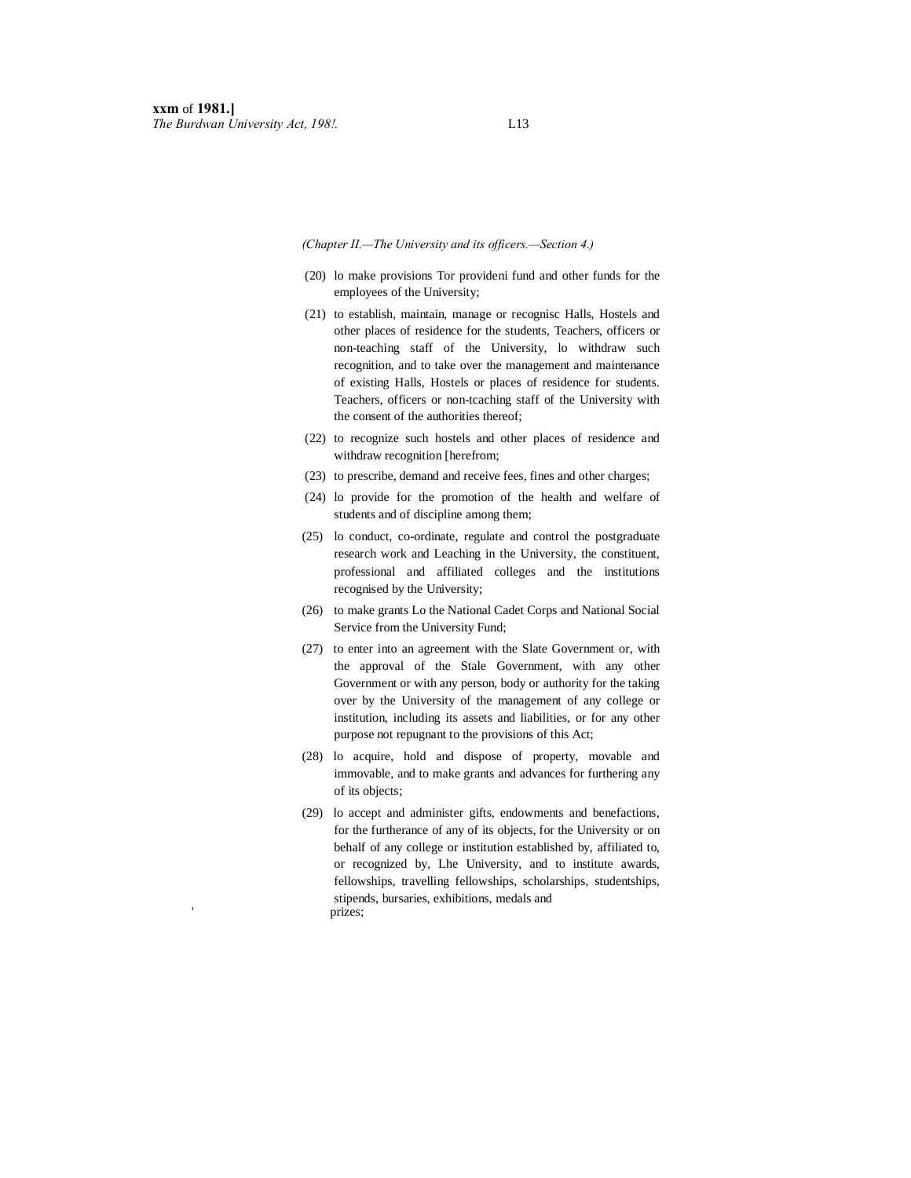*(Chapter II.—The University and its officers.—Section 4.)*

(20) lo make provisions Tor provideni fund and other funds for the employees of the University;

(21) to establish, maintain, manage or recognisc Halls, Hostels and other places of residence for the students, Teachers, officers or non-teaching staff of the University, lo withdraw such recognition, and to take over the management and maintenance of existing Halls, Hostels or places of residence for students. Teachers, officers or non-tcaching staff of the University with the consent of the authorities thereof;

(22) to recognize such hostels and other places of residence and withdraw recognition [herefrom;

(23) to prescribe, demand and receive fees, fines and other charges;

(24) lo provide for the promotion of the health and welfare of students and of discipline among them;

(25) lo conduct, co-ordinate, regulate and control the postgraduate research work and Leaching in the University, the constituent, professional and affiliated colleges and the institutions recognised by the University;

(26) to make grants Lo the National Cadet Corps and National Social Service from the University Fund;

(27) to enter into an agreement with the Slate Government or, with the approval of the Stale Government, with any other Government or with any person, body or authority for the taking over by the University of the management of any college or institution, including its assets and liabilities, or for any other purpose not repugnant to the provisions of this Act;

(28) lo acquire, hold and dispose of property, movable and immovable, and to make grants and advances for furthering any of its objects;

(29) lo accept and administer gifts, endowments and benefactions, for the furtherance of any of its objects, for the University or on behalf of any college or institution established by, affiliated to, or recognized by, Lhe University, and to institute awards, fellowships, travelling fellowships, scholarships, studentships, stipends, bursaries, exhibitions, medals and prizes;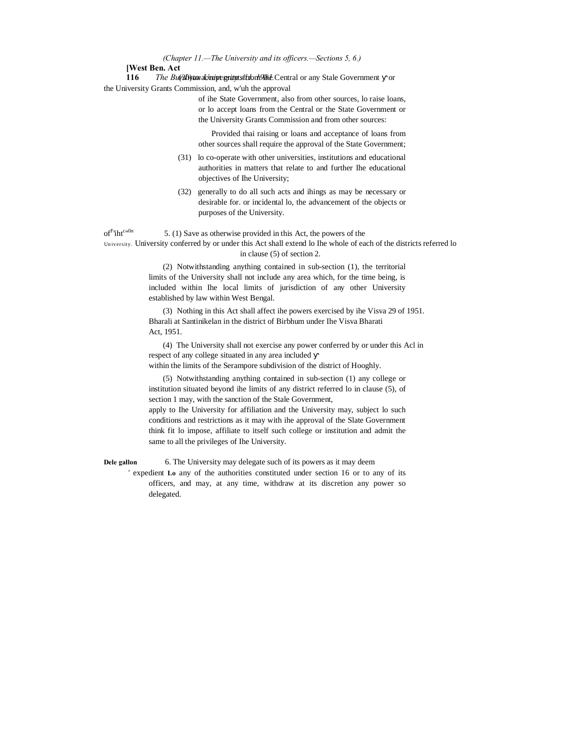(30) to accept grants from the Central or any State Government or the University Grants Commission, and, with the approval of the State Government, also from other sources, to raise loans, or to accept loans from the Central or the State Government or the University Grants Commission and from other sources:

Provided that raising or loans and acceptance of loans from other sources shall require the approval of the State Government;

(31) to co-operate with other universities, institutions and educational authorities in matters that relate to and further the educational objectives of the University;

(32) generally to do all such acts and things as may be necessary or desirable for. or incidental to, the advancement of the objects or purposes of the University.

**Jurisdiction of the University.** 5. (1) Save as otherwise provided in this Act, the powers of the University conferred by or under this Act shall extend to the whole of each of the districts referred to in clause (5) of section 2.

(2) Notwithstanding anything contained in sub-section (1), the territorial limits of the University shall not include any area which, for the time being, is included within the local limits of jurisdiction of any other University established by law within West Bengal.

(3) Nothing in this Act shall affect the powers exercised by the Visva Bharati at Santinikelan in the district of Birbhum under the Visva Bharati Act, 1951. 29 of 1951.

(4) The University shall not exercise any power conferred by or under this Act in respect of any college situated in any area included within the limits of the Serampore subdivision of the district of Hooghly.

(5) Notwithstanding anything contained in sub-section (1) any college or institution situated beyond the limits of any district referred to in clause (5), of section 1 may, with the sanction of the State Government, apply to the University for affiliation and the University may, subject to such conditions and restrictions as it may with the approval of the State Government think fit to impose, affiliate to itself such college or institution and admit the same to all the privileges of the University.

**Delegation** 6. The University may delegate such of its powers as it may deem expedient to any of the authorities constituted under section 16 or to any of its officers, and may, at any time, withdraw at its discretion any power so delegated.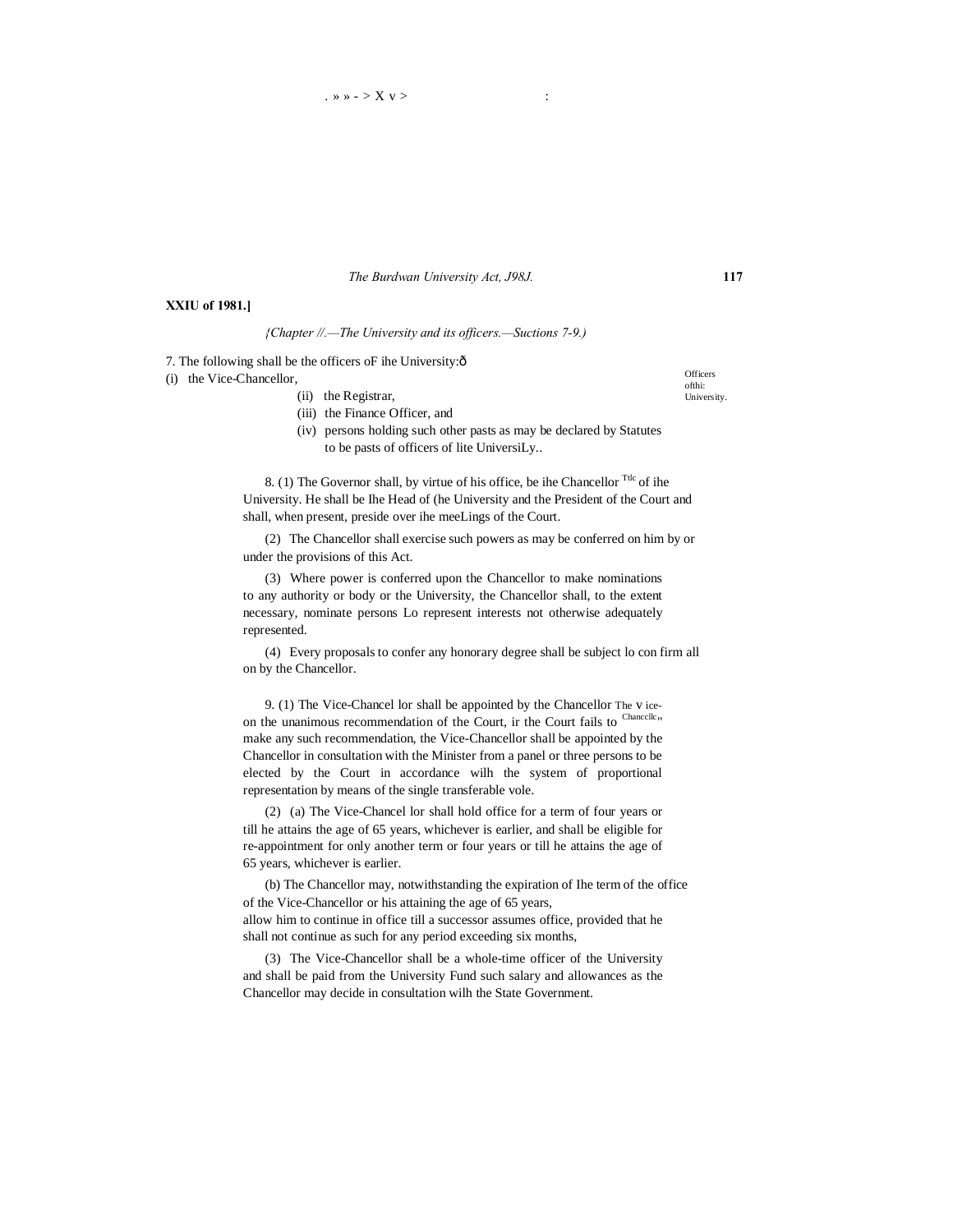**XXIU of 1981.]**

*{Chapter //.—The University and its officers.—Suctions 7-9.)*

Officers ofthi: University.

7. The following shall be the officers oF ihe University:ð

(i) the Vice-Chancellor,

(ii) the Registrar,

(iii) the Finance Officer, and

(iv) persons holding such other pasts as may be declared by Statutes to be pasts of officers of lite UniversiLy..

8. (1) The Governor shall, by virtue of his office, be ihe Chancellor Ttlc of ihe University. He shall be Ihe Head of (he University and the President of the Court and shall, when present, preside over ihe meeLings of the Court.

(2) The Chancellor shall exercise such powers as may be conferred on him by or under the provisions of this Act.

(3) Where power is conferred upon the Chancellor to make nominations to any authority or body or the University, the Chancellor shall, to the extent necessary, nominate persons Lo represent interests not otherwise adequately represented.

(4) Every proposals to confer any honorary degree shall be subject lo con firm all on by the Chancellor.

The v ice-Chancellc,,

9. (1) The Vice-Chancel lor shall be appointed by the Chancellor on the unanimous recommendation of the Court, ir the Court fails to make any such recommendation, the Vice-Chancellor shall be appointed by the Chancellor in consultation with the Minister from a panel or three persons to be elected by the Court in accordance wilh the system of proportional representation by means of the single transferable vole.

(2) (a) The Vice-Chancel lor shall hold office for a term of four years or till he attains the age of 65 years, whichever is earlier, and shall be eligible for re-appointment for only another term or four years or till he attains the age of 65 years, whichever is earlier.

(b) The Chancellor may, notwithstanding the expiration of Ihe term of the office of the Vice-Chancellor or his attaining the age of 65 years, allow him to continue in office till a successor assumes office, provided that he shall not continue as such for any period exceeding six months,

(3) The Vice-Chancellor shall be a whole-time officer of the University and shall be paid from the University Fund such salary and allowances as the Chancellor may decide in consultation wilh the State Government.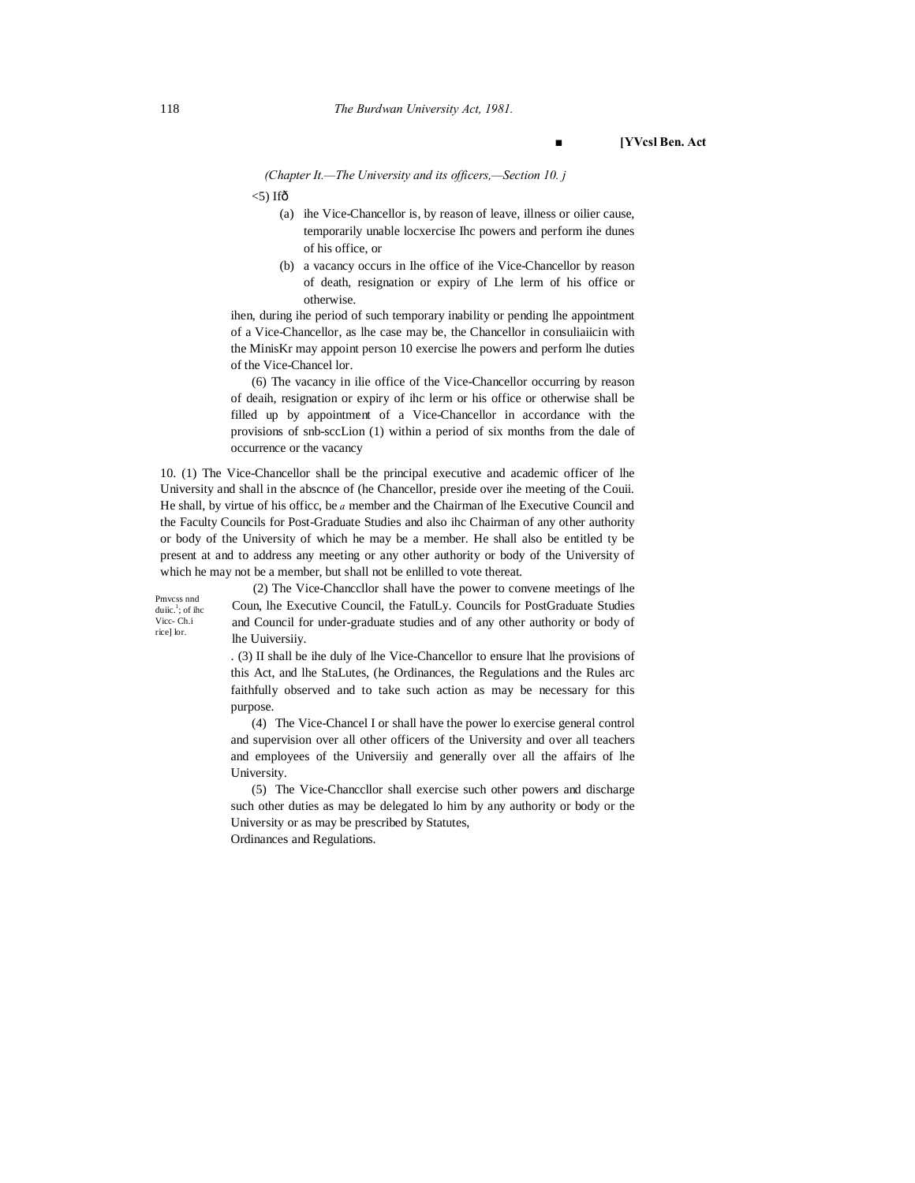(Chapter It.—The University and its officers,—Section 10. j

<5) Ifð

(a) ihe Vice-Chancellor is, by reason of leave, illness or oilier cause, temporarily unable locxercise Ihc powers and perform ihe dunes of his office, or

(b) a vacancy occurs in Ihe office of ihe Vice-Chancellor by reason of death, resignation or expiry of Lhe lerm of his office or otherwise.

ihen, during ihe period of such temporary inability or pending lhe appointment of a Vice-Chancellor, as lhe case may be, the Chancellor in consuliaiicin with the MinisKr may appoint person 10 exercise lhe powers and perform lhe duties of the Vice-Chancel lor.

(6) The vacancy in ilie office of the Vice-Chancellor occurring by reason of deaih, resignation or expiry of ihc lerm or his office or otherwise shall be filled up by appointment of a Vice-Chancellor in accordance with the provisions of snb-sccLion (1) within a period of six months from the dale of occurrence or the vacancy

Pmvcss nnd duiic.[1]; of ihc Vicc- Ch.i rice] lor.

10. (1) The Vice-Chancellor shall be the principal executive and academic officer of lhe University and shall in the abscnce of (he Chancellor, preside over ihe meeting of the Couii. He shall, by virtue of his officc, be *a* member and the Chairman of lhe Executive Council and the Faculty Councils for Post-Graduate Studies and also ihc Chairman of any other authority or body of the University of which he may be a member. He shall also be entitled ty be present at and to address any meeting or any other authority or body of the University of which he may not be a member, but shall not be enlilled to vote thereat.

(2) The Vice-Chanccllor shall have the power to convene meetings of lhe Coun, lhe Executive Council, the FatulLy. Councils for PostGraduate Studies and Council for under-graduate studies and of any other authority or body of lhe Uuiversiiy.

. (3) II shall be ihe duly of lhe Vice-Chancellor to ensure lhat lhe provisions of this Act, and lhe StaLutes, (he Ordinances, the Regulations and the Rules arc faithfully observed and to take such action as may be necessary for this purpose.

(4) The Vice-Chancel I or shall have the power lo exercise general control and supervision over all other officers of the University and over all teachers and employees of the Universiiy and generally over all the affairs of lhe University.

(5) The Vice-Chanccllor shall exercise such other powers and discharge such other duties as may be delegated lo him by any authority or body or the University or as may be prescribed by Statutes,
Ordinances and Regulations.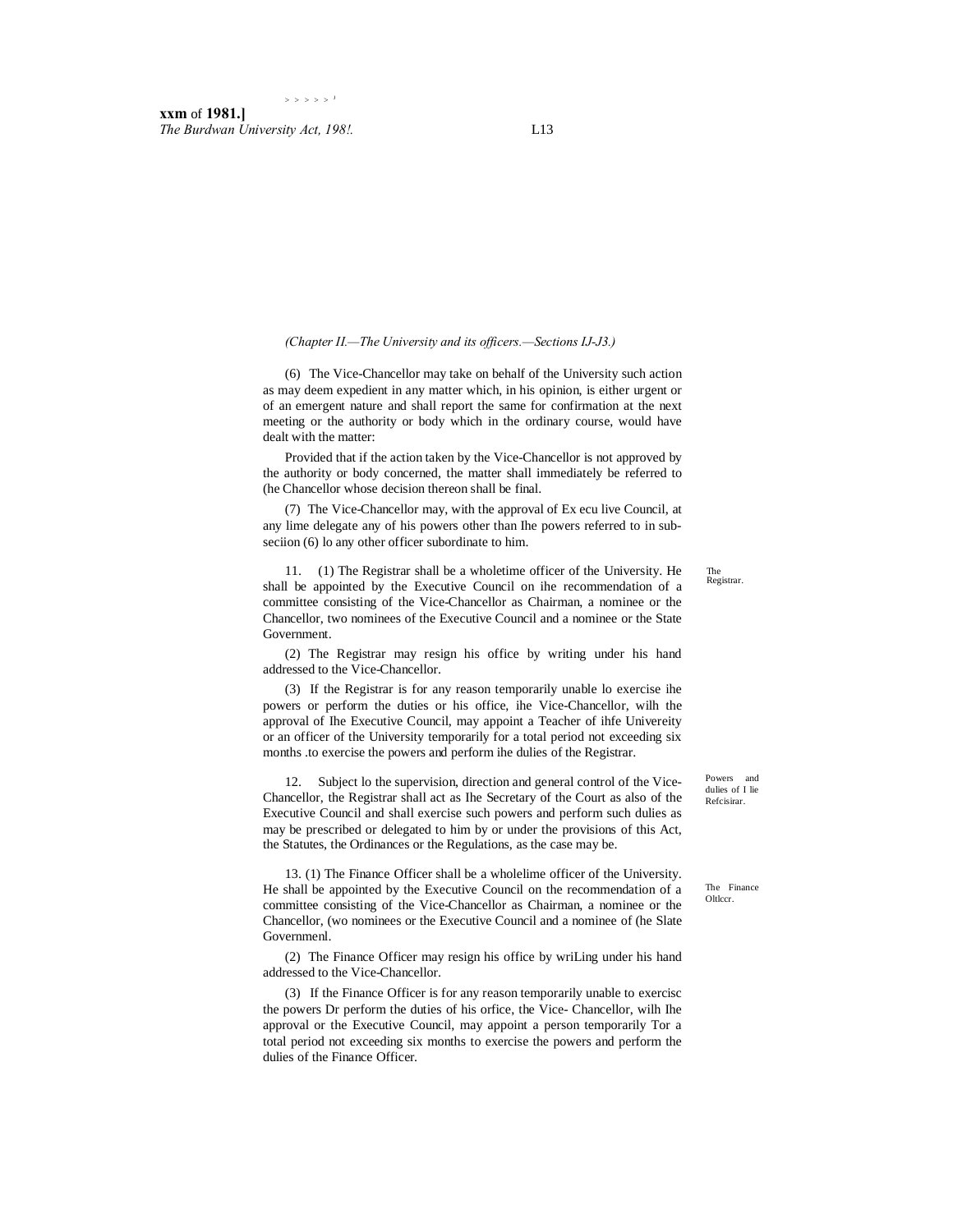*(Chapter II.—The University and its officers.—Sections IJ-J3.)*

(6) The Vice-Chancellor may take on behalf of the University such action as may deem expedient in any matter which, in his opinion, is either urgent or of an emergent nature and shall report the same for confirmation at the next meeting or the authority or body which in the ordinary course, would have dealt with the matter:

Provided that if the action taken by the Vice-Chancellor is not approved by the authority or body concerned, the matter shall immediately be referred to (he Chancellor whose decision thereon shall be final.

(7) The Vice-Chancellor may, with the approval of Ex ecu live Council, at any lime delegate any of his powers other than Ihe powers referred to in sub-seciion (6) lo any other officer subordinate to him.

The Registrar.

11. (1) The Registrar shall be a wholetime officer of the University. He shall be appointed by the Executive Council on ihe recommendation of a committee consisting of the Vice-Chancellor as Chairman, a nominee or the Chancellor, two nominees of the Executive Council and a nominee or the State Government.

(2) The Registrar may resign his office by writing under his hand addressed to the Vice-Chancellor.

(3) If the Registrar is for any reason temporarily unable lo exercise ihe powers or perform the duties or his office, ihe Vice-Chancellor, wilh the approval of Ihe Executive Council, may appoint a Teacher of ihfe Univereity or an officer of the University temporarily for a total period not exceeding six months .to exercise the powers and perform ihe dulies of the Registrar.

Powers and dulies of I lie Refcisirar.

12. Subject lo the supervision, direction and general control of the Vice-Chancellor, the Registrar shall act as Ihe Secretary of the Court as also of the Executive Council and shall exercise such powers and perform such dulies as may be prescribed or delegated to him by or under the provisions of this Act, the Statutes, the Ordinances or the Regulations, as the case may be.

The Finance Oltlccr.

13. (1) The Finance Officer shall be a wholelime officer of the University. He shall be appointed by the Executive Council on the recommendation of a committee consisting of the Vice-Chancellor as Chairman, a nominee or the Chancellor, (wo nominees or the Executive Council and a nominee of (he Slate Governmenl.

(2) The Finance Officer may resign his office by wriLing under his hand addressed to the Vice-Chancellor.

(3) If the Finance Officer is for any reason temporarily unable to exercisc the powers Dr perform the duties of his orfice, the Vice- Chancellor, wilh Ihe approval or the Executive Council, may appoint a person temporarily Tor a total period not exceeding six months to exercise the powers and perform the dulies of the Finance Officer.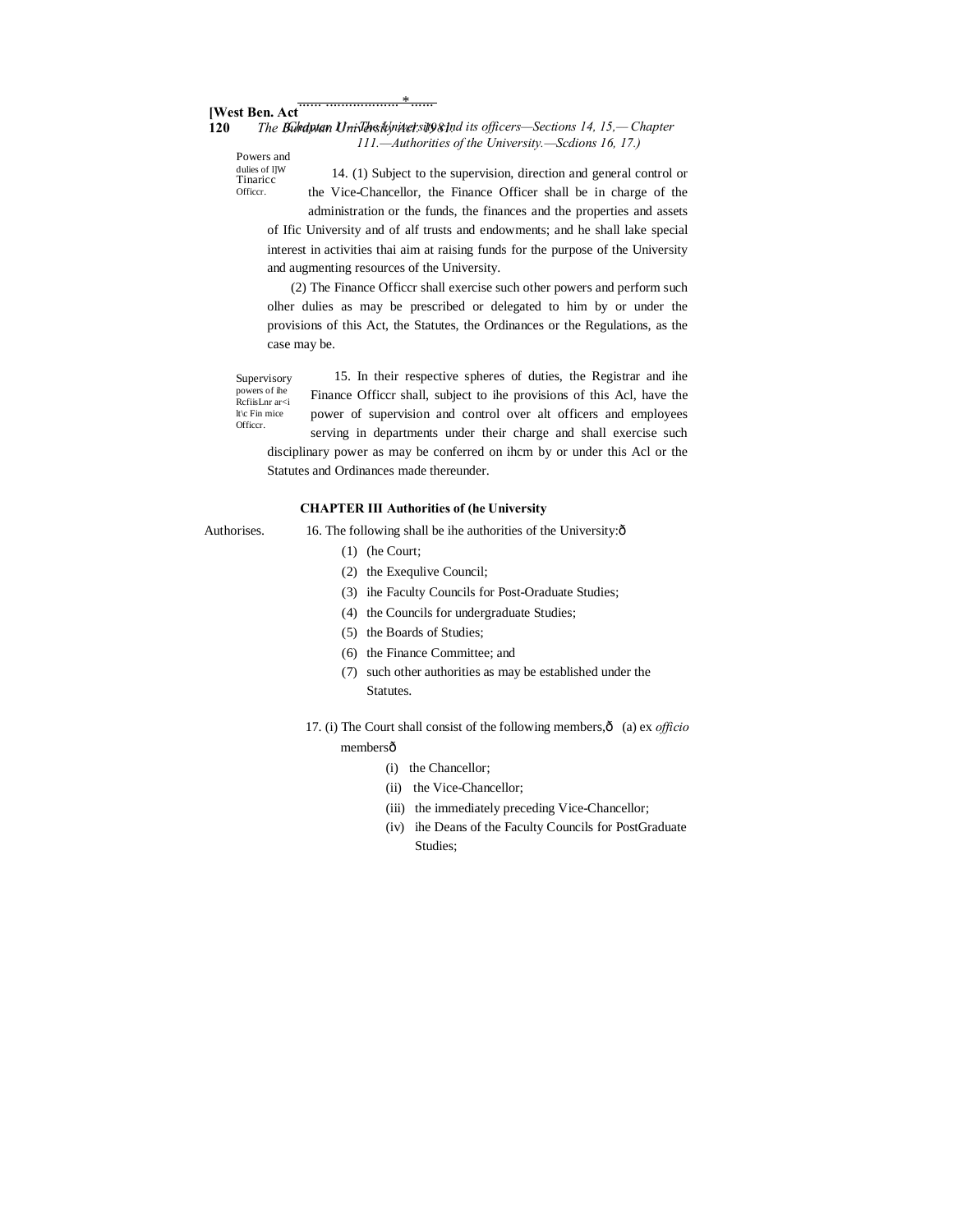Powers and duties of the Finance Officer.

14. (1) Subject to the supervision, direction and general control or the Vice-Chancellor, the Finance Officer shall be in charge of the administration or the funds, the finances and the properties and assets of Ific University and of alf trusts and endowments; and he shall lake special interest in activities thai aim at raising funds for the purpose of the University and augmenting resources of the University.

(2) The Finance Officcr shall exercise such other powers and perform such olher dulies as may be prescribed or delegated to him by or under the provisions of this Act, the Statutes, the Ordinances or the Regulations, as the case may be.

Supervisory powers of ihe RcfiisLnr ar<i lt\c Fin mice Officcr.

15. In their respective spheres of duties, the Registrar and ihe Finance Officcr shall, subject to ihe provisions of this Acl, have the power of supervision and control over alt officers and employees serving in departments under their charge and shall exercise such disciplinary power as may be conferred on ihcm by or under this Acl or the Statutes and Ordinances made thereunder.

## CHAPTER III Authorities of (he University

Authorises.

16. The following shall be ihe authorities of the University:—

(1) (he Court;

(2) the Exequlive Council;

(3) ihe Faculty Councils for Post-Oraduate Studies;

(4) the Councils for undergraduate Studies;

(5) the Boards of Studies;

(6) the Finance Committee; and

(7) such other authorities as may be established under the Statutes.

17. (i) The Court shall consist of the following members,— (a) ex *officio* members—

(i) the Chancellor;

(ii) the Vice-Chancellor;

(iii) the immediately preceding Vice-Chancellor;

(iv) ihe Deans of the Faculty Councils for PostGraduate Studies;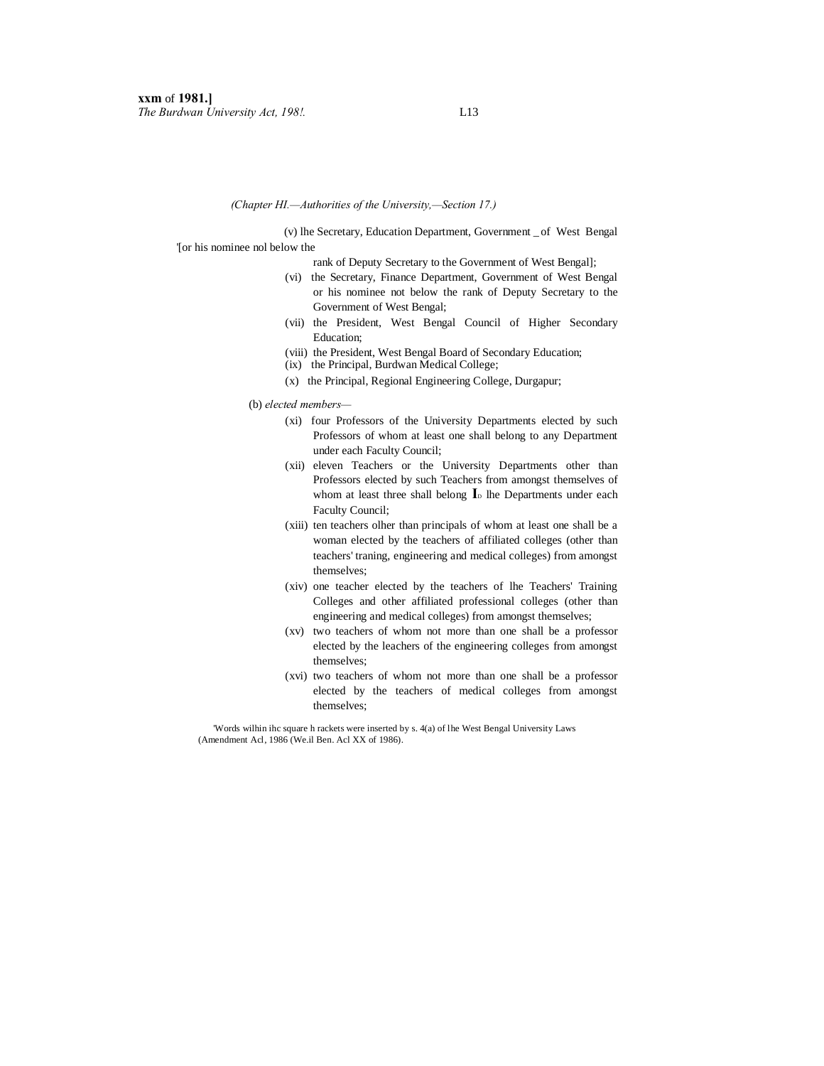*(Chapter HI.—Authorities of the University,—Section 17.)*

(v) lhe Secretary, Education Department, Government _ of West Bengal '[or his nominee nol below the rank of Deputy Secretary to the Government of West Bengal];

(vi) the Secretary, Finance Department, Government of West Bengal or his nominee not below the rank of Deputy Secretary to the Government of West Bengal;

(vii) the President, West Bengal Council of Higher Secondary Education;

(viii) the President, West Bengal Board of Secondary Education;

(ix) the Principal, Burdwan Medical College;

(x) the Principal, Regional Engineering College, Durgapur;

(b) *elected members*—

(xi) four Professors of the University Departments elected by such Professors of whom at least one shall belong to any Department under each Faculty Council;

(xii) eleven Teachers or the University Departments other than Professors elected by such Teachers from amongst themselves of whom at least three shall belong ID lhe Departments under each Faculty Council;

(xiii) ten teachers olher than principals of whom at least one shall be a woman elected by the teachers of affiliated colleges (other than teachers' traning, engineering and medical colleges) from amongst themselves;

(xiv) one teacher elected by the teachers of lhe Teachers' Training Colleges and other affiliated professional colleges (other than engineering and medical colleges) from amongst themselves;

(xv) two teachers of whom not more than one shall be a professor elected by the leachers of the engineering colleges from amongst themselves;

(xvi) two teachers of whom not more than one shall be a professor elected by the teachers of medical colleges from amongst themselves;

'Words wilhin ihc square h rackets were inserted by s. 4(a) of lhe West Bengal University Laws (Amendment Acl, 1986 (We.il Ben. Acl XX of 1986).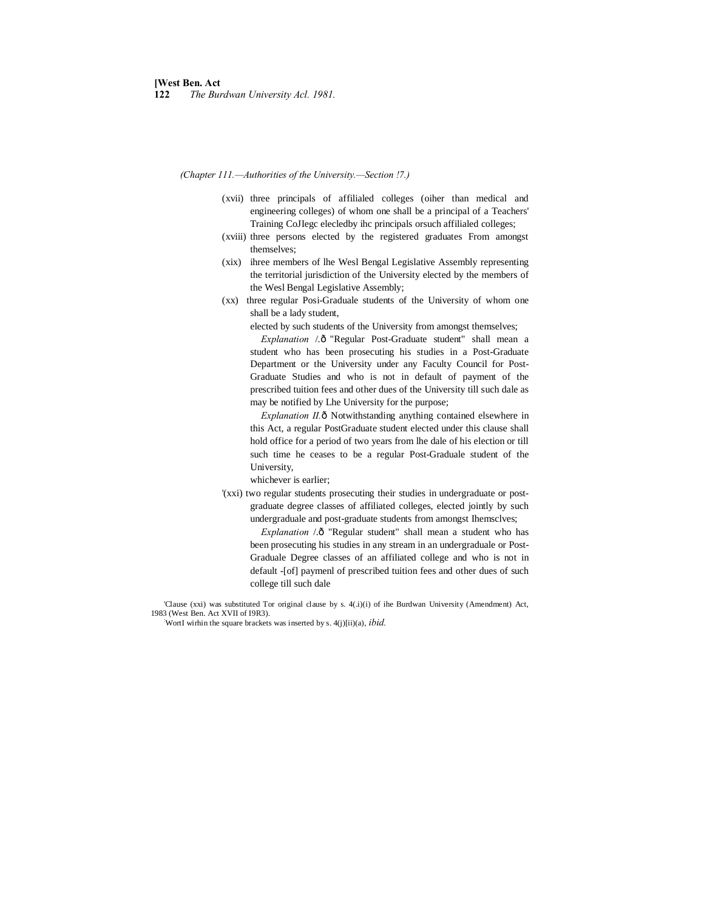*(Chapter 111.—Authorities of the University.—Section !7.)*

(xvii) three principals of affilialed colleges (oiher than medical and engineering colleges) of whom one shall be a principal of a Teachers' Training CoJIegc elecledby ihc principals orsuch affilialed colleges;

(xviii) three persons elected by the registered graduates From amongst themselves;

(xix) ihree members of lhe Wesl Bengal Legislative Assembly representing the territorial jurisdiction of the University elected by the members of the Wesl Bengal Legislative Assembly;

(xx) three regular Posi-Graduale students of the University of whom one shall be a lady student,

elected by such students of the University from amongst themselves;

*Explanation* /.ð "Regular Post-Graduate student" shall mean a student who has been prosecuting his studies in a Post-Graduate Department or the University under any Faculty Council for Post-Graduate Studies and who is not in default of payment of the prescribed tuition fees and other dues of the University till such dale as may be notified by Lhe University for the purpose;

*Explanation II.*ð Notwithstanding anything contained elsewhere in this Act, a regular PostGraduate student elected under this clause shall hold office for a period of two years from lhe dale of his election or till such time he ceases to be a regular Post-Graduale student of the University,

whichever is earlier;

'(xxi) two regular students prosecuting their studies in undergraduate or post-graduate degree classes of affiliated colleges, elected jointly by such undergraduale and post-graduate students from amongst Ihemsclves;

*Explanation* /.ð "Regular student" shall mean a student who has been prosecuting his studies in any stream in an undergraduale or Post-Graduale Degree classes of an affiliated college and who is not in default -[of] paymenl of prescribed tuition fees and other dues of such college till such dale

'Clause (xxi) was substituted Tor original clause by s. 4(.i)(i) of ihe Burdwan University (Amendment) Act, 1983 (West Ben. Act XVII of I9R3).

:WortI wirhin the square brackets was inserted by s. 4(j)[ii)(a), *ibid.*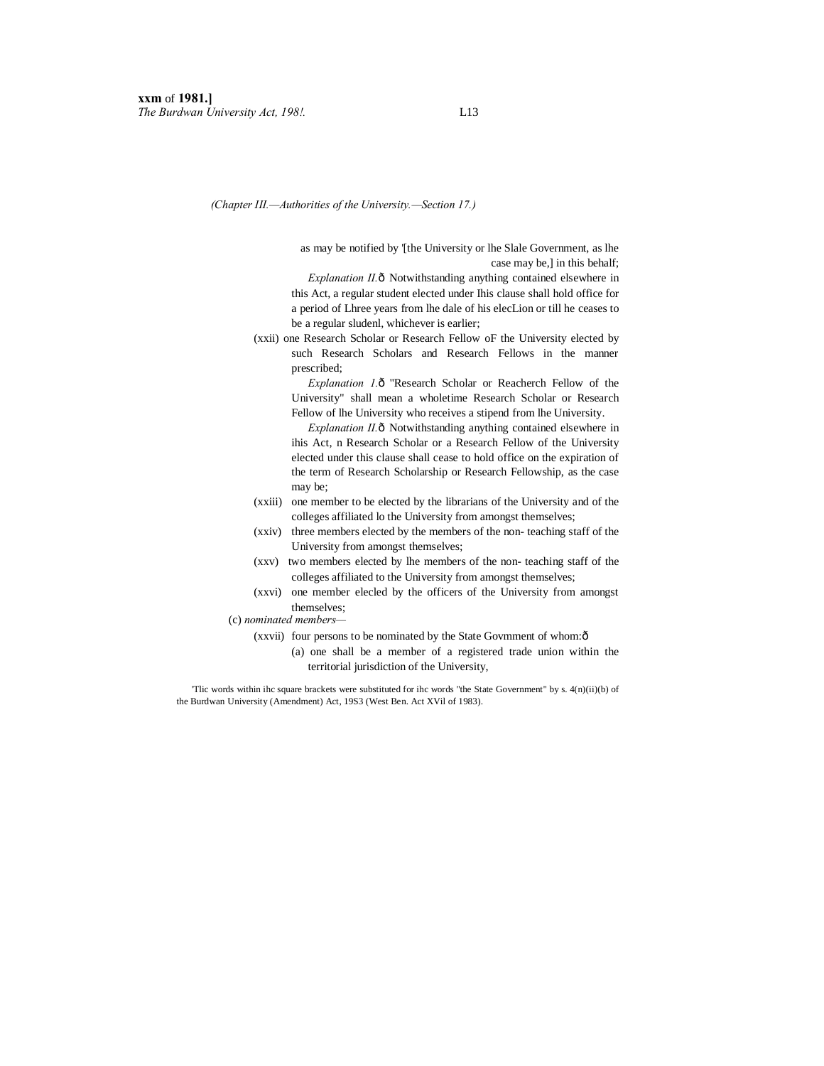*(Chapter III.—Authorities of the University.—Section 17.)*

as may be notified by '[the University or lhe Slale Government, as lhe case may be,] in this behalf;

*Explanation II.*ô Notwithstanding anything contained elsewhere in this Act, a regular student elected under Ihis clause shall hold office for a period of Lhree years from lhe dale of his elecLion or till he ceases to be a regular sludenl, whichever is earlier;

(xxii) one Research Scholar or Research Fellow oF the University elected by such Research Scholars and Research Fellows in the manner prescribed;

*Explanation 1.*ô "Research Scholar or Reacherch Fellow of the University" shall mean a wholetime Research Scholar or Research Fellow of lhe University who receives a stipend from lhe University.

*Explanation II.*ô Notwithstanding anything contained elsewhere in ihis Act, n Research Scholar or a Research Fellow of the University elected under this clause shall cease to hold office on the expiration of the term of Research Scholarship or Research Fellowship, as the case may be;

(xxiii) one member to be elected by the librarians of the University and of the colleges affiliated lo the University from amongst themselves;

(xxiv) three members elected by the members of the non- teaching staff of the University from amongst themselves;

(xxv) two members elected by lhe members of the non- teaching staff of the colleges affiliated to the University from amongst themselves;

(xxvi) one member elecled by the officers of the University from amongst themselves;

(c) *nominated members*—

(xxvii) four persons to be nominated by the State Govmment of whom:ô

(a) one shall be a member of a registered trade union within the territorial jurisdiction of the University,

'Tlic words within ihc square brackets were substituted for ihc words "the State Government" by s. 4(n)(ii)(b) of the Burdwan University (Amendment) Act, 19S3 (West Ben. Act XVil of 1983).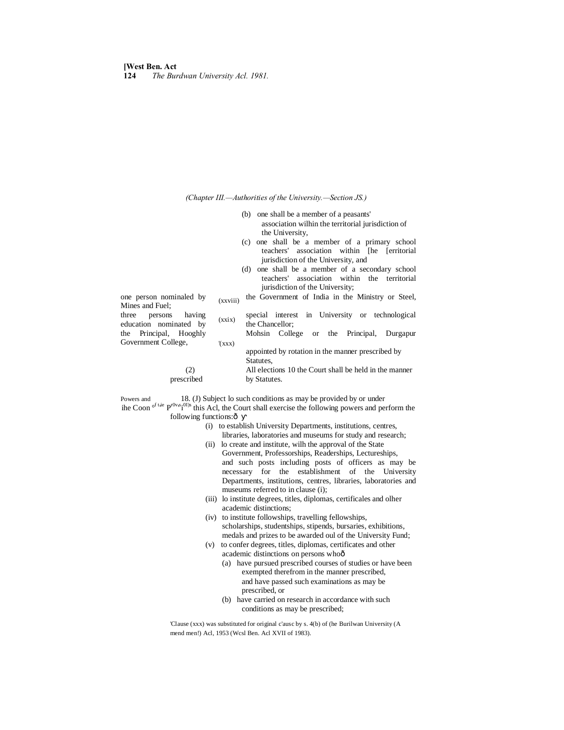*(Chapter III.—Authorities of the University.—Section JS.)*

(b) one shall be a member of a peasants' association wilhin the territorial jurisdiction of the University,

(c) one shall be a member of a primary school teachers' association within [he [erritorial jurisdiction of the University, and

(d) one shall be a member of a secondary school teachers' association within the territorial jurisdiction of the University;

(xxviii) one person nominaled by the Government of India in the Ministry or Steel, Mines and Fuel;

(xxix) three persons having special interest in University or technological education nominated by the Chancellor;

'(xxx) the Principal, Hooghly Mohsin College or the Principal, Durgapur Government College, appointed by rotation in the manner prescribed by Statutes,

(2) All elections 10 the Court shall be held in the manner prescribed by Statutes.

Powers and ihe Coon of the provisions

18. (J) Subject lo such conditions as may be provided by or under this Acl, the Court shall exercise the following powers and perform the following functions:—

(i) to establish University Departments, institutions, centres, libraries, laboratories and museums for study and research;

(ii) lo create and institute, wilh the approval of the State Government, Professorships, Readerships, Lectureships, and such posts including posts of officers as may be necessary for the establishment of the University Departments, institutions, centres, libraries, laboratories and museums referred to in clause (i);

(iii) lo institute degrees, titles, diplomas, certificales and olher academic distinctions;

(iv) to institute followships, travelling fellowships, scholarships, studentships, stipends, bursaries, exhibitions, medals and prizes to be awarded oul of the University Fund;

(v) to confer degrees, titles, diplomas, certificates and other academic distinctions on persons who—

(a) have pursued prescribed courses of studies or have been exempted therefrom in the manner prescribed, and have passed such examinations as may be prescribed, or

(b) have carried on research in accordance with such conditions as may be prescribed;

'Clause (xxx) was substituted for original c'ausc by s. 4(b) of (he Burilwan University (A mend men!) Acl, 1953 (Wcsl Ben. Acl XVII of 1983).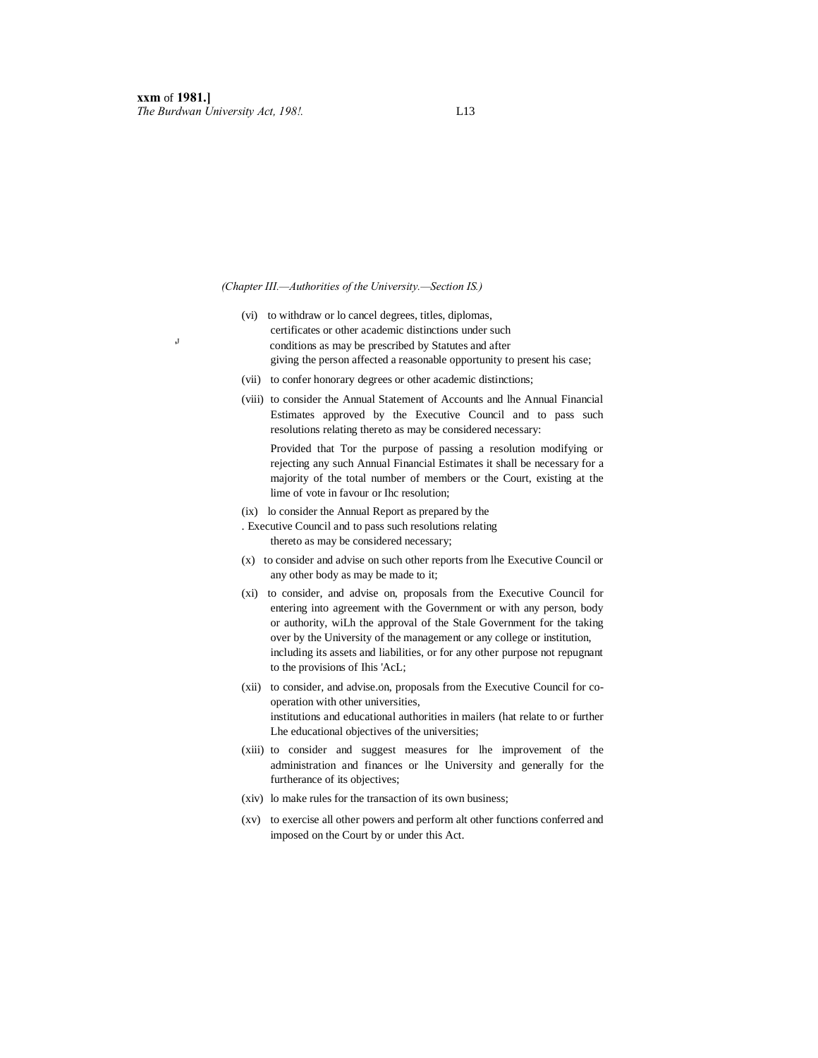*(Chapter III.—Authorities of the University.—Section IS.)*

(vi) to withdraw or lo cancel degrees, titles, diplomas, certificates or other academic distinctions under such conditions as may be prescribed by Statutes and after giving the person affected a reasonable opportunity to present his case;

(vii) to confer honorary degrees or other academic distinctions;

(viii) to consider the Annual Statement of Accounts and lhe Annual Financial Estimates approved by the Executive Council and to pass such resolutions relating thereto as may be considered necessary:

Provided that Tor the purpose of passing a resolution modifying or rejecting any such Annual Financial Estimates it shall be necessary for a majority of the total number of members or the Court, existing at the lime of vote in favour or Ihc resolution;

(ix) lo consider the Annual Report as prepared by the Executive Council and to pass such resolutions relating thereto as may be considered necessary;

(x) to consider and advise on such other reports from lhe Executive Council or any other body as may be made to it;

(xi) to consider, and advise on, proposals from the Executive Council for entering into agreement with the Government or with any person, body or authority, wiLh the approval of the Stale Government for the taking over by the University of the management or any college or institution, including its assets and liabilities, or for any other purpose not repugnant to the provisions of Ihis 'AcL;

(xii) to consider, and advise.on, proposals from the Executive Council for co-operation with other universities, institutions and educational authorities in mailers (hat relate to or further Lhe educational objectives of the universities;

(xiii) to consider and suggest measures for lhe improvement of the administration and finances or lhe University and generally for the furtherance of its objectives;

(xiv) lo make rules for the transaction of its own business;

(xv) to exercise all other powers and perform alt other functions conferred and imposed on the Court by or under this Act.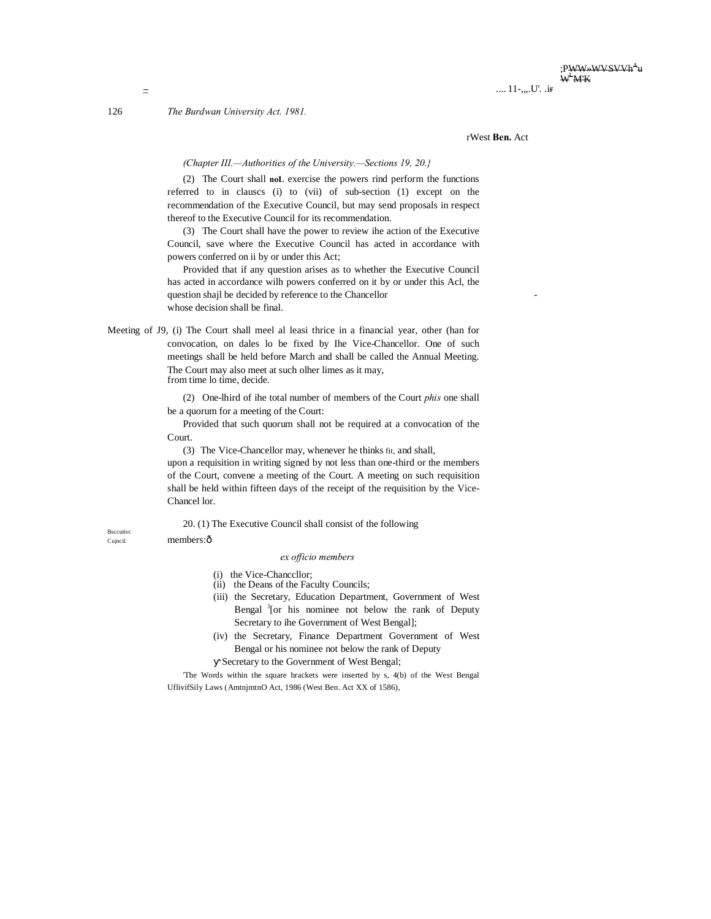[West Ben. Act

*(Chapter III.—Authorities of the University.—Sections 19, 20.)*

(2) The Court shall **noL** exercise the powers rind perform the functions referred to in clauscs (i) to (vii) of sub-section (1) except on the recommendation of the Executive Council, but may send proposals in respect thereof to the Executive Council for its recommendation.

(3) The Court shall have the power to review ihe action of the Executive Council, save where the Executive Council has acted in accordance with powers conferred on ii by or under this Act;

Provided that if any question arises as to whether the Executive Council has acted in accordance wilh powers conferred on it by or under this Acl, the question shajl be decided by reference to the Chancellor whose decision shall be final.

Meeting of J9, (i) The Court shall meel al leasi thrice in a financial year, other (han for convocation, on dales lo be fixed by Ihe Vice-Chancellor. One of such meetings shall be held before March and shall be called the Annual Meeting. The Court may also meet at such olher limes as it may, from time lo time, decide.

(2) One-lhird of ihe total number of members of the Court *phis* one shall be a quorum for a meeting of the Court:

Provided that such quorum shall not be required at a convocation of the Court.

(3) The Vice-Chancellor may, whenever he thinks fit, and shall, upon a requisition in writing signed by not less than one-third or the members of the Court, convene a meeting of the Court. A meeting on such requisition shall be held within fifteen days of the receipt of the requisition by the Vice-Chancel lor.

Bsccutivc Cujncil.

20. (1) The Executive Council shall consist of the following members:—

*ex officio members*

(i) the Vice-Chanccllor;
(ii) the Deans of the Faculty Councils;
(iii) the Secretary, Education Department, Government of West Bengal [1][or his nominee not below the rank of Deputy Secretary to ihe Government of West Bengal];
(iv) the Secretary, Finance Department Government of West Bengal or his nominee not below the rank of Deputy Secretary to the Government of West Bengal;

[1]The Words within the square brackets were inserted by s, 4(b) of the West Bengal UflivifSily Laws (AmtnjmtnO Act, 1986 (West Ben. Act XX of 1586),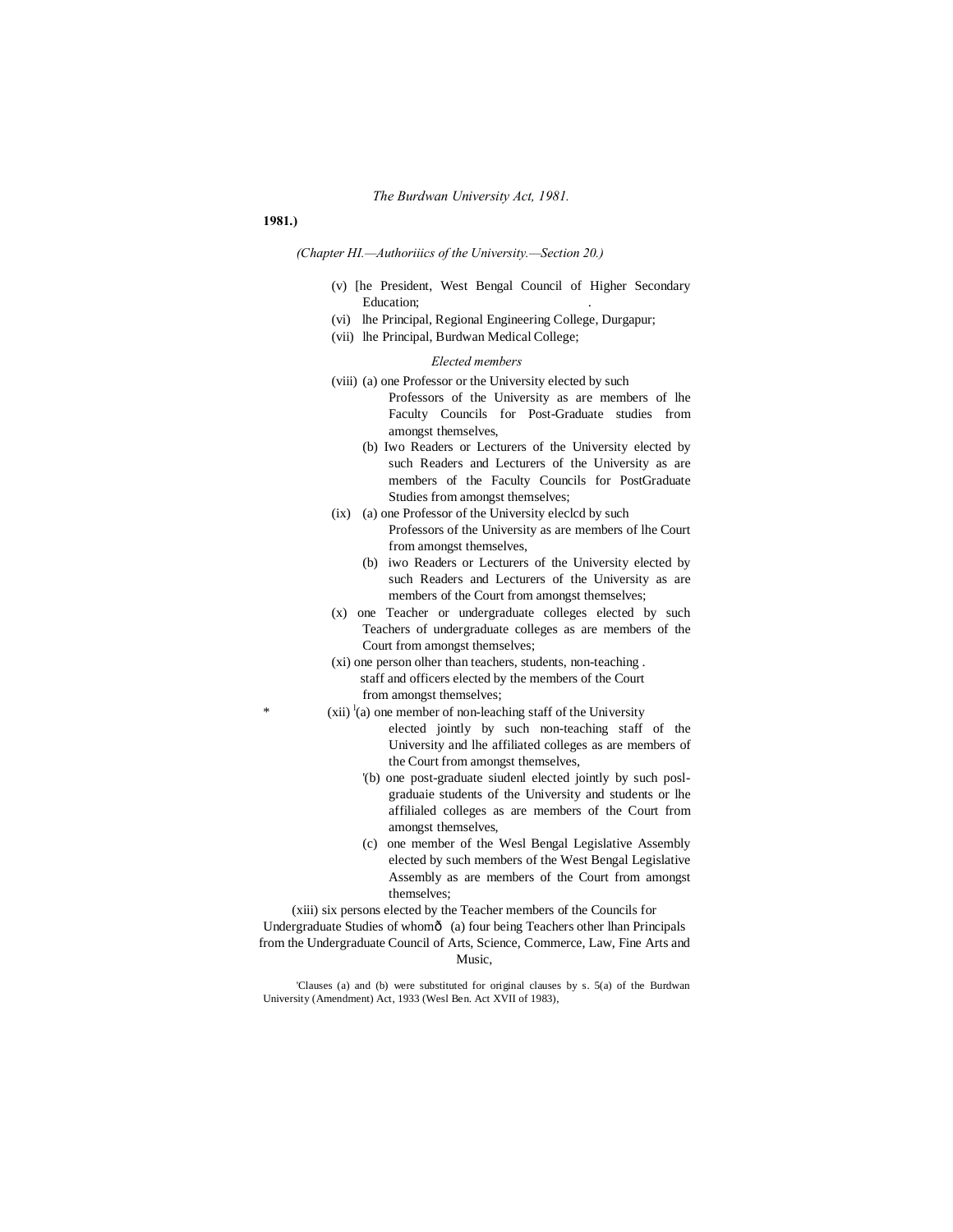(Chapter HI.—Authoriiics of the University.—Section 20.)

(v) [he President, West Bengal Council of Higher Secondary Education;

(vi) lhe Principal, Regional Engineering College, Durgapur;

(vii) lhe Principal, Burdwan Medical College;

*Elected members*

(viii) (a) one Professor or the University elected by such Professors of the University as are members of lhe Faculty Councils for Post-Graduate studies from amongst themselves,

(b) Iwo Readers or Lecturers of the University elected by such Readers and Lecturers of the University as are members of the Faculty Councils for PostGraduate Studies from amongst themselves;

(ix) (a) one Professor of the University eleclcd by such Professors of the University as are members of lhe Court from amongst themselves,

(b) iwo Readers or Lecturers of the University elected by such Readers and Lecturers of the University as are members of the Court from amongst themselves;

(x) one Teacher or undergraduate colleges elected by such Teachers of undergraduate colleges as are members of the Court from amongst themselves;

(xi) one person olher than teachers, students, non-teaching staff and officers elected by the members of the Court from amongst themselves;

* (xii) [1](a) one member of non-leaching staff of the University elected jointly by such non-teaching staff of the University and lhe affiliated colleges as are members of the Court from amongst themselves,

[1](b) one post-graduate siudenl elected jointly by such posl-graduaie students of the University and students or lhe affilialed colleges as are members of the Court from amongst themselves,

(c) one member of the Wesl Bengal Legislative Assembly elected by such members of the West Bengal Legislative Assembly as are members of the Court from amongst themselves;

(xiii) six persons elected by the Teacher members of the Councils for Undergraduate Studies of whomô (a) four being Teachers other lhan Principals from the Undergraduate Council of Arts, Science, Commerce, Law, Fine Arts and Music,

[1]Clauses (a) and (b) were substituted for original clauses by s. 5(a) of the Burdwan University (Amendment) Act, 1933 (Wesl Ben. Act XVII of 1983),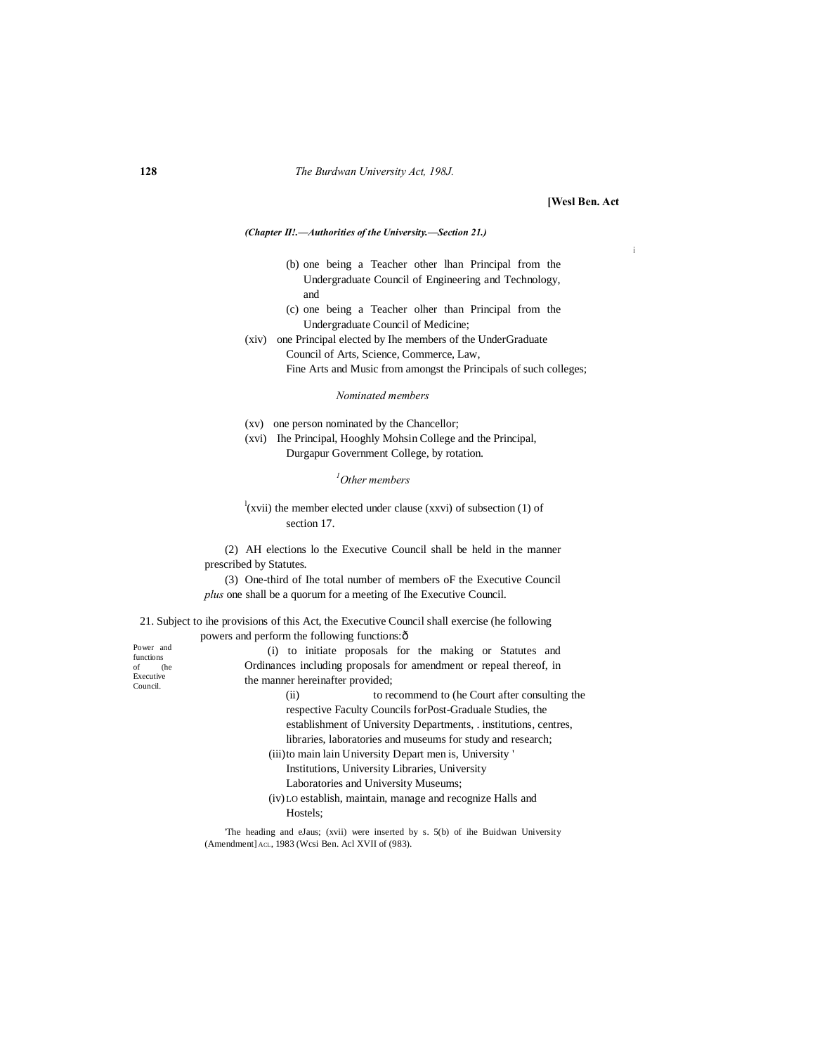*(Chapter II!.—Authorities of the University.—Section 21.)*

(b) one being a Teacher other lhan Principal from the Undergraduate Council of Engineering and Technology, and

(c) one being a Teacher olher than Principal from the Undergraduate Council of Medicine;

(xiv) one Principal elected by Ihe members of the UnderGraduate Council of Arts, Science, Commerce, Law, Fine Arts and Music from amongst the Principals of such colleges;

*Nominated members*

(xv) one person nominated by the Chancellor;

(xvi) Ihe Principal, Hooghly Mohsin College and the Principal, Durgapur Government College, by rotation.

[1]*Other members*

[1](xvii) the member elected under clause (xxvi) of subsection (1) of section 17.

(2) AH elections lo the Executive Council shall be held in the manner prescribed by Statutes.

(3) One-third of Ihe total number of members oF the Executive Council *plus* one shall be a quorum for a meeting of Ihe Executive Council.

Power and functions of (he Executive Council.

21. Subject to ihe provisions of this Act, the Executive Council shall exercise (he following powers and perform the following functions:—

(i) to initiate proposals for the making or Statutes and Ordinances including proposals for amendment or repeal thereof, in the manner hereinafter provided;

(ii) to recommend to (he Court after consulting the respective Faculty Councils forPost-Graduale Studies, the establishment of University Departments, . institutions, centres, libraries, laboratories and museums for study and research;

(iii) to main lain University Depart men is, University ' Institutions, University Libraries, University Laboratories and University Museums;

(iv) LO establish, maintain, manage and recognize Halls and Hostels;

[1]The heading and eJaus; (xvii) were inserted by s. 5(b) of ihe Buidwan University (Amendment] ACL, 1983 (Wcsi Ben. Acl XVII of (983).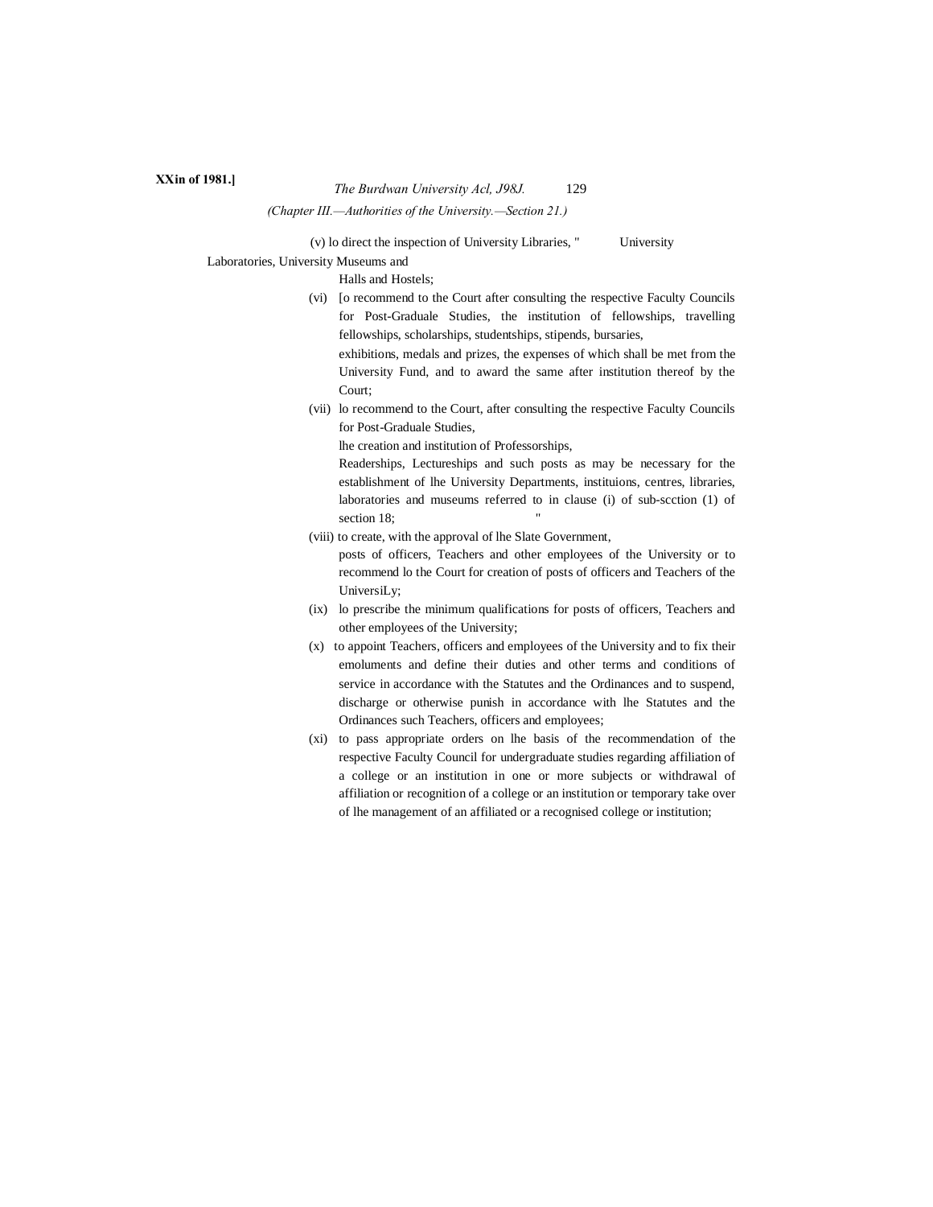(v) lo direct the inspection of University Libraries, " University Laboratories, University Museums and Halls and Hostels;

(vi) [o recommend to the Court after consulting the respective Faculty Councils for Post-Graduale Studies, the institution of fellowships, travelling fellowships, scholarships, studentships, stipends, bursaries, exhibitions, medals and prizes, the expenses of which shall be met from the University Fund, and to award the same after institution thereof by the Court;

(vii) lo recommend to the Court, after consulting the respective Faculty Councils for Post-Graduale Studies, lhe creation and institution of Professorships, Readerships, Lectureships and such posts as may be necessary for the establishment of lhe University Departments, instituions, centres, libraries, laboratories and museums referred to in clause (i) of sub-scction (1) of section 18; "

(viii) to create, with the approval of lhe Slate Government, posts of officers, Teachers and other employees of the University or to recommend lo the Court for creation of posts of officers and Teachers of the UniversiLy;

(ix) lo prescribe the minimum qualifications for posts of officers, Teachers and other employees of the University;

(x) to appoint Teachers, officers and employees of the University and to fix their emoluments and define their duties and other terms and conditions of service in accordance with the Statutes and the Ordinances and to suspend, discharge or otherwise punish in accordance with lhe Statutes and the Ordinances such Teachers, officers and employees;

(xi) to pass appropriate orders on lhe basis of the recommendation of the respective Faculty Council for undergraduate studies regarding affiliation of a college or an institution in one or more subjects or withdrawal of affiliation or recognition of a college or an institution or temporary take over of lhe management of an affiliated or a recognised college or institution;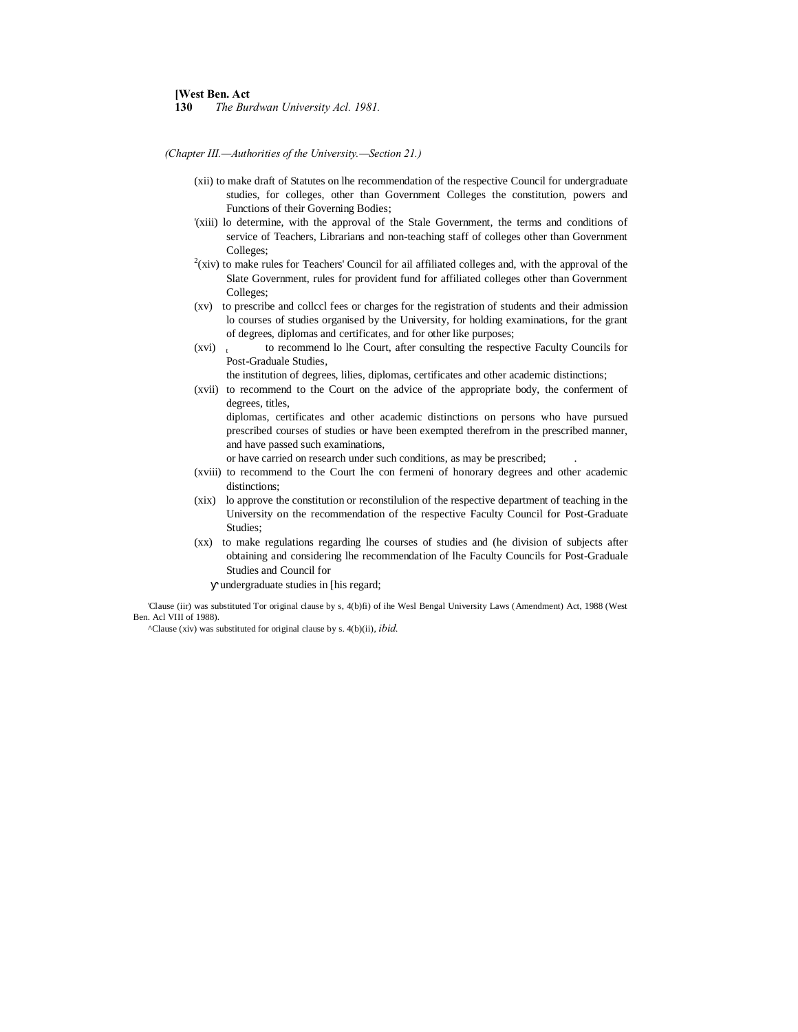(Chapter III.—Authorities of the University.—Section 21.)

(xii) to make draft of Statutes on lhe recommendation of the respective Council for undergraduate studies, for colleges, other than Government Colleges the constitution, powers and Functions of their Governing Bodies;

[1](xiii) lo determine, with the approval of the Stale Government, the terms and conditions of service of Teachers, Librarians and non-teaching staff of colleges other than Government Colleges;

[2](xiv) to make rules for Teachers' Council for ail affiliated colleges and, with the approval of the Slate Government, rules for provident fund for affiliated colleges other than Government Colleges;

(xv) to prescribe and collccl fees or charges for the registration of students and their admission lo courses of studies organised by the University, for holding examinations, for the grant of degrees, diplomas and certificates, and for other like purposes;

(xvi) to recommend lo lhe Court, after consulting the respective Faculty Councils for Post-Graduale Studies,

the institution of degrees, lilies, diplomas, certificates and other academic distinctions;

(xvii) to recommend to the Court on the advice of the appropriate body, the conferment of degrees, titles,

diplomas, certificates and other academic distinctions on persons who have pursued prescribed courses of studies or have been exempted therefrom in the prescribed manner, and have passed such examinations,

or have carried on research under such conditions, as may be prescribed;

(xviii) to recommend to the Court lhe con fermeni of honorary degrees and other academic distinctions;

(xix) lo approve the constitution or reconstilulion of the respective department of teaching in the University on the recommendation of the respective Faculty Council for Post-Graduate Studies;

(xx) to make regulations regarding lhe courses of studies and (he division of subjects after obtaining and considering lhe recommendation of lhe Faculty Councils for Post-Graduale Studies and Council for

undergraduate studies in [his regard;

[1]Clause (iir) was substituted Tor original clause by s, 4(b)fi) of ihe Wesl Bengal University Laws (Amendment) Act, 1988 (West Ben. Acl VIII of 1988).

[2]Clause (xiv) was substituted for original clause by s. 4(b)(ii), *ibid.*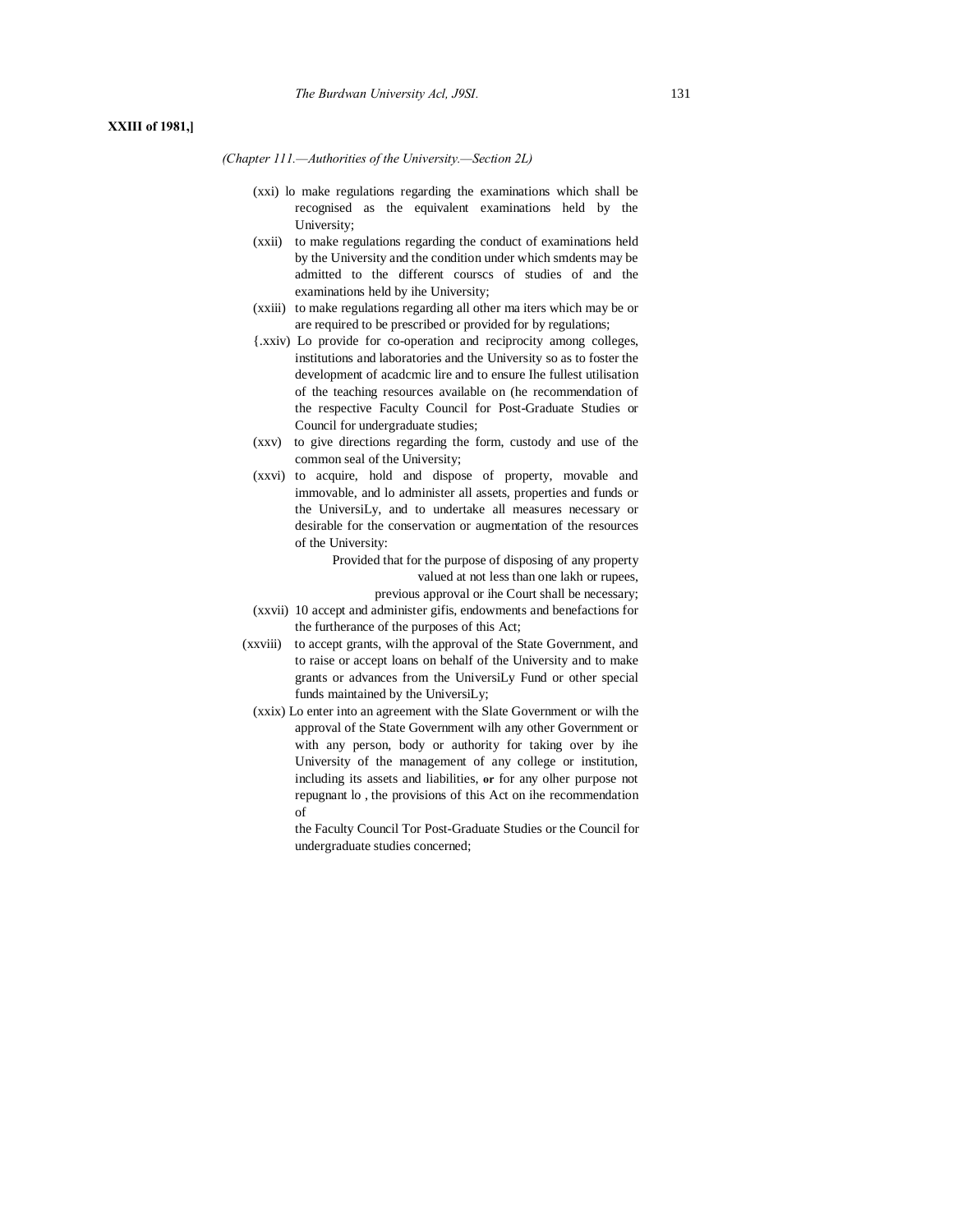**XXIII of 1981,]**

*(Chapter 111.—Authorities of the University.—Section 2L)*

(xxi) lo make regulations regarding the examinations which shall be recognised as the equivalent examinations held by the University;

(xxii) to make regulations regarding the conduct of examinations held by the University and the condition under which smdents may be admitted to the different courscs of studies of and the examinations held by ihe University;

(xxiii) to make regulations regarding all other ma iters which may be or are required to be prescribed or provided for by regulations;

{.xxiv) Lo provide for co-operation and reciprocity among colleges, institutions and laboratories and the University so as to foster the development of acadcmic lire and to ensure Ihe fullest utilisation of the teaching resources available on (he recommendation of the respective Faculty Council for Post-Graduate Studies or Council for undergraduate studies;

(xxv) to give directions regarding the form, custody and use of the common seal of the University;

(xxvi) to acquire, hold and dispose of property, movable and immovable, and lo administer all assets, properties and funds or the UniversiLy, and to undertake all measures necessary or desirable for the conservation or augmentation of the resources of the University:

Provided that for the purpose of disposing of any property valued at not less than one lakh or rupees, previous approval or ihe Court shall be necessary;

(xxvii) 10 accept and administer gifis, endowments and benefactions for the furtherance of the purposes of this Act;

(xxviii) to accept grants, wilh the approval of the State Government, and to raise or accept loans on behalf of the University and to make grants or advances from the UniversiLy Fund or other special funds maintained by the UniversiLy;

(xxix) Lo enter into an agreement with the Slate Government or wilh the approval of the State Government wilh any other Government or with any person, body or authority for taking over by ihe University of the management of any college or institution, including its assets and liabilities, **or** for any olher purpose not repugnant lo , the provisions of this Act on ihe recommendation of the Faculty Council Tor Post-Graduate Studies or the Council for undergraduate studies concerned;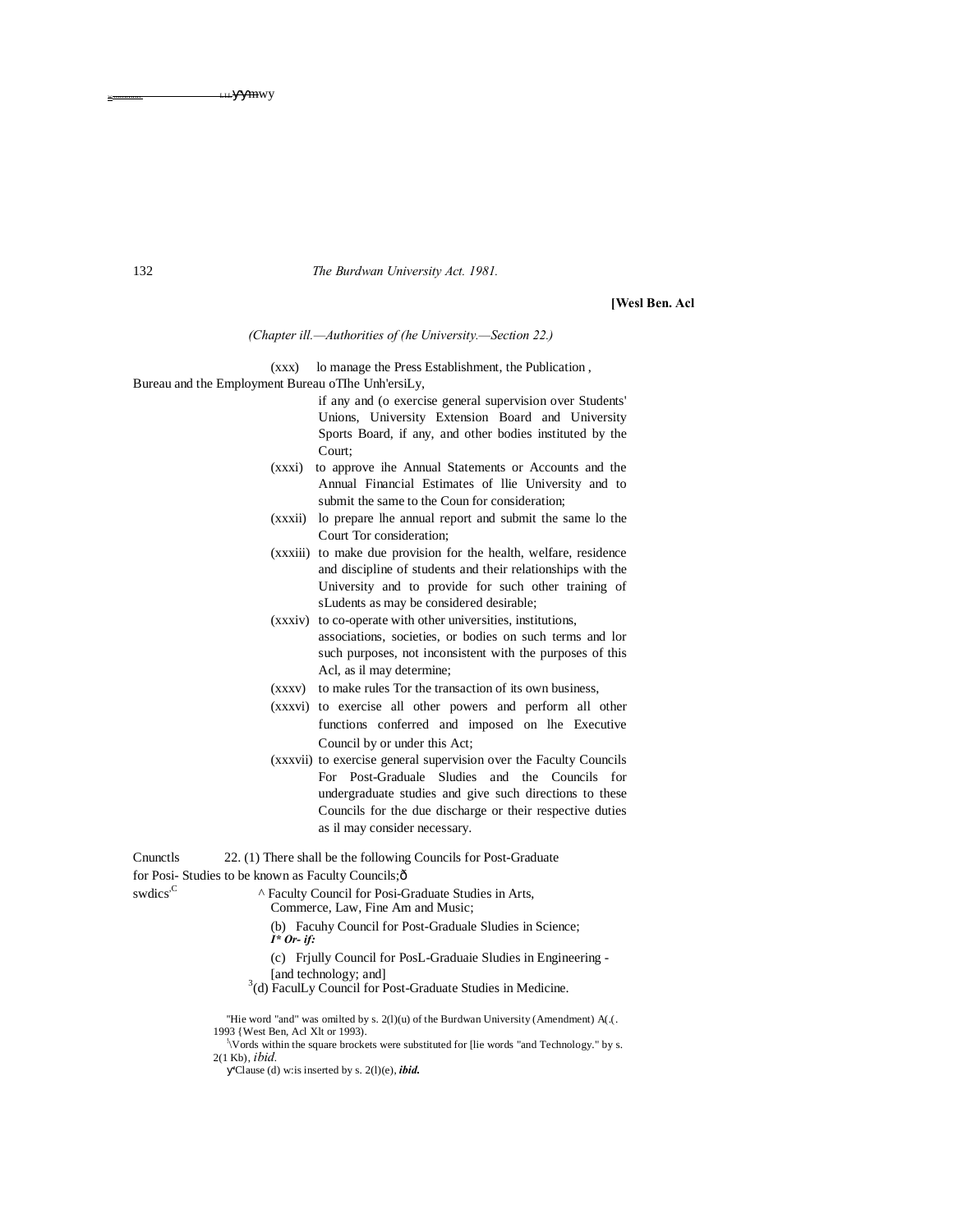*(Chapter ill.—Authorities of (he University.—Section 22.)*

(xxx) lo manage the Press Establishment, the Publication , Bureau and the Employment Bureau oTlhe Unh'ersiLy, if any and (o exercise general supervision over Students' Unions, University Extension Board and University Sports Board, if any, and other bodies instituted by the Court;

(xxxi) to approve ihe Annual Statements or Accounts and the Annual Financial Estimates of llie University and to submit the same to the Coun for consideration;

(xxxii) lo prepare lhe annual report and submit the same lo the Court Tor consideration;

(xxxiii) to make due provision for the health, welfare, residence and discipline of students and their relationships with the University and to provide for such other training of sLudents as may be considered desirable;

(xxxiv) to co-operate with other universities, institutions, associations, societies, or bodies on such terms and lor such purposes, not inconsistent with the purposes of this Acl, as il may determine;

(xxxv) to make rules Tor the transaction of its own business,

(xxxvi) to exercise all other powers and perform all other functions conferred and imposed on lhe Executive Council by or under this Act;

(xxxvii) to exercise general supervision over the Faculty Councils For Post-Graduale Sludies and the Councils for undergraduate studies and give such directions to these Councils for the due discharge or their respective duties as il may consider necessary.

Cnunctls for Posi- swdics.

22. (1) There shall be the following Councils for Post-Graduate Studies to be known as Faculty Councils;—

^ Faculty Council for Posi-Graduate Studies in Arts, Commerce, Law, Fine Am and Music;

(b) Facuhy Council for Post-Graduale Sludies in Science;
*I\* Or- if:*

(c) Frjully Council for PosL-Graduaie Sludies in Engineering - [and technology; and]

[3](d) FaculLy Council for Post-Graduate Studies in Medicine.

"Hie word "and" was omilted by s. 2(l)(u) of the Burdwan University (Amendment) A(.(. 1993 {West Ben, Acl Xlt or 1993).

[1]Vords within the square brockets were substituted for [lie words "and Technology." by s. 2(1 Kb), *ibid.*

Clause (d) w:is inserted by s. 2(l)(e), ***ibid.***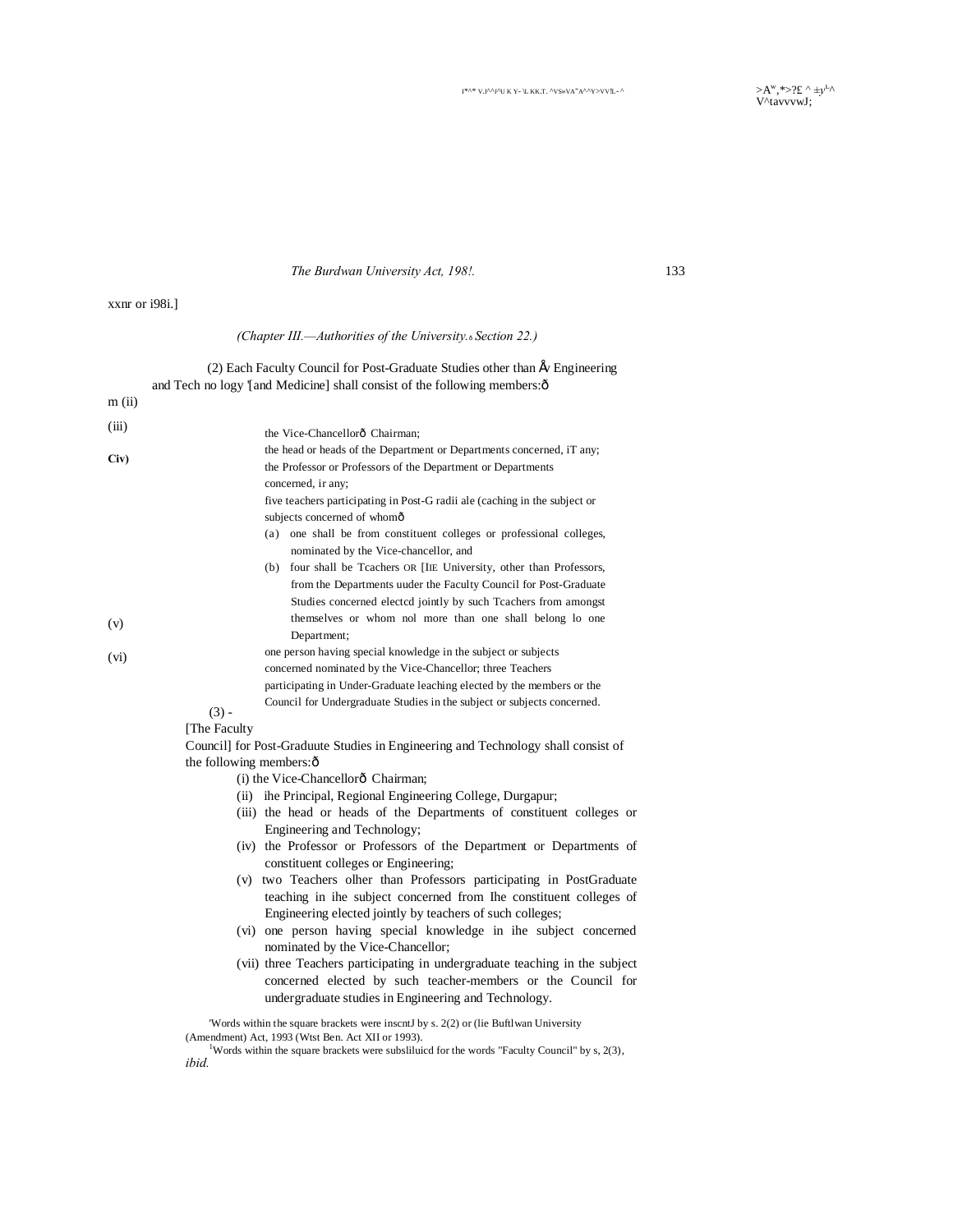(Chapter III.—Authorities of the University.—Section 22.)

(2) Each Faculty Council for Post-Graduate Studies other than [1] Engineering and Tech no logy [1][and Medicine] shall consist of the following members:—

(i) the Vice-Chancellor— Chairman;

(ii) the head or heads of the Department or Departments concerned, iT any;

(iii) the Professor or Professors of the Department or Departments concerned, ir any;

(iv) five teachers participating in Post-G radii ale (caching in the subject or subjects concerned of whom—

(a) one shall be from constituent colleges or professional colleges, nominated by the Vice-chancellor, and

(b) four shall be Tcachers OR [IIE University, other than Professors, from the Departments uuder the Faculty Council for Post-Graduate Studies concerned electcd jointly by such Tcachers from amongst themselves or whom nol more than one shall belong lo one Department;

(v) one person having special knowledge in the subject or subjects concerned nominated by the Vice-Chancellor;

(vi) three Teachers participating in Under-Graduate leaching elected by the members or the Council for Undergraduate Studies in the subject or subjects concerned.

(3) [2][The Faculty Council] for Post-Graduute Studies in Engineering and Technology shall consist of the following members:—

(i) the Vice-Chancellor— Chairman;

(ii) ihe Principal, Regional Engineering College, Durgapur;

(iii) the head or heads of the Departments of constituent colleges or Engineering and Technology;

(iv) the Professor or Professors of the Department or Departments of constituent colleges or Engineering;

(v) two Teachers olher than Professors participating in PostGraduate teaching in ihe subject concerned from Ihe constituent colleges of Engineering elected jointly by teachers of such colleges;

(vi) one person having special knowledge in ihe subject concerned nominated by the Vice-Chancellor;

(vii) three Teachers participating in undergraduate teaching in the subject concerned elected by such teacher-members or the Council for undergraduate studies in Engineering and Technology.

[1]Words within the square brackets were inscntJ by s. 2(2) or (lie Buftlwan University (Amendment) Act, 1993 (Wtst Ben. Act XII or 1993).

[2]Words within the square brackets were subsliluicd for the words "Faculty Council" by s, 2(3), *ibid.*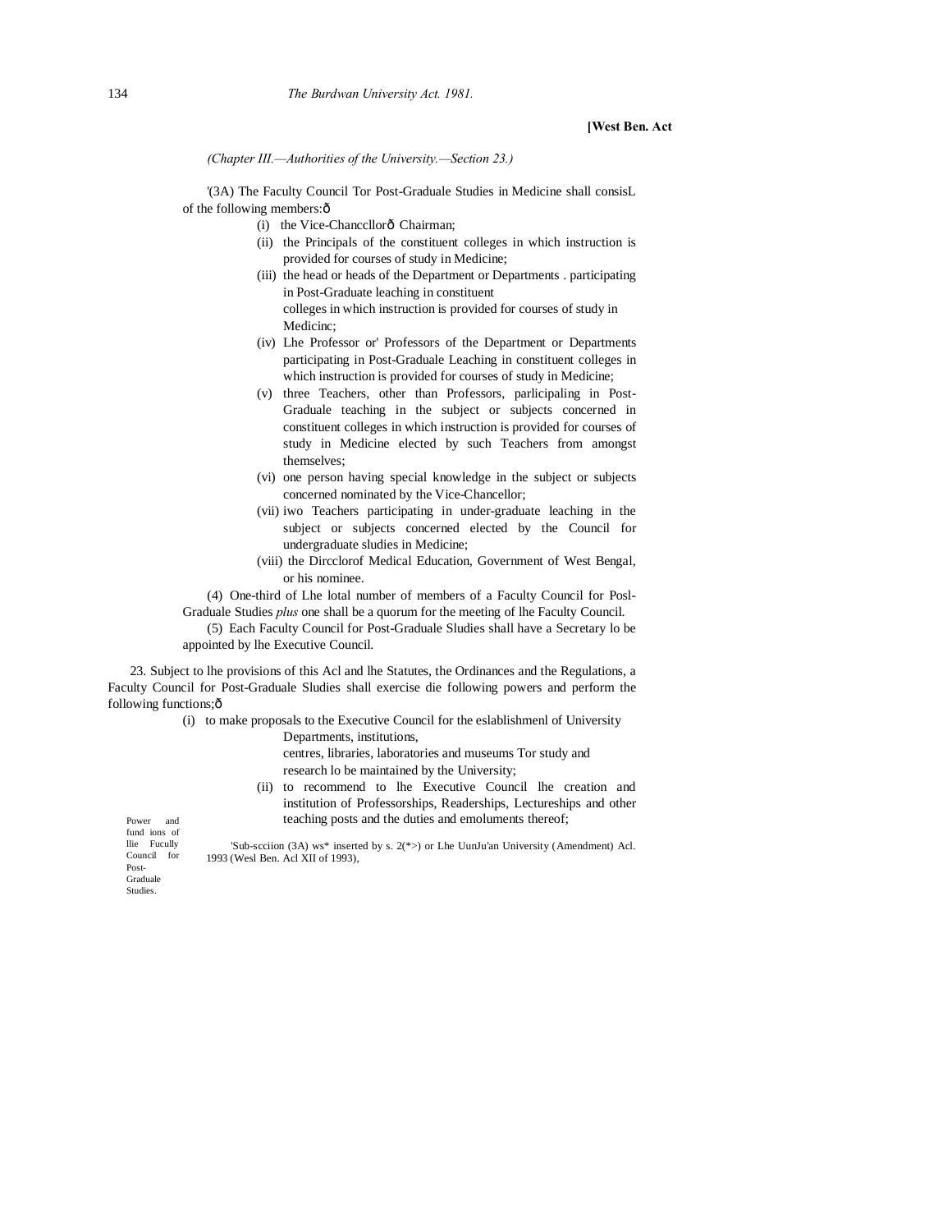**[West Ben. Act**

*(Chapter III.—Authorities of the University.—Section 23.)*

'(3A) The Faculty Council Tor Post-Graduale Studies in Medicine shall consisL of the following members:ô

(i) the Vice-Chancellorô Chairman;

(ii) the Principals of the constituent colleges in which instruction is provided for courses of study in Medicine;

(iii) the head or heads of the Department or Departments . participating in Post-Graduate leaching in constituent colleges in which instruction is provided for courses of study in Medicinc;

(iv) Lhe Professor or' Professors of the Department or Departments participating in Post-Graduale Leaching in constituent colleges in which instruction is provided for courses of study in Medicine;

(v) three Teachers, other than Professors, parlicipaling in Post-Graduale teaching in the subject or subjects concerned in constituent colleges in which instruction is provided for courses of study in Medicine elected by such Teachers from amongst themselves;

(vi) one person having special knowledge in the subject or subjects concerned nominated by the Vice-Chancellor;

(vii) iwo Teachers participating in under-graduate leaching in the subject or subjects concerned elected by the Council for undergraduate sludies in Medicine;

(viii) the Dircclorof Medical Education, Government of West Bengal, or his nominee.

(4) One-third of Lhe lotal number of members of a Faculty Council for Posl-Graduale Studies *plus* one shall be a quorum for the meeting of lhe Faculty Council.

(5) Each Faculty Council for Post-Graduale Sludies shall have a Secretary lo be appointed by lhe Executive Council.

Power and fund ions of llie Fuculty Council for Post-Graduale Studies.

23. Subject to lhe provisions of this Acl and lhe Statutes, the Ordinances and the Regulations, a Faculty Council for Post-Graduale Sludies shall exercise die following powers and perform the following functions;ô

(i) to make proposals to the Executive Council for the eslablishmenl of University Departments, institutions, centres, libraries, laboratories and museums Tor study and research lo be maintained by the University;

(ii) to recommend to lhe Executive Council lhe creation and institution of Professorships, Readerships, Lectureships and other teaching posts and the duties and emoluments thereof;

'Sub-scciion (3A) ws* inserted by s. 2(*>) or Lhe UunJu'an University (Amendment) Acl. 1993 (Wesl Ben. Acl XII of 1993),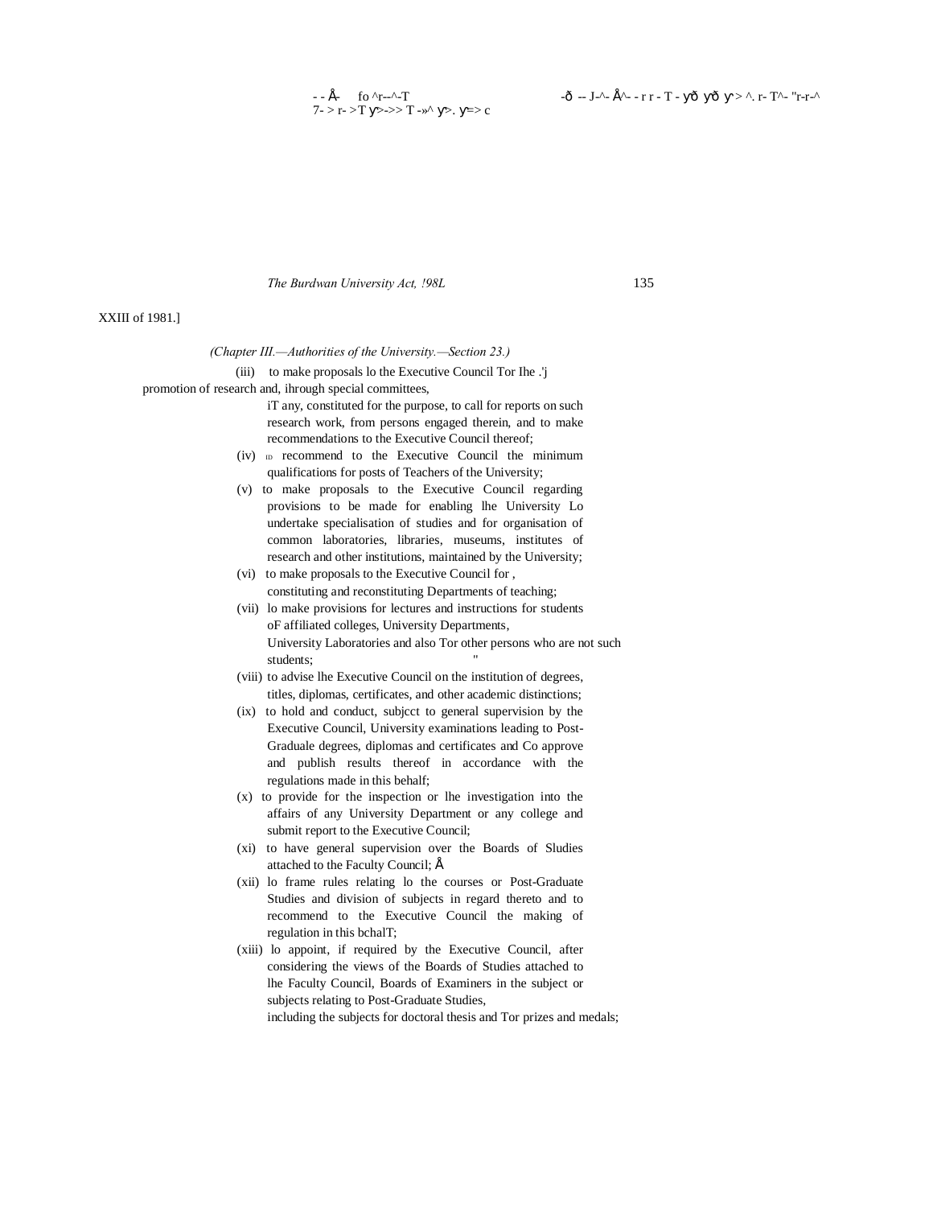XXIII of 1981.]

*(Chapter III.—Authorities of the University.—Section 23.)*

(iii) to make proposals lo the Executive Council Tor Ihe .'j promotion of research and, ihrough special committees, iT any, constituted for the purpose, to call for reports on such research work, from persons engaged therein, and to make recommendations to the Executive Council thereof;

(iv) ID recommend to the Executive Council the minimum qualifications for posts of Teachers of the University;

(v) to make proposals to the Executive Council regarding provisions to be made for enabling lhe University Lo undertake specialisation of studies and for organisation of common laboratories, libraries, museums, institutes of research and other institutions, maintained by the University;

(vi) to make proposals to the Executive Council for , constituting and reconstituting Departments of teaching;

(vii) lo make provisions for lectures and instructions for students oF affiliated colleges, University Departments, University Laboratories and also Tor other persons who are not such students; "

(viii) to advise lhe Executive Council on the institution of degrees, titles, diplomas, certificates, and other academic distinctions;

(ix) to hold and conduct, subjcct to general supervision by the Executive Council, University examinations leading to Post-Graduale degrees, diplomas and certificates and Co approve and publish results thereof in accordance with the regulations made in this behalf;

(x) to provide for the inspection or lhe investigation into the affairs of any University Department or any college and submit report to the Executive Council;

(xi) to have general supervision over the Boards of Sludies attached to the Faculty Council;

(xii) lo frame rules relating lo the courses or Post-Graduate Studies and division of subjects in regard thereto and to recommend to the Executive Council the making of regulation in this bchalT;

(xiii) lo appoint, if required by the Executive Council, after considering the views of the Boards of Studies attached to lhe Faculty Council, Boards of Examiners in the subject or subjects relating to Post-Graduate Studies, including the subjects for doctoral thesis and Tor prizes and medals;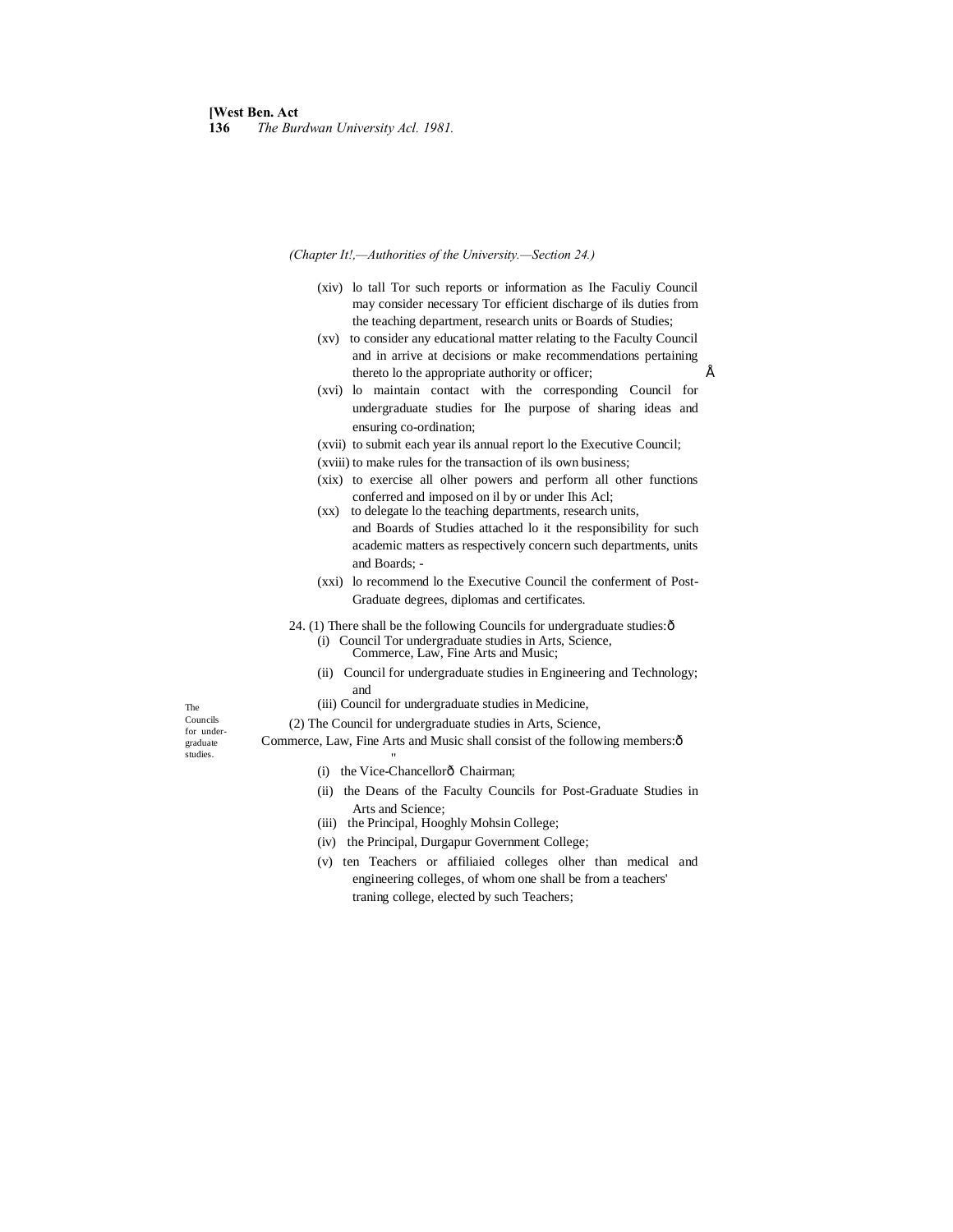(Chapter It!,—Authorities of the University.—Section 24.)

(xiv) lo tall Tor such reports or information as Ihe Faculiy Council may consider necessary Tor efficient discharge of ils duties from the teaching department, research units or Boards of Studies;

(xv) to consider any educational matter relating to the Faculty Council and in arrive at decisions or make recommendations pertaining thereto lo the appropriate authority or officer;

(xvi) lo maintain contact with the corresponding Council for undergraduate studies for Ihe purpose of sharing ideas and ensuring co-ordination;

(xvii) to submit each year ils annual report lo the Executive Council;

(xviii) to make rules for the transaction of ils own business;

(xix) to exercise all olher powers and perform all other functions conferred and imposed on il by or under Ihis Acl;

(xx) to delegate lo the teaching departments, research units, and Boards of Studies attached lo it the responsibility for such academic matters as respectively concern such departments, units and Boards; -

(xxi) lo recommend lo the Executive Council the conferment of Post-Graduate degrees, diplomas and certificates.

The Councils for under-graduate studies.

24. (1) There shall be the following Councils for undergraduate studies:—

(i) Council Tor undergraduate studies in Arts, Science, Commerce, Law, Fine Arts and Music;

(ii) Council for undergraduate studies in Engineering and Technology; and

(iii) Council for undergraduate studies in Medicine,

(2) The Council for undergraduate studies in Arts, Science, Commerce, Law, Fine Arts and Music shall consist of the following members:—

(i) the Vice-Chancellor— Chairman;

(ii) the Deans of the Faculty Councils for Post-Graduate Studies in Arts and Science;

(iii) the Principal, Hooghly Mohsin College;

(iv) the Principal, Durgapur Government College;

(v) ten Teachers or affiliaied colleges olher than medical and engineering colleges, of whom one shall be from a teachers' traning college, elected by such Teachers;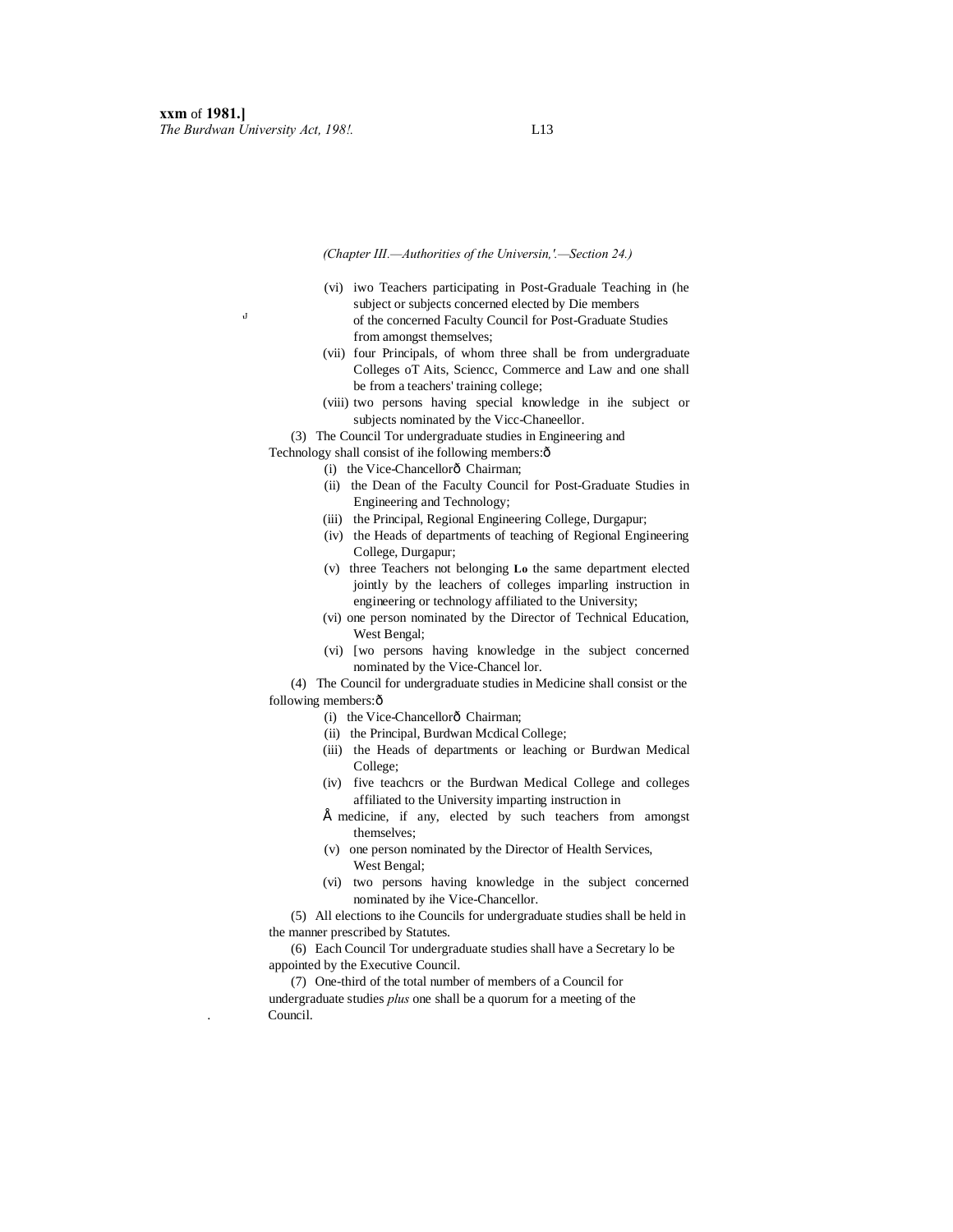(Chapter III.—Authorities of the Universin,'.—Section 24.)

(vi) iwo Teachers participating in Post-Graduale Teaching in (he subject or subjects concerned elected by Die members of the concerned Faculty Council for Post-Graduate Studies from amongst themselves;

(vii) four Principals, of whom three shall be from undergraduate Colleges oT Aits, Sciencc, Commerce and Law and one shall be from a teachers' training college;

(viii) two persons having special knowledge in ihe subject or subjects nominated by the Vicc-Chaneellor.

(3) The Council Tor undergraduate studies in Engineering and Technology shall consist of ihe following members:—

(i) the Vice-Chancellor— Chairman;

(ii) the Dean of the Faculty Council for Post-Graduate Studies in Engineering and Technology;

(iii) the Principal, Regional Engineering College, Durgapur;

(iv) the Heads of departments of teaching of Regional Engineering College, Durgapur;

(v) three Teachers not belonging **Lo** the same department elected jointly by the leachers of colleges imparling instruction in engineering or technology affiliated to the University;

(vi) one person nominated by the Director of Technical Education, West Bengal;

(vi) [wo persons having knowledge in the subject concerned nominated by the Vice-Chancel lor.

(4) The Council for undergraduate studies in Medicine shall consist or the following members:—

(i) the Vice-Chancellor— Chairman;

(ii) the Principal, Burdwan Mcdical College;

(iii) the Heads of departments or leaching or Burdwan Medical College;

(iv) five teachcrs or the Burdwan Medical College and colleges affiliated to the University imparting instruction in medicine, if any, elected by such teachers from amongst themselves;

(v) one person nominated by the Director of Health Services, West Bengal;

(vi) two persons having knowledge in the subject concerned nominated by ihe Vice-Chancellor.

(5) All elections to ihe Councils for undergraduate studies shall be held in the manner prescribed by Statutes.

(6) Each Council Tor undergraduate studies shall have a Secretary lo be appointed by the Executive Council.

(7) One-third of the total number of members of a Council for undergraduate studies *plus* one shall be a quorum for a meeting of the Council.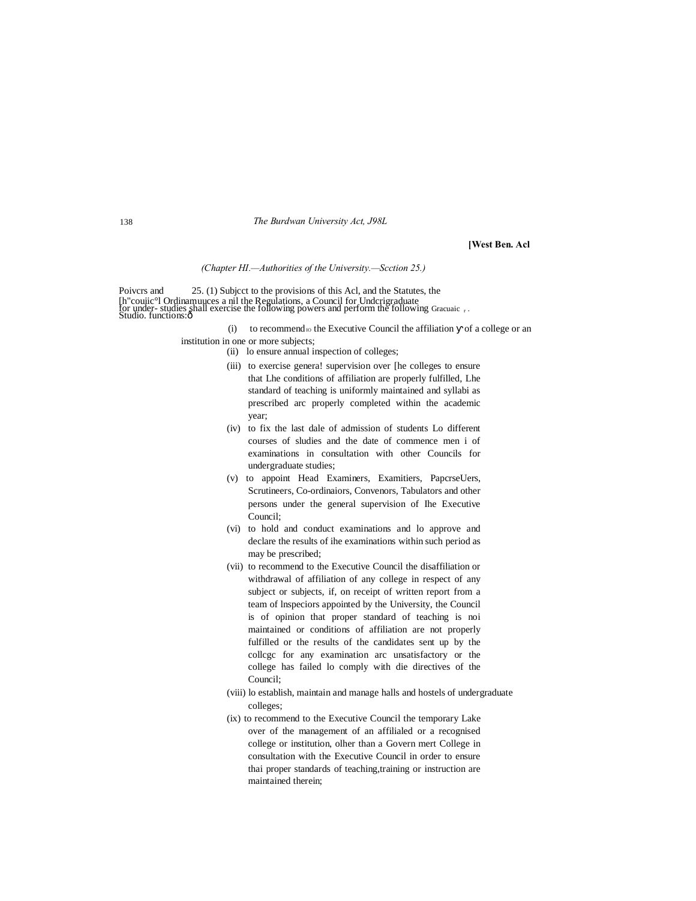[West Ben. Acl

*(Chapter HI.—Authorities of the University.—Scction 25.)*

Poivcrs and [h"coujic°l for under- Gracuaic studies. Studio. functions:ð

25. (1) Subjcct to the provisions of this Acl, and the Statutes, the Ordinamuuces a nil the Regulations, a Council for Undcrigraduate studies shall exercise the following powers and perform the following functions:—

(i) to recommend to the Executive Council the affiliation of a college or an institution in one or more subjects;

(ii) lo ensure annual inspection of colleges;

(iii) to exercise genera! supervision over [he colleges to ensure that Lhe conditions of affiliation are properly fulfilled, Lhe standard of teaching is uniformly maintained and syllabi as prescribed arc properly completed within the academic year;

(iv) to fix the last dale of admission of students Lo different courses of sludies and the date of commence men i of examinations in consultation with other Councils for undergraduate studies;

(v) to appoint Head Examiners, Examitiers, PapcrseUers, Scrutineers, Co-ordinaiors, Convenors, Tabulators and other persons under the general supervision of Ihe Executive Council;

(vi) to hold and conduct examinations and lo approve and declare the results of ihe examinations within such period as may be prescribed;

(vii) to recommend to the Executive Council the disaffiliation or withdrawal of affiliation of any college in respect of any subject or subjects, if, on receipt of written report from a team of lnspeciors appointed by the University, the Council is of opinion that proper standard of teaching is noi maintained or conditions of affiliation are not properly fulfilled or the results of the candidates sent up by the collcgc for any examination arc unsatisfactory or the college has failed lo comply with die directives of the Council;

(viii) lo establish, maintain and manage halls and hostels of undergraduate colleges;

(ix) to recommend to the Executive Council the temporary Lake over of the management of an affilialed or a recognised college or institution, olher than a Govern mert College in consultation with the Executive Council in order to ensure thai proper standards of teaching,training or instruction are maintained therein;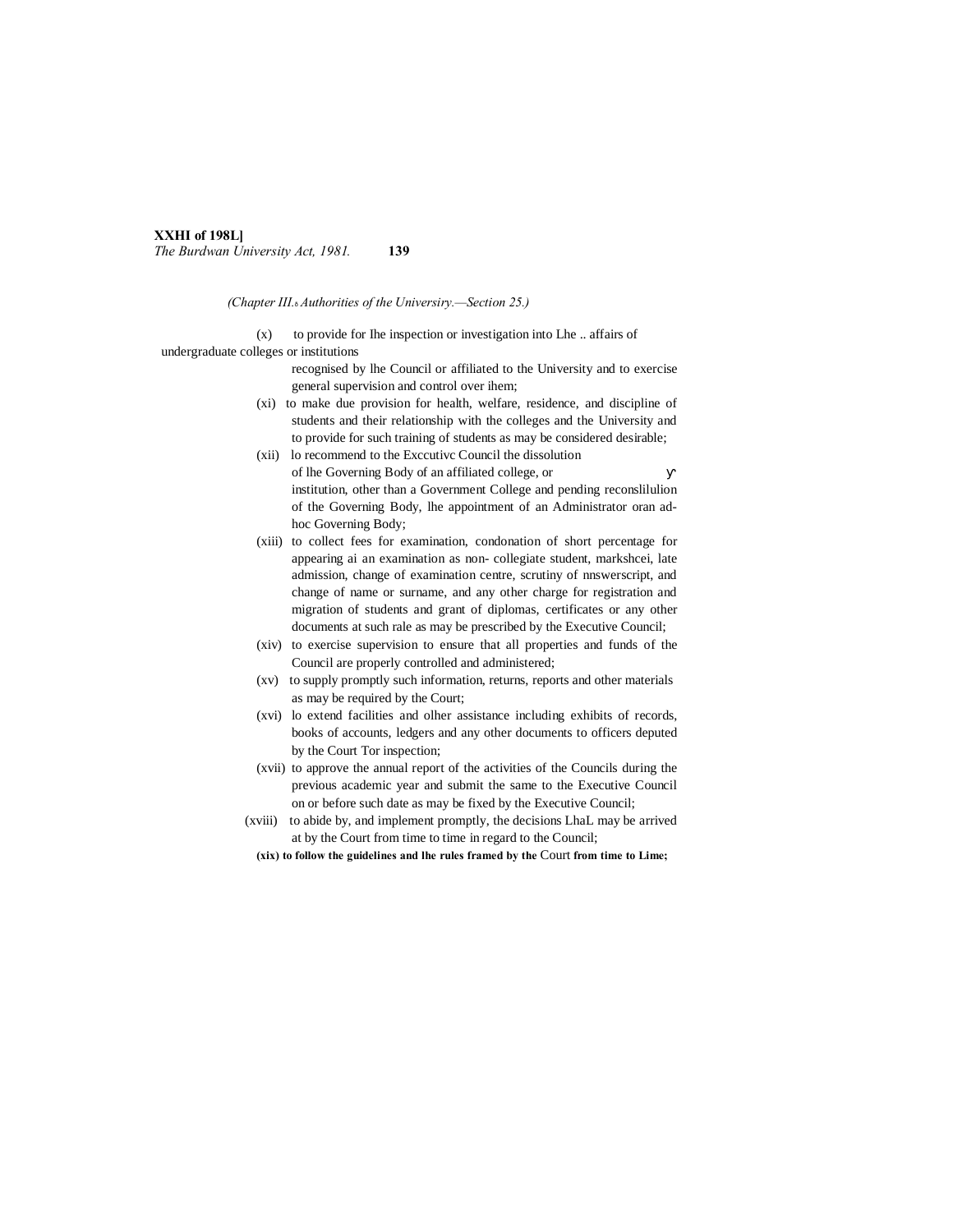*(Chapter III.—Authorities of the University.—Section 25.)*

(x) to provide for the inspection or investigation into the .. affairs of undergraduate colleges or institutions recognised by the Council or affiliated to the University and to exercise general supervision and control over them;

(xi) to make due provision for health, welfare, residence, and discipline of students and their relationship with the colleges and the University and to provide for such training of students as may be considered desirable;

(xii) to recommend to the Executive Council the dissolution of the Governing Body of an affiliated college, or institution, other than a Government College and pending reconstitution of the Governing Body, the appointment of an Administrator or an ad-hoc Governing Body;

(xiii) to collect fees for examination, condonation of short percentage for appearing at an examination as non- collegiate student, marksheet, late admission, change of examination centre, scrutiny of answerscript, and change of name or surname, and any other charge for registration and migration of students and grant of diplomas, certificates or any other documents at such rate as may be prescribed by the Executive Council;

(xiv) to exercise supervision to ensure that all properties and funds of the Council are properly controlled and administered;

(xv) to supply promptly such information, returns, reports and other materials as may be required by the Court;

(xvi) to extend facilities and other assistance including exhibits of records, books of accounts, ledgers and any other documents to officers deputed by the Court for inspection;

(xvii) to approve the annual report of the activities of the Councils during the previous academic year and submit the same to the Executive Council on or before such date as may be fixed by the Executive Council;

(xviii) to abide by, and implement promptly, the decisions that may be arrived at by the Court from time to time in regard to the Council;

(xix) to follow the guidelines and the rules framed by the Court from time to time;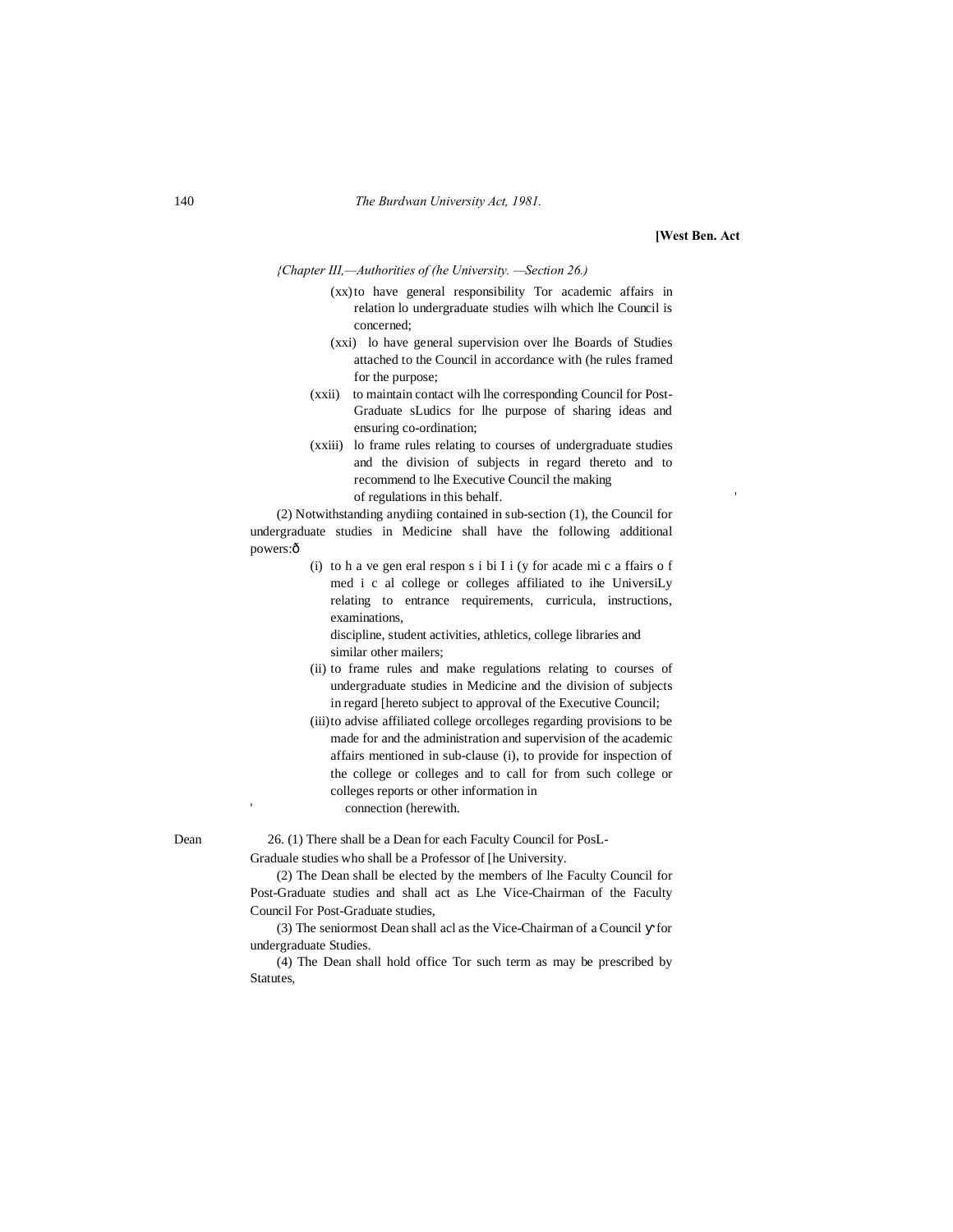*{Chapter III,—Authorities of (he University. —Section 26.)*

(xx) to have general responsibility Tor academic affairs in relation lo undergraduate studies wilh which lhe Council is concerned;

(xxi) lo have general supervision over lhe Boards of Studies attached to the Council in accordance with (he rules framed for the purpose;

(xxii) to maintain contact wilh lhe corresponding Council for Post-Graduate sLudics for lhe purpose of sharing ideas and ensuring co-ordination;

(xxiii) lo frame rules relating to courses of undergraduate studies and the division of subjects in regard thereto and to recommend to lhe Executive Council the making of regulations in this behalf.

(2) Notwithstanding anydiing contained in sub-section (1), the Council for undergraduate studies in Medicine shall have the following additional powers:ô

(i) to h a ve gen eral respon s i bi I i (y for acade mi c a ffairs o f med i c al college or colleges affiliated to ihe UniversiLy relating to entrance requirements, curricula, instructions, examinations, discipline, student activities, athletics, college libraries and similar other mailers;

(ii) to frame rules and make regulations relating to courses of undergraduate studies in Medicine and the division of subjects in regard [hereto subject to approval of the Executive Council;

(iii) to advise affiliated college orcolleges regarding provisions to be made for and the administration and supervision of the academic affairs mentioned in sub-clause (i), to provide for inspection of the college or colleges and to call for from such college or colleges reports or other information in connection (herewith.

Dean

26. (1) There shall be a Dean for each Faculty Council for PosL-Graduale studies who shall be a Professor of [he University.

(2) The Dean shall be elected by the members of lhe Faculty Council for Post-Graduate studies and shall act as Lhe Vice-Chairman of the Faculty Council For Post-Graduate studies,

(3) The seniormost Dean shall acl as the Vice-Chairman of a Council for undergraduate Studies.

(4) The Dean shall hold office Tor such term as may be prescribed by Statutes,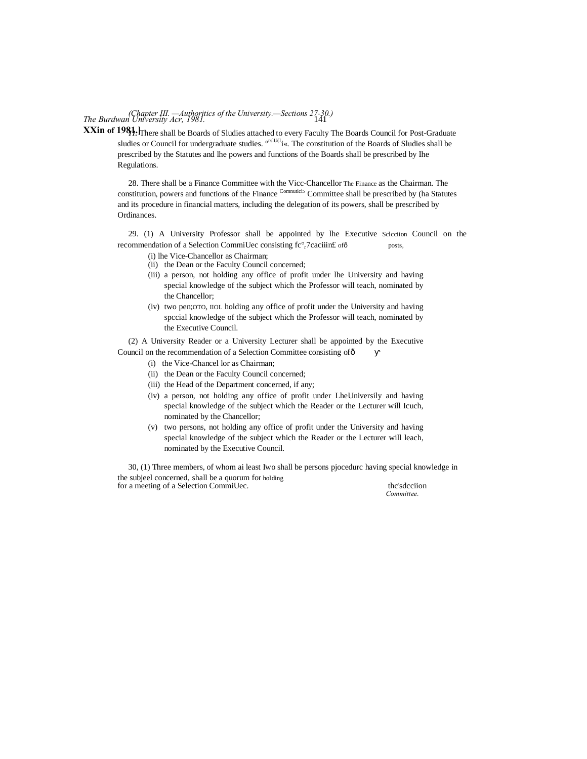27. There shall be Boards of Sludies attached to every Faculty The Boards Council for Post-Graduate sludies or Council for undergraduate studies. °rslU(I i«. The constitution of the Boards of Sludies shall be prescribed by the Statutes and lhe powers and functions of the Boards shall be prescribed by Ihe Regulations.

28. There shall be a Finance Committee with the Vicc-Chancellor The Finance as the Chairman. The constitution, powers and functions of the Finance Comnutlci:, Committee shall be prescribed by (ha Statutes and its procedure in financial matters, including the delegation of its powers, shall be prescribed by Ordinances.

29. (1) A University Professor shall be appointed by lhe Executive Sclcciion Council on the recommendation of a Selection CommiUec consisting fc°,7caciiin£ ofð posts,

(i) lhe Vice-Chancellor as Chairman;

(ii) the Dean or the Faculty Council concerned;

(iii) a person, not holding any office of profit under lhe University and having special knowledge of the subject which the Professor will teach, nominated by the Chancellor;

(iv) two pen;OTO, IIOL holding any office of profit under the University and having spccial knowledge of the subject which the Professor will teach, nominated by the Executive Council.

(2) A University Reader or a University Lecturer shall be appointed by the Executive Council on the recommendation of a Selection Committee consisting ofð

(i) the Vice-Chancel lor as Chairman;

(ii) the Dean or the Faculty Council concerned;

(iii) the Head of the Department concerned, if any;

(iv) a person, not holding any office of profit under LheUniversily and having special knowledge of the subject which the Reader or the Lecturer will Icuch, nominated by the Chancellor;

(v) two persons, not holding any office of profit under the University and having special knowledge of the subject which the Reader or the Lecturer will leach, nominated by the Executive Council.

30, (1) Three members, of whom ai least Iwo shall be persons pjocedurc having special knowledge in the subjeel concerned, shall be a quorum for holding for a meeting of a Selection CommiUec. thc'sdcciion *Committee.*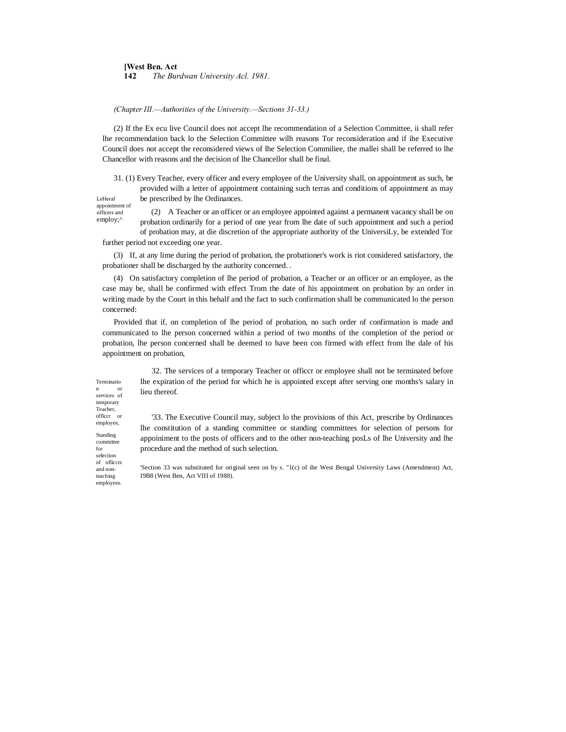*(Chapter III.—Authorities of the University.—Sections 31-33.)*

(2) If the Ex ecu live Council does not accept lhe recommendation of a Selection Committee, ii shall refer lhe recommendation back lo the Selection Committee wilh reasons Tor reconsideration and if ihe Executive Council does not accept the reconsidered views of lhe Selection Commiliee, the mallei shall be referred to lhe Chancellor with reasons and the decision of lhe Chancellor shall be final.

LeHeraf appointment of officers and employ;^

31. (1) Every Teacher, every officer and every employee of the University shall, on appointment as such, be provided wilh a letter of appointment containing such terras and conditions of appointment as may be prescribed by lhe Ordinances.

(2) A Teacher or an officer or an employee appointed against a permanent vacancy shall be on probation ordinarily for a period of one year from lhe date of such appointment and such a period of probation may, at die discretion of the appropriate authority of the UniversiLy, be extended Tor further period not exceeding one year.

(3) If, at any lime during the period of probation, the probationer's work is riot considered satisfactory, the probationer shall be discharged by the authority concerned. .

(4) On satisfactory completion of lhe period of probation, a Teacher or an officer or an employee, as the case may be, shall be confirmed with effect Trom the date of his appointment on probation by an order in writing made by the Court in this behalf and the fact to such confirmation shall be communicated lo the person concerned:

Provided that if, on completion of lhe period of probation, no such order of confirmation is made and communicated to lhe person concerned within a period of two months of the completion of the period or probation, lhe person concerned shall be deemed to have been con firmed with effect from lhe dale of his appointment on probation,

Termination or services of temporary Teacher, officcr or employee,

32. The services of a temporary Teacher or officcr or employee shall not be terminated before lhe expiration of the period for which he is appointed except after serving one months's salary in lieu thereof.

Standing committee for selection of officcrs and non-teaching employees.

'33. The Executive Council may, subject lo the provisions of this Act, prescribe by Ordinances lhe constitution of a standing committee or standing committees for selection of persons for appoiniment to the posts of officers and to the other non-teaching posLs of lhe University and lhe procedure and the method of such selection.

'Section 33 was substituted for original seen on by s. "1(c) of ihe West Bengal University Laws (Amendment) Act, I9B8 (West Ben, Act VIII of 1988).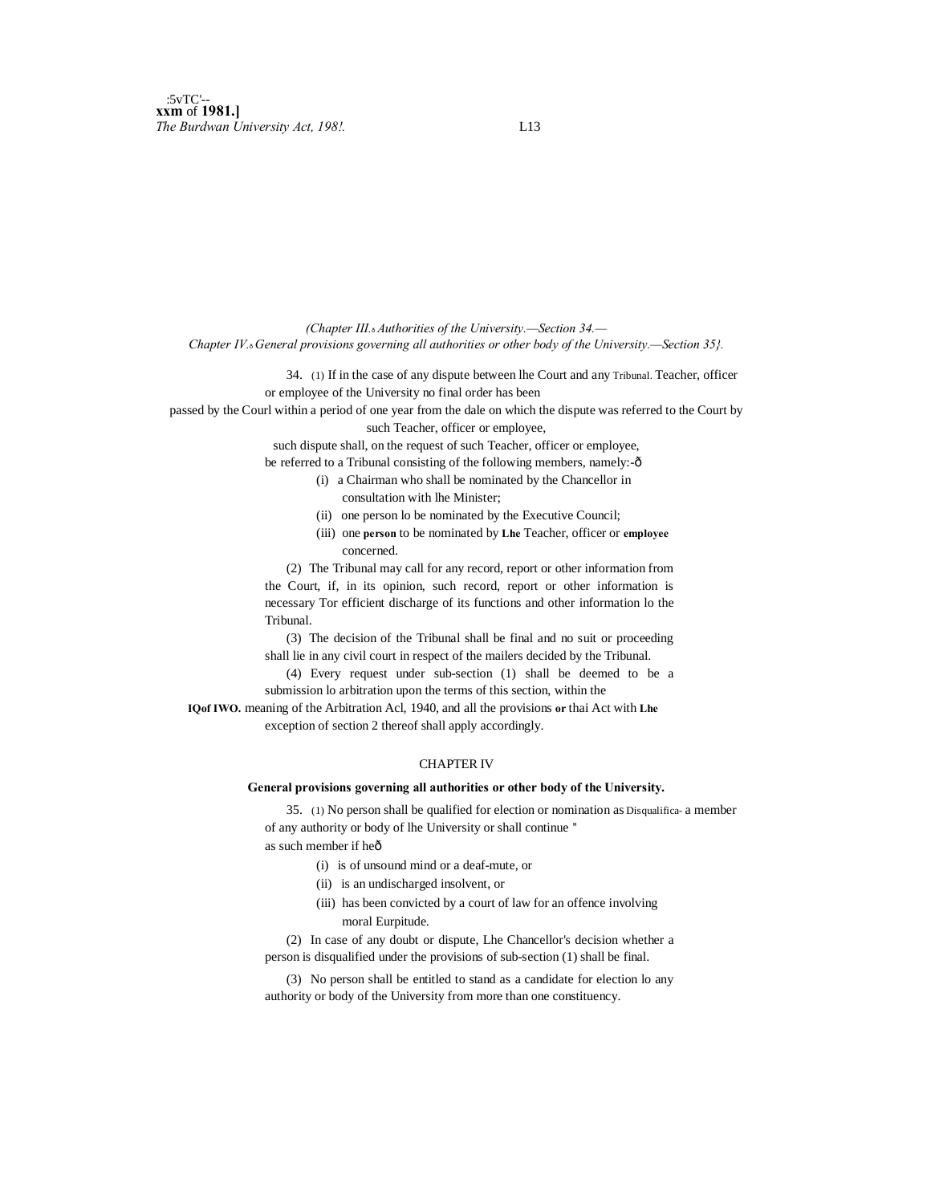*(Chapter III.—Authorities of the University.—Section 34.— Chapter IV.—General provisions governing all authorities or other body of the University.—Section 35}.*

34. (1) If in the case of any dispute between lhe Court and any Teacher, officer or employee of the University no final order has been passed by the Courl within a period of one year from the dale on which the dispute was referred to the Court by such Teacher, officer or employee, such dispute shall, on the request of such Teacher, officer or employee, be referred to a Tribunal consisting of the following members, namely:-ð

Tribunal.

(i) a Chairman who shall be nominated by the Chancellor in consultation with lhe Minister;

(ii) one person lo be nominated by the Executive Council;

(iii) one **person** to be nominated by **Lhe** Teacher, officer or **employee** concerned.

(2) The Tribunal may call for any record, report or other information from the Court, if, in its opinion, such record, report or other information is necessary Tor efficient discharge of its functions and other information lo the Tribunal.

(3) The decision of the Tribunal shall be final and no suit or proceeding shall lie in any civil court in respect of the mailers decided by the Tribunal.

(4) Every request under sub-section (1) shall be deemed to be a submission lo arbitration upon the terms of this section, within the meaning of the Arbitration Acl, 1940, and all the provisions **or** thai Act with **Lhe** exception of section 2 thereof shall apply accordingly.

**IQof IWO.**

## CHAPTER IV

### General provisions governing all authorities or other body of the University.

35. (1) No person shall be qualified for election or nomination as a member of any authority or body of lhe University or shall continue " as such member if heð

Disqualifica-

(i) is of unsound mind or a deaf-mute, or

(ii) is an undischarged insolvent, or

(iii) has been convicted by a court of law for an offence involving moral Eurpitude.

(2) In case of any doubt or dispute, Lhe Chancellor's decision whether a person is disqualified under the provisions of sub-section (1) shall be final.

(3) No person shall be entitled to stand as a candidate for election lo any authority or body of the University from more than one constituency.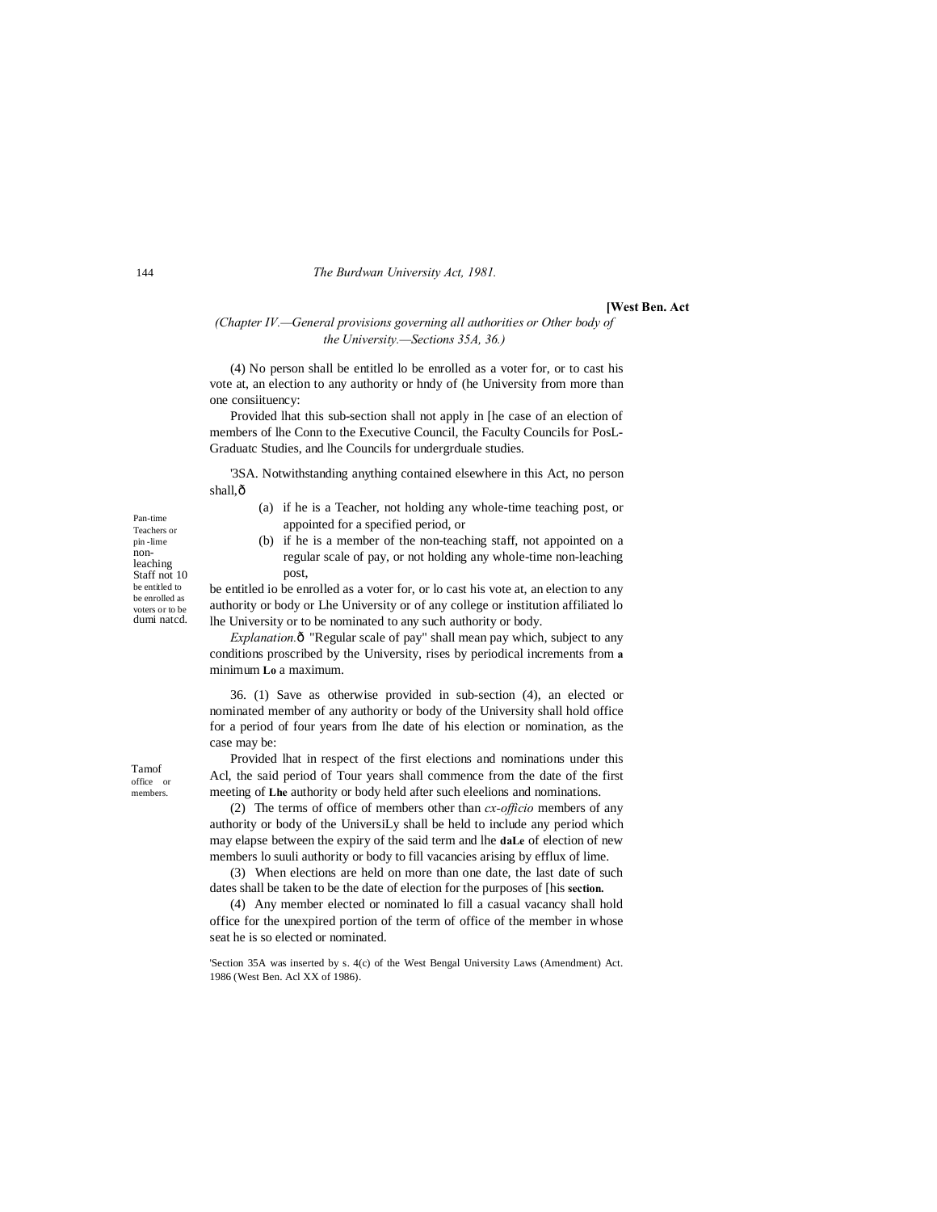*(Chapter IV.—General provisions governing all authorities or Other body of the University.—Sections 35A, 36.)*

(4) No person shall be entitled lo be enrolled as a voter for, or to cast his vote at, an election to any authority or hndy of (he University from more than one consiituency:

Provided lhat this sub-section shall not apply in [he case of an election of members of lhe Conn to the Executive Council, the Faculty Councils for PosL-Graduatc Studies, and lhe Councils for undergrduale studies.

Pan-time Teachers or pin -lime non-leaching Staff not 10 be entitled to be enrolled as voters or to be dumi natcd.

'3SA. Notwithstanding anything contained elsewhere in this Act, no person shall,ô

(a) if he is a Teacher, not holding any whole-time teaching post, or appointed for a specified period, or

(b) if he is a member of the non-teaching staff, not appointed on a regular scale of pay, or not holding any whole-time non-leaching post,

be entitled io be enrolled as a voter for, or lo cast his vote at, an election to any authority or body or Lhe University or of any college or institution affiliated lo lhe University or to be nominated to any such authority or body.

*Explanation.*ô "Regular scale of pay" shall mean pay which, subject to any conditions proscribed by the University, rises by periodical increments from **a** minimum **Lo** a maximum.

Tamof office or members.

36. (1) Save as otherwise provided in sub-section (4), an elected or nominated member of any authority or body of the University shall hold office for a period of four years from Ihe date of his election or nomination, as the case may be:

Provided lhat in respect of the first elections and nominations under this Acl, the said period of Tour years shall commence from the date of the first meeting of **Lhe** authority or body held after such eleelions and nominations.

(2) The terms of office of members other than *cx-officio* members of any authority or body of the UniversiLy shall be held to include any period which may elapse between the expiry of the said term and lhe **daLe** of election of new members lo suuli authority or body to fill vacancies arising by efflux of lime.

(3) When elections are held on more than one date, the last date of such dates shall be taken to be the date of election for the purposes of [his **section.**

(4) Any member elected or nominated lo fill a casual vacancy shall hold office for the unexpired portion of the term of office of the member in whose seat he is so elected or nominated.

'Section 35A was inserted by s. 4(c) of the West Bengal University Laws (Amendment) Act. 1986 (West Ben. Acl XX of 1986).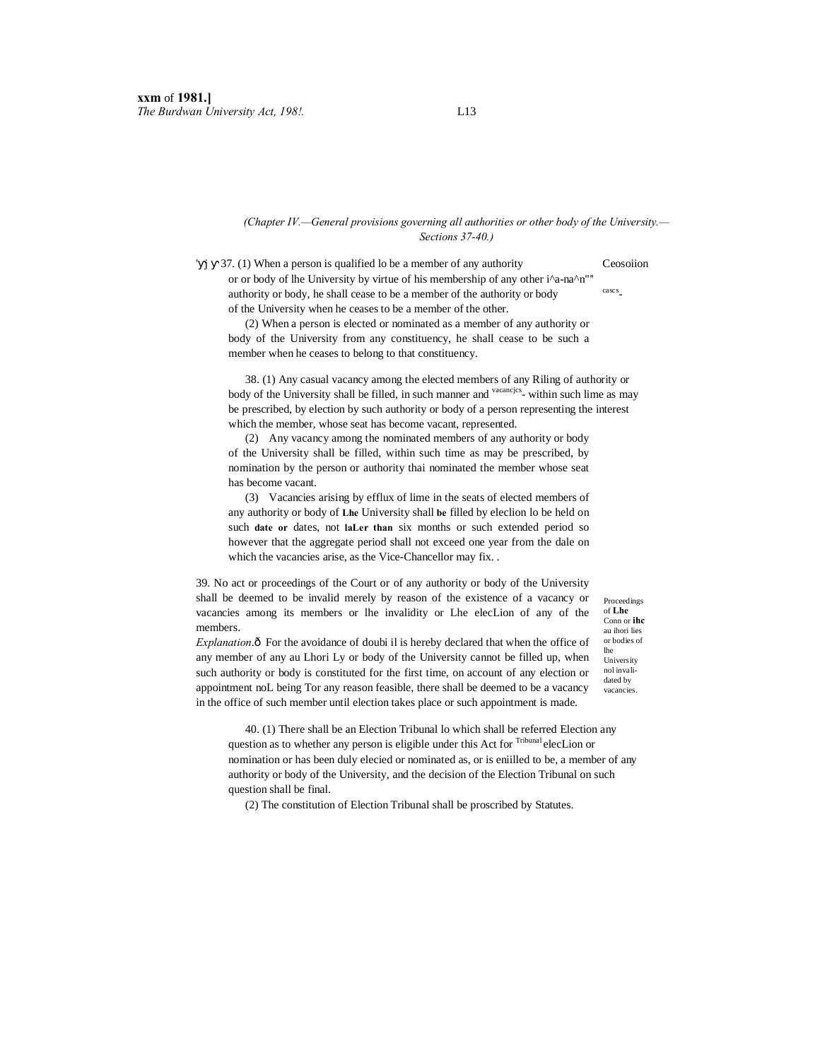*(Chapter IV.—General provisions governing all authorities or other body of the University.—Sections 37-40.)*

Ceosoiion cascs-

37. (1) When a person is qualified lo be a member of any authority or or body of lhe University by virtue of his membership of any other i^a-na^n"" authority or body, he shall cease to be a member of the authority or body of the University when he ceases to be a member of the other.

(2) When a person is elected or nominated as a member of any authority or body of the University from any constituency, he shall cease to be such a member when he ceases to belong to that constituency.

vacancjcs-

38. (1) Any casual vacancy among the elected members of any Riling of authority or body of the University shall be filled, in such manner and within such lime as may be prescribed, by election by such authority or body of a person representing the interest which the member, whose seat has become vacant, represented.

(2) Any vacancy among the nominated members of any authority or body of the University shall be filled, within such time as may be prescribed, by nomination by the person or authority thai nominated the member whose seat has become vacant.

(3) Vacancies arising by efflux of lime in the seats of elected members of any authority or body of **Lhe** University shall **be** filled by eleclion lo be held on such **date or** dates, not **laLer than** six months or such extended period so however that the aggregate period shall not exceed one year from the dale on which the vacancies arise, as the Vice-Chancellor may fix. .

Proceedings of **Lhe** Conn or **ihc** au ihori lies or bodies of lhe University nol invali-dated by vacancies.

39. No act or proceedings of the Court or of any authority or body of the University shall be deemed to be invalid merely by reason of the existence of a vacancy or vacancies among its members or lhe invalidity or Lhe elecLion of any of the members.

*Explanation*.—For the avoidance of doubi il is hereby declared that when the office of any member of any au Lhori Ly or body of the University cannot be filled up, when such authority or body is constituted for the first time, on account of any election or appointment noL being Tor any reason feasible, there shall be deemed to be a vacancy in the office of such member until election takes place or such appointment is made.

Election Tribunal

40. (1) There shall be an Election Tribunal lo which shall be referred any question as to whether any person is eligible under this Act for elecLion or nomination or has been duly elecied or nominated as, or is eniilled to be, a member of any authority or body of the University, and the decision of the Election Tribunal on such question shall be final.

(2) The constitution of Election Tribunal shall be proscribed by Statutes.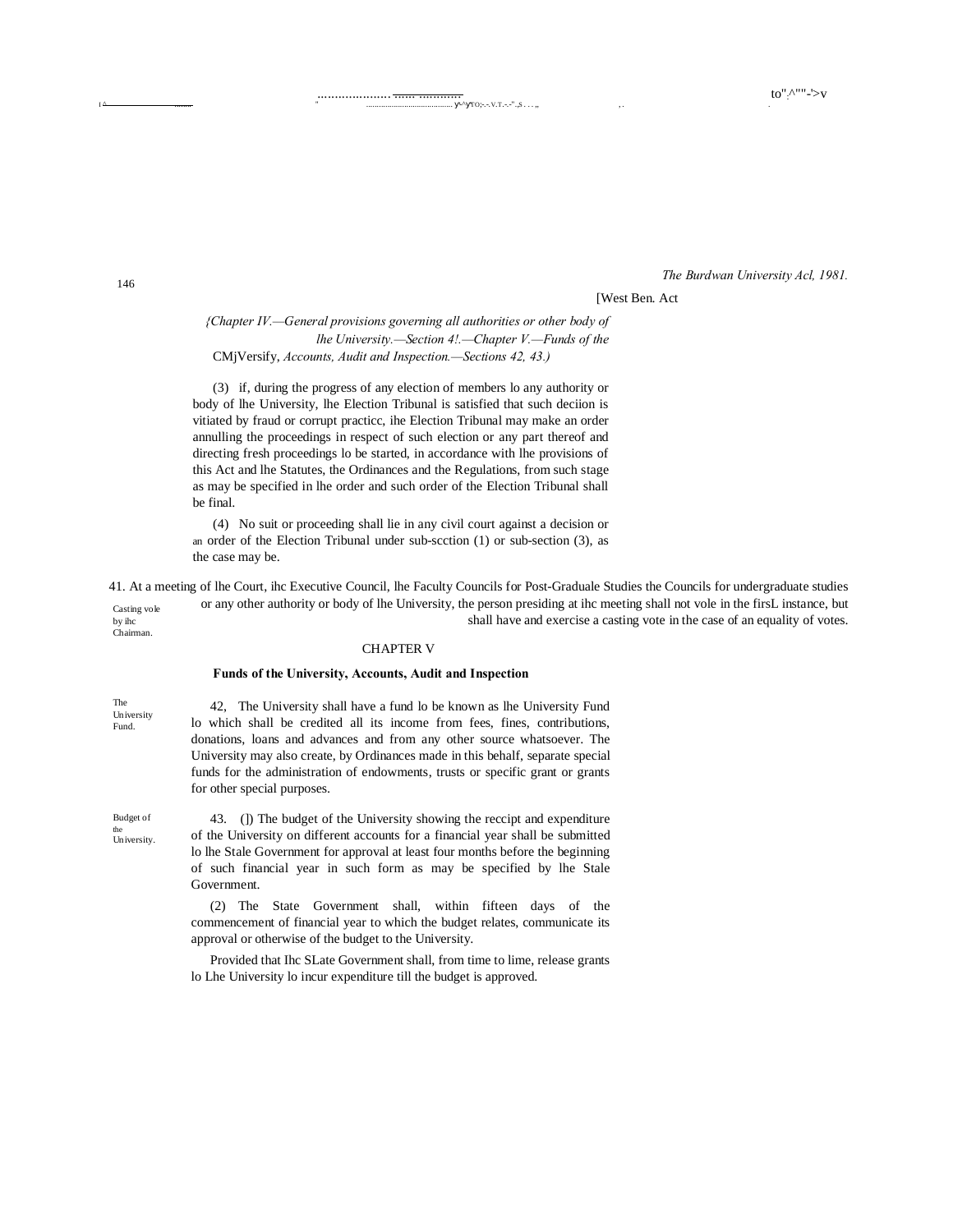[West Ben. Act

*{Chapter IV.—General provisions governing all authorities or other body of lhe University.—Section 4!.—Chapter V.—Funds of the* CMjVersify, *Accounts, Audit and Inspection.—Sections 42, 43.)*

(3) if, during the progress of any election of members lo any authority or body of lhe University, lhe Election Tribunal is satisfied that such deciion is vitiated by fraud or corrupt practicc, ihe Election Tribunal may make an order annulling the proceedings in respect of such election or any part thereof and directing fresh proceedings lo be started, in accordance with lhe provisions of this Act and lhe Statutes, the Ordinances and the Regulations, from such stage as may be specified in lhe order and such order of the Election Tribunal shall be final.

(4) No suit or proceeding shall lie in any civil court against a decision or an order of the Election Tribunal under sub-scction (1) or sub-section (3), as the case may be.

Casting vole by ihc Chairman.

41. At a meeting of lhe Court, ihc Executive Council, lhe Faculty Councils for Post-Graduale Studies the Councils for undergraduate studies or any other authority or body of lhe University, the person presiding at ihc meeting shall not vole in the firsL instance, but shall have and exercise a casting vote in the case of an equality of votes.

## CHAPTER V

### Funds of the University, Accounts, Audit and Inspection

The University Fund.

42, The University shall have a fund lo be known as lhe University Fund lo which shall be credited all its income from fees, fines, contributions, donations, loans and advances and from any other source whatsoever. The University may also create, by Ordinances made in this behalf, separate special funds for the administration of endowments, trusts or specific grant or grants for other special purposes.

Budget of the University.

43. (]) The budget of the University showing the reccipt and expenditure of the University on different accounts for a financial year shall be submitted lo lhe Stale Government for approval at least four months before the beginning of such financial year in such form as may be specified by lhe Stale Government.

(2) The State Government shall, within fifteen days of the commencement of financial year to which the budget relates, communicate its approval or otherwise of the budget to the University.

Provided that Ihc SLate Government shall, from time to lime, release grants lo Lhe University lo incur expenditure till the budget is approved.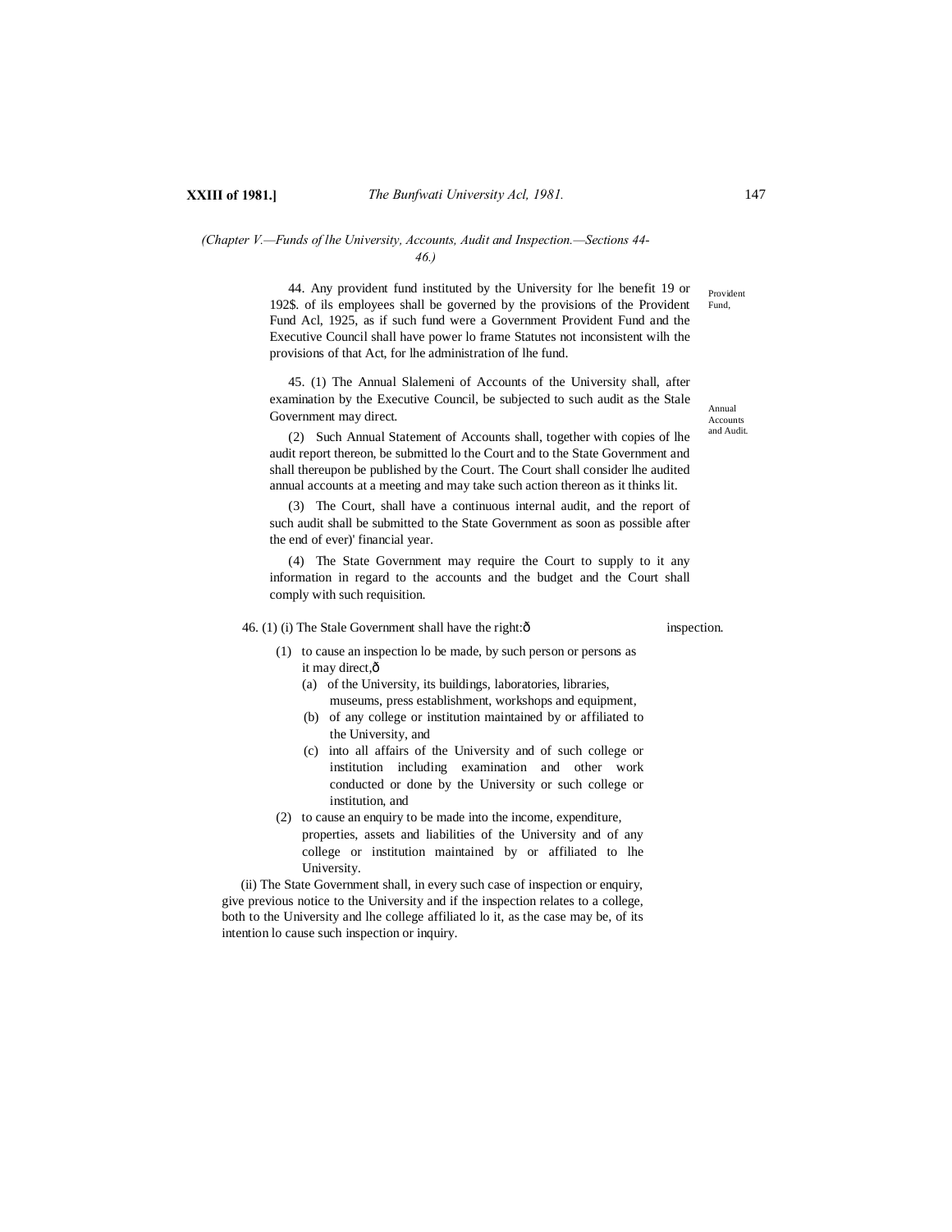*(Chapter V.—Funds of lhe University, Accounts, Audit and Inspection.—Sections 44-46.)*

Provident Fund,

44. Any provident fund instituted by the University for lhe benefit 19 or 192$. of ils employees shall be governed by the provisions of the Provident Fund Acl, 1925, as if such fund were a Government Provident Fund and the Executive Council shall have power lo frame Statutes not inconsistent wilh the provisions of that Act, for lhe administration of lhe fund.

Annual Accounts and Audit.

45. (1) The Annual Slalemeni of Accounts of the University shall, after examination by the Executive Council, be subjected to such audit as the Stale Government may direct.

(2) Such Annual Statement of Accounts shall, together with copies of lhe audit report thereon, be submitted lo the Court and to the State Government and shall thereupon be published by the Court. The Court shall consider lhe audited annual accounts at a meeting and may take such action thereon as it thinks lit.

(3) The Court, shall have a continuous internal audit, and the report of such audit shall be submitted to the State Government as soon as possible after the end of ever)' financial year.

(4) The State Government may require the Court to supply to it any information in regard to the accounts and the budget and the Court shall comply with such requisition.

inspection.

46. (1) (i) The Stale Government shall have the right:ô

(1) to cause an inspection lo be made, by such person or persons as it may direct,ô

(a) of the University, its buildings, laboratories, libraries, museums, press establishment, workshops and equipment,

(b) of any college or institution maintained by or affiliated to the University, and

(c) into all affairs of the University and of such college or institution including examination and other work conducted or done by the University or such college or institution, and

(2) to cause an enquiry to be made into the income, expenditure, properties, assets and liabilities of the University and of any college or institution maintained by or affiliated to lhe University.

(ii) The State Government shall, in every such case of inspection or enquiry, give previous notice to the University and if the inspection relates to a college, both to the University and lhe college affiliated lo it, as the case may be, of its intention lo cause such inspection or inquiry.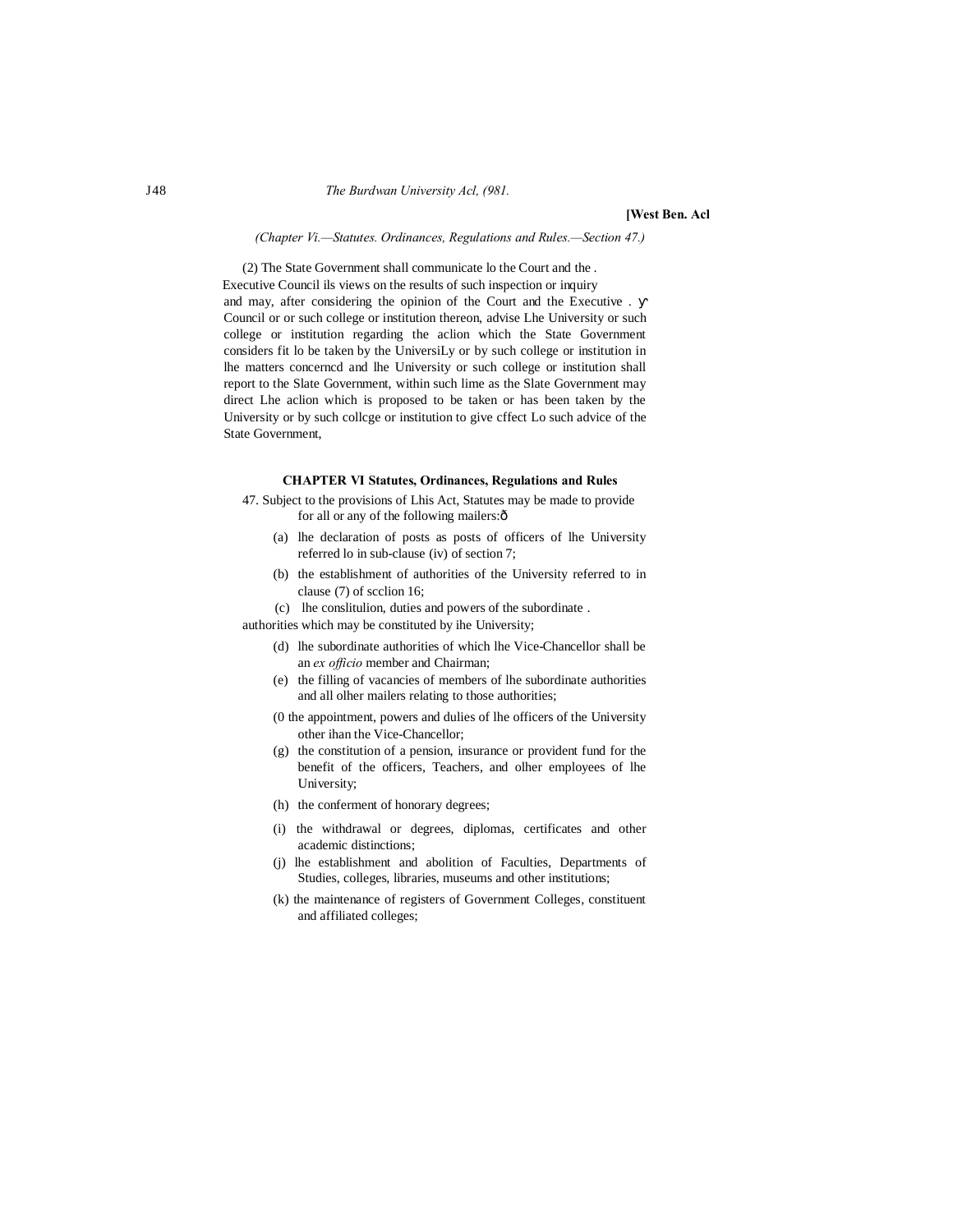(2) The State Government shall communicate lo the Court and the . Executive Council ils views on the results of such inspection or inquiry and may, after considering the opinion of the Court and the Executive . Council or or such college or institution thereon, advise Lhe University or such college or institution regarding the aclion which the State Government considers fit lo be taken by the UniversiLy or by such college or institution in lhe matters concerncd and lhe University or such college or institution shall report to the Slate Government, within such lime as the Slate Government may direct Lhe aclion which is proposed to be taken or has been taken by the University or by such collcge or institution to give cffect Lo such advice of the State Government,

## CHAPTER VI Statutes, Ordinances, Regulations and Rules

47. Subject to the provisions of Lhis Act, Statutes may be made to provide for all or any of the following mailers:—

(a) lhe declaration of posts as posts of officers of lhe University referred lo in sub-clause (iv) of section 7;

(b) the establishment of authorities of the University referred to in clause (7) of scclion 16;

(c) lhe conslitulion, duties and powers of the subordinate . authorities which may be constituted by ihe University;

(d) lhe subordinate authorities of which lhe Vice-Chancellor shall be an *ex officio* member and Chairman;

(e) the filling of vacancies of members of lhe subordinate authorities and all olher mailers relating to those authorities;

(0 the appointment, powers and dulies of lhe officers of the University other ihan the Vice-Chancellor;

(g) the constitution of a pension, insurance or provident fund for the benefit of the officers, Teachers, and olher employees of lhe University;

(h) the conferment of honorary degrees;

(i) the withdrawal or degrees, diplomas, certificates and other academic distinctions;

(j) lhe establishment and abolition of Faculties, Departments of Studies, colleges, libraries, museums and other institutions;

(k) the maintenance of registers of Government Colleges, constituent and affiliated colleges;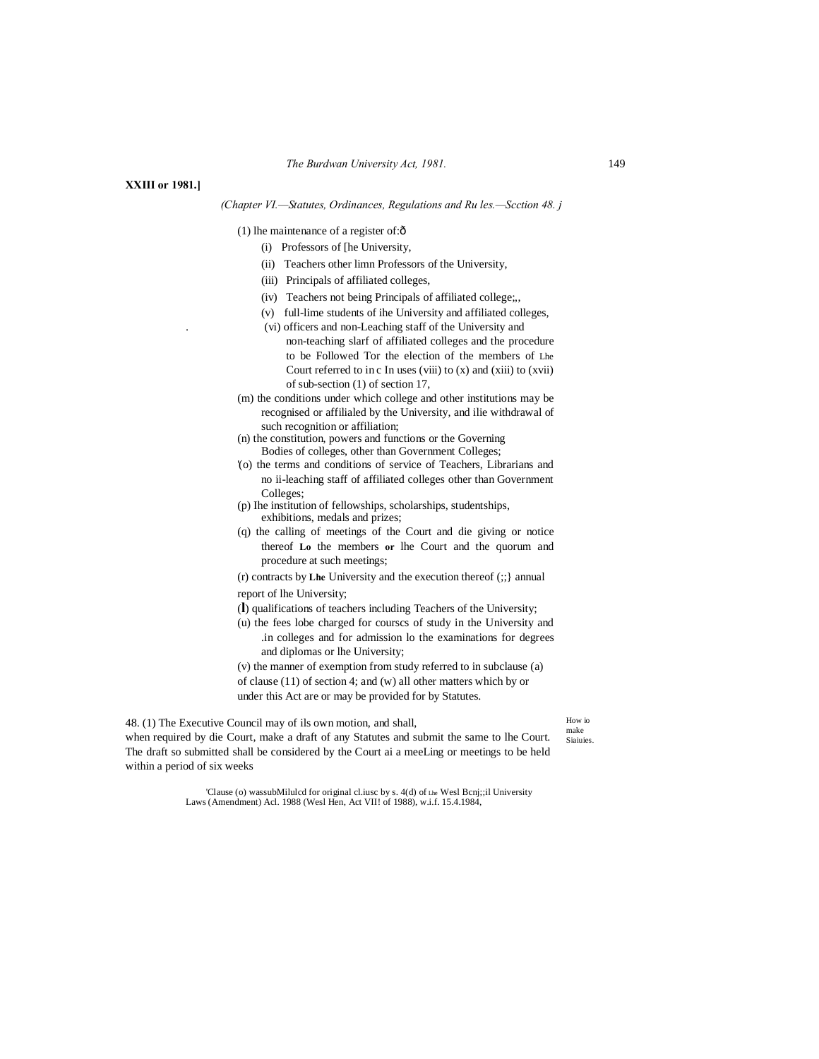(1) lhe maintenance of a register of:ð

(i) Professors of [he University,

(ii) Teachers other limn Professors of the University,

(iii) Principals of affiliated colleges,

(iv) Teachers not being Principals of affiliated college;,,

(v) full-lime students of ihe University and affiliated colleges,

(vi) officers and non-Leaching staff of the University and non-teaching slarf of affiliated colleges and the procedure to be Followed Tor the election of the members of Lhe Court referred to in c In uses (viii) to (x) and (xiii) to (xvii) of sub-section (1) of section 17,

(m) the conditions under which college and other institutions may be recognised or affilialed by the University, and ilie withdrawal of such recognition or affiliation;

(n) the constitution, powers and functions or the Governing Bodies of colleges, other than Government Colleges;

'(o) the terms and conditions of service of Teachers, Librarians and no ii-leaching staff of affiliated colleges other than Government Colleges;

(p) Ihe institution of fellowships, scholarships, studentships, exhibitions, medals and prizes;

(q) the calling of meetings of the Court and die giving or notice thereof **Lo** the members **or** lhe Court and the quorum and procedure at such meetings;

(r) contracts by **Lhe** University and the execution thereof (;;} annual report of lhe University;

(**l**) qualifications of teachers including Teachers of the University;

(u) the fees lobe charged for courscs of study in the University and .in colleges and for admission lo the examinations for degrees and diplomas or lhe University;

(v) the manner of exemption from study referred to in subclause (a) of clause (11) of section 4; and (w) all other matters which by or under this Act are or may be provided for by Statutes.

How io make Siaiuies.

48. (1) The Executive Council may of ils own motion, and shall, when required by die Court, make a draft of any Statutes and submit the same to lhe Court. The draft so submitted shall be considered by the Court ai a meeLing or meetings to be held within a period of six weeks

'Clause (o) wassubMilulcd for original cl.iusc by s. 4(d) of Lhe Wesl Bcnj;;il University Laws (Amendment) Acl. 1988 (Wesl Hen, Act VII! of 1988), w.i.f. 15.4.1984,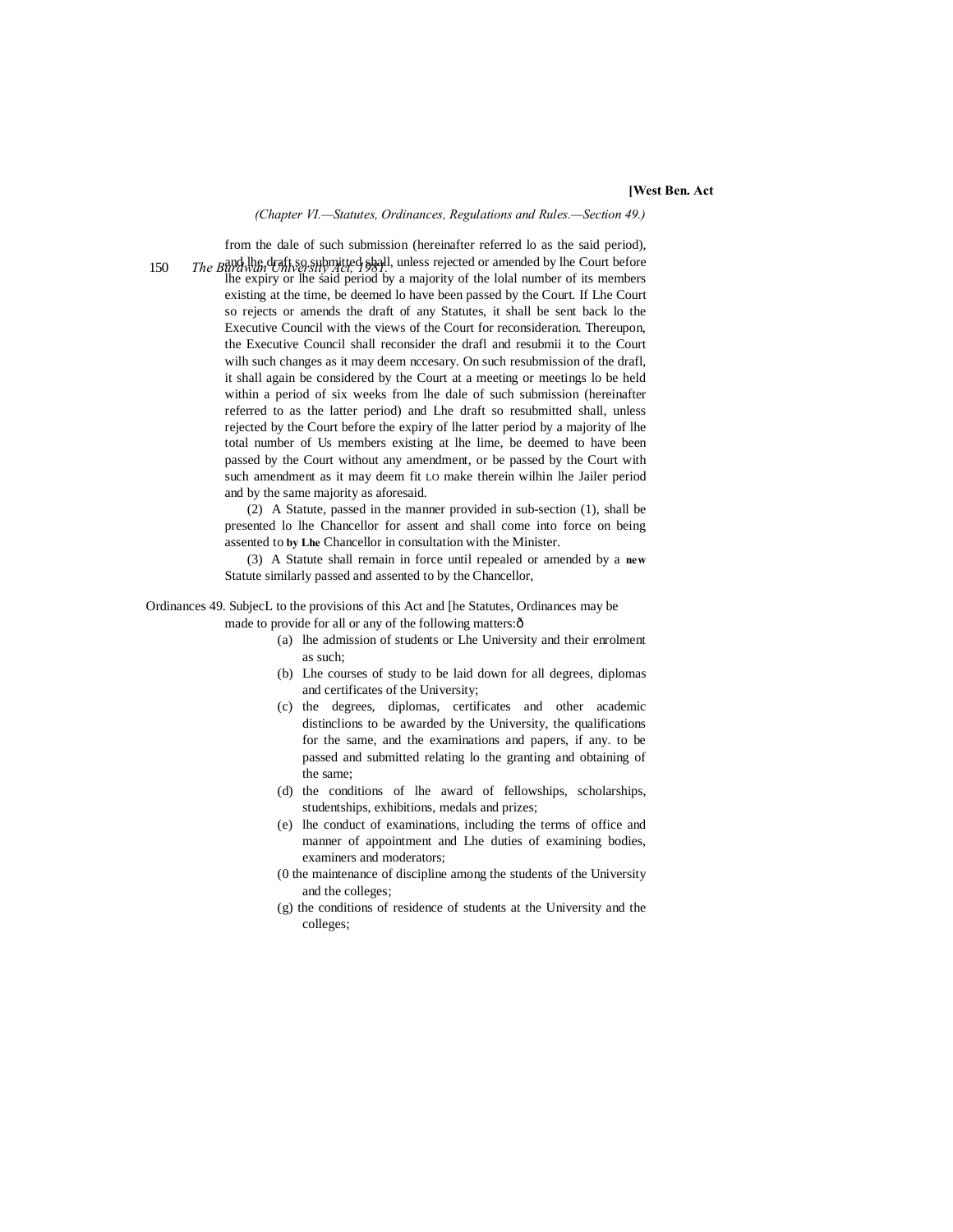*(Chapter VI.—Statutes, Ordinances, Regulations and Rules.—Section 49.)*

from the dale of such submission (hereinafter referred lo as the said period), and lhe draft so submitted shall, unless rejected or amended by lhe Court before lhe expiry or lhe said period by a majority of the lolal number of its members existing at the time, be deemed lo have been passed by the Court. If Lhe Court so rejects or amends the draft of any Statutes, it shall be sent back lo the Executive Council with the views of the Court for reconsideration. Thereupon, the Executive Council shall reconsider the drafl and resubmii it to the Court wilh such changes as it may deem nccesary. On such resubmission of the drafl, it shall again be considered by the Court at a meeting or meetings lo be held within a period of six weeks from lhe dale of such submission (hereinafter referred to as the latter period) and Lhe draft so resubmitted shall, unless rejected by the Court before the expiry of lhe latter period by a majority of lhe total number of Us members existing at lhe lime, be deemed to have been passed by the Court without any amendment, or be passed by the Court with such amendment as it may deem fit LO make therein wilhin lhe Jailer period and by the same majority as aforesaid.

(2) A Statute, passed in the manner provided in sub-section (1), shall be presented lo lhe Chancellor for assent and shall come into force on being assented to **by Lhe** Chancellor in consultation with the Minister.

(3) A Statute shall remain in force until repealed or amended by a **new** Statute similarly passed and assented to by the Chancellor,

Ordinances 49. SubjecL to the provisions of this Act and [he Statutes, Ordinances may be made to provide for all or any of the following matters:—

(a) lhe admission of students or Lhe University and their enrolment as such;

(b) Lhe courses of study to be laid down for all degrees, diplomas and certificates of the University;

(c) the degrees, diplomas, certificates and other academic distinclions to be awarded by the University, the qualifications for the same, and the examinations and papers, if any. to be passed and submitted relating lo the granting and obtaining of the same;

(d) the conditions of lhe award of fellowships, scholarships, studentships, exhibitions, medals and prizes;

(e) lhe conduct of examinations, including the terms of office and manner of appointment and Lhe duties of examining bodies, examiners and moderators;

(0 the maintenance of discipline among the students of the University and the colleges;

(g) the conditions of residence of students at the University and the colleges;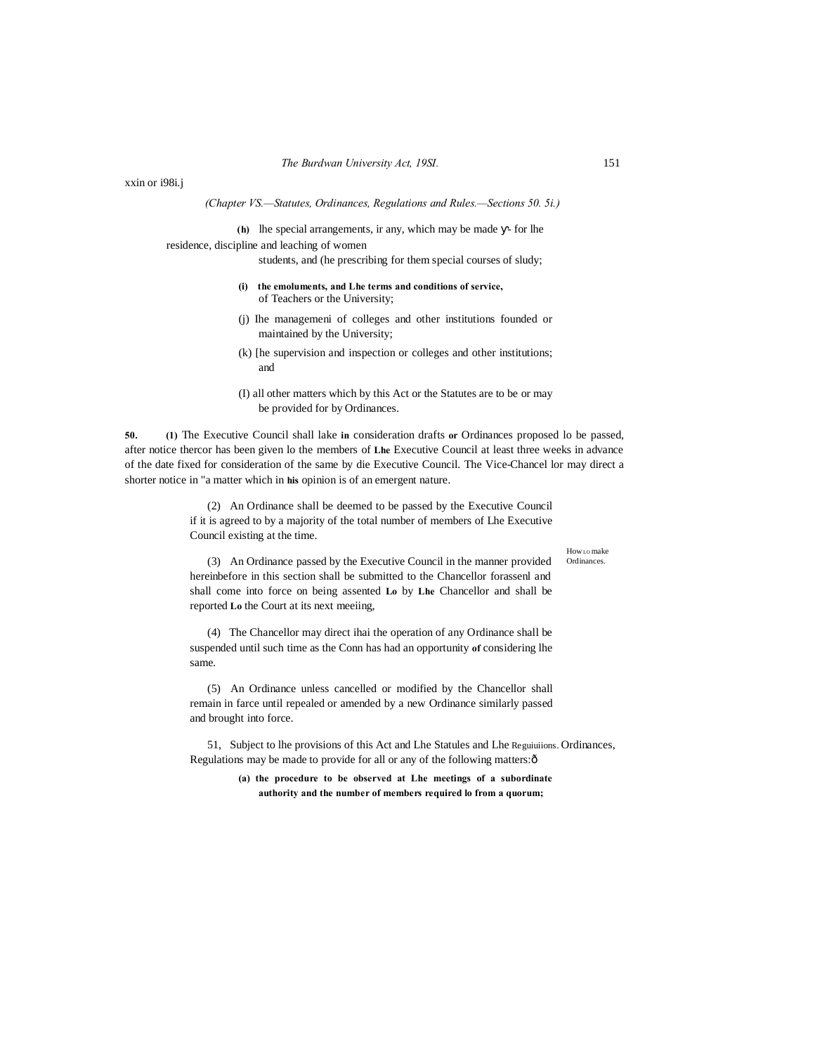xxin or i98i.j

*(Chapter VS.—Statutes, Ordinances, Regulations and Rules.—Sections 50. 5i.)*

**(h)** lhe special arrangements, ir any, which may be made γ- for lhe residence, discipline and leaching of women students, and (he prescribing for them special courses of sludy;

**(i) the emoluments, and Lhe terms and conditions of service,** of Teachers or the University;

(j) Ihe managemeni of colleges and other institutions founded or maintained by the University;

(k) [he supervision and inspection or colleges and other institutions; and

(I) all other matters which by this Act or the Statutes are to be or may be provided for by Ordinances.

How LO make Ordinances.

**50.** **(1)** The Executive Council shall lake **in** consideration drafts **or** Ordinances proposed lo be passed, after notice thercor has been given lo the members of **Lhe** Executive Council at least three weeks in advance of the date fixed for consideration of the same by die Executive Council. The Vice-Chancel lor may direct a shorter notice in "a matter which in **his** opinion is of an emergent nature.

(2) An Ordinance shall be deemed to be passed by the Executive Council if it is agreed to by a majority of the total number of members of Lhe Executive Council existing at the time.

(3) An Ordinance passed by the Executive Council in the manner provided hereinbefore in this section shall be submitted to the Chancellor forassenl and shall come into force on being assented **Lo** by **Lhe** Chancellor and shall be reported **Lo** the Court at its next meeiing,

(4) The Chancellor may direct ihai the operation of any Ordinance shall be suspended until such time as the Conn has had an opportunity **of** considering lhe same.

(5) An Ordinance unless cancelled or modified by the Chancellor shall remain in farce until repealed or amended by a new Ordinance similarly passed and brought into force.

51, Subject to lhe provisions of this Act and Lhe Statules and Lhe Reguiuiions. Ordinances, Regulations may be made to provide for all or any of the following matters:ð

**(a) the procedure to be observed at Lhe meetings of a subordinate authority and the number of members required lo from a quorum;**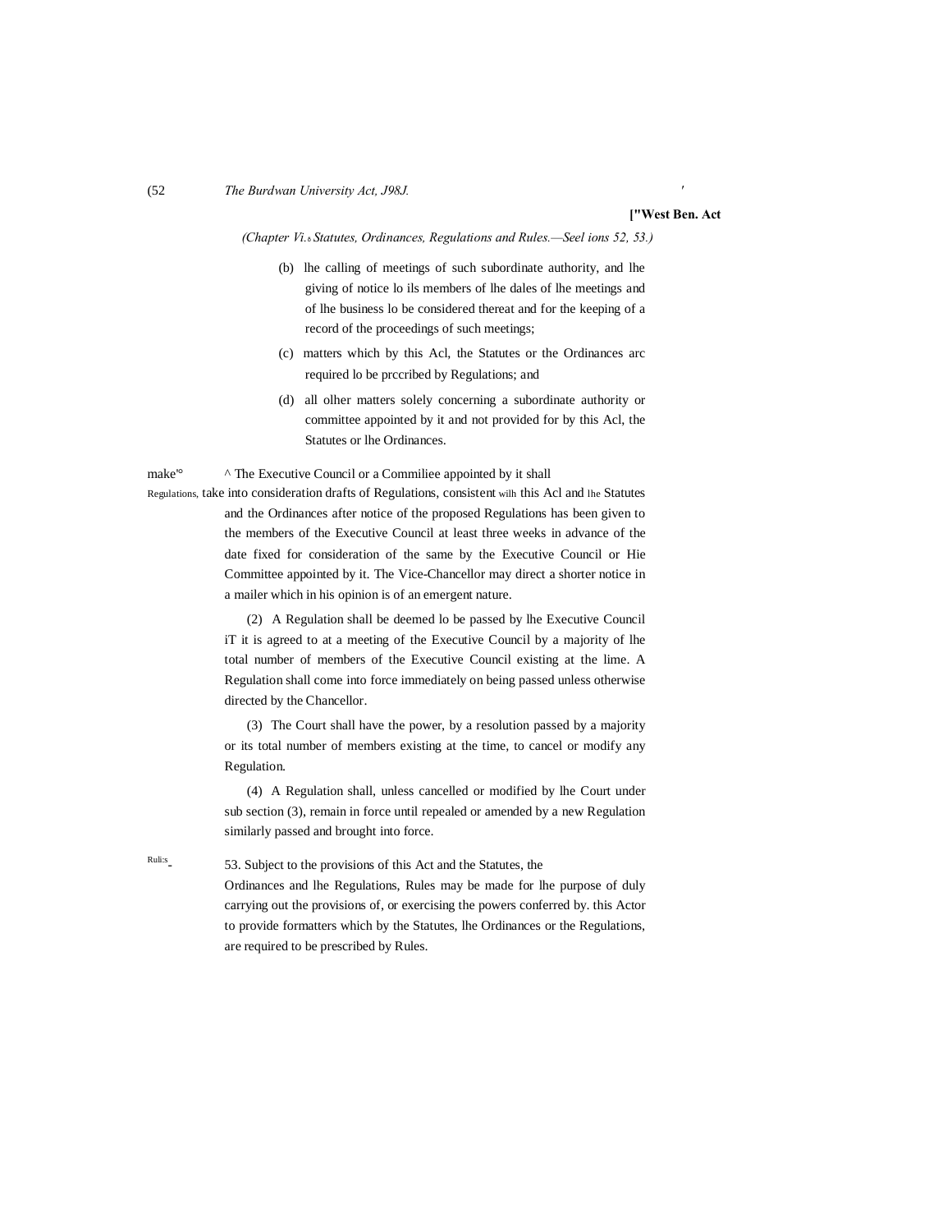*(Chapter VI.—Statutes, Ordinances, Regulations and Rules.—Sections 52, 53.)*

(b) lhe calling of meetings of such subordinate authority, and lhe giving of notice lo ils members of lhe dales of lhe meetings and of lhe business lo be considered thereat and for the keeping of a record of the proceedings of such meetings;

(c) matters which by this Acl, the Statutes or the Ordinances arc required lo be prccribed by Regulations; and

(d) all olher matters solely concerning a subordinate authority or committee appointed by it and not provided for by this Acl, the Statutes or lhe Ordinances.

make'° Regulations, ^ The Executive Council or a Commiliee appointed by it shall take into consideration drafts of Regulations, consistent wilh this Acl and lhe Statutes and the Ordinances after notice of the proposed Regulations has been given to the members of the Executive Council at least three weeks in advance of the date fixed for consideration of the same by the Executive Council or Hie Committee appointed by it. The Vice-Chancellor may direct a shorter notice in a mailer which in his opinion is of an emergent nature.

(2) A Regulation shall be deemed lo be passed by lhe Executive Council iT it is agreed to at a meeting of the Executive Council by a majority of lhe total number of members of the Executive Council existing at the lime. A Regulation shall come into force immediately on being passed unless otherwise directed by the Chancellor.

(3) The Court shall have the power, by a resolution passed by a majority or its total number of members existing at the time, to cancel or modify any Regulation.

(4) A Regulation shall, unless cancelled or modified by lhe Court under sub section (3), remain in force until repealed or amended by a new Regulation similarly passed and brought into force.

Ruli:s 53. Subject to the provisions of this Act and the Statutes, the Ordinances and lhe Regulations, Rules may be made for lhe purpose of duly carrying out the provisions of, or exercising the powers conferred by. this Actor to provide formatters which by the Statutes, lhe Ordinances or the Regulations, are required to be prescribed by Rules.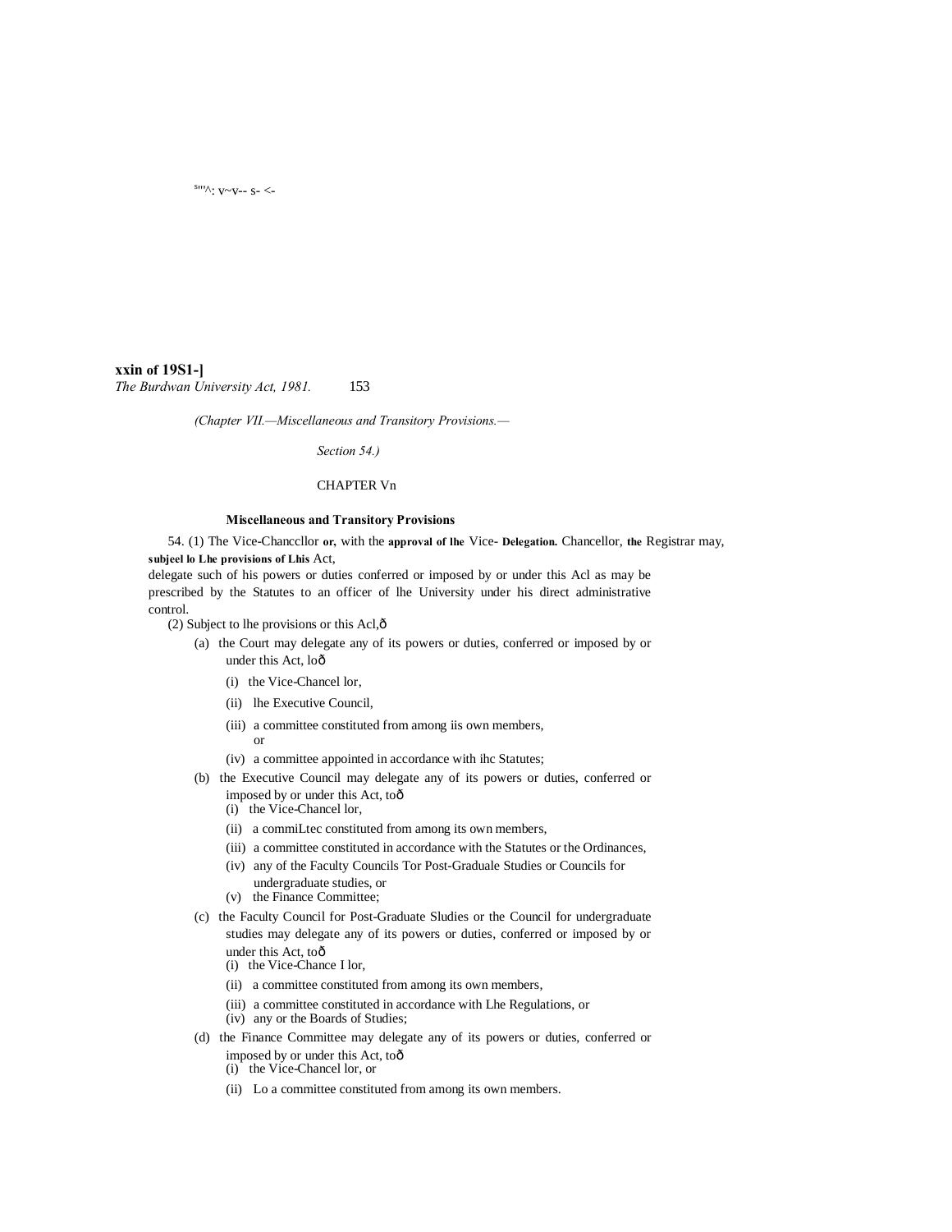(Chapter VII.—Miscellaneous and Transitory Provisions.—

Section 54.)

## CHAPTER VII

### Miscellaneous and Transitory Provisions

54. (1) The Vice-Chancellor or, with the approval of the Vice-Chancellor, the Registrar may, subject to the provisions of this Act, delegate such of his powers or duties conferred or imposed by or under this Act as may be prescribed by the Statutes to an officer of the University under his direct administrative control.

Delegation.

(2) Subject to the provisions of this Act,—

- (a) the Court may delegate any of its powers or duties, conferred or imposed by or under this Act, to—
  - (i) the Vice-Chancellor,
  - (ii) the Executive Council,
  - (iii) a committee constituted from among its own members, or
  - (iv) a committee appointed in accordance with the Statutes;
- (b) the Executive Council may delegate any of its powers or duties, conferred or imposed by or under this Act, to—
  - (i) the Vice-Chancellor,
  - (ii) a committee constituted from among its own members,
  - (iii) a committee constituted in accordance with the Statutes or the Ordinances,
  - (iv) any of the Faculty Councils for Post-Graduate Studies or Councils for undergraduate studies, or
  - (v) the Finance Committee;
- (c) the Faculty Council for Post-Graduate Studies or the Council for undergraduate studies may delegate any of its powers or duties, conferred or imposed by or under this Act, to—
  - (i) the Vice-Chancellor,
  - (ii) a committee constituted from among its own members,
  - (iii) a committee constituted in accordance with the Regulations, or
  - (iv) any of the Boards of Studies;
- (d) the Finance Committee may delegate any of its powers or duties, conferred or imposed by or under this Act, to—
  - (i) the Vice-Chancellor, or
  - (ii) to a committee constituted from among its own members.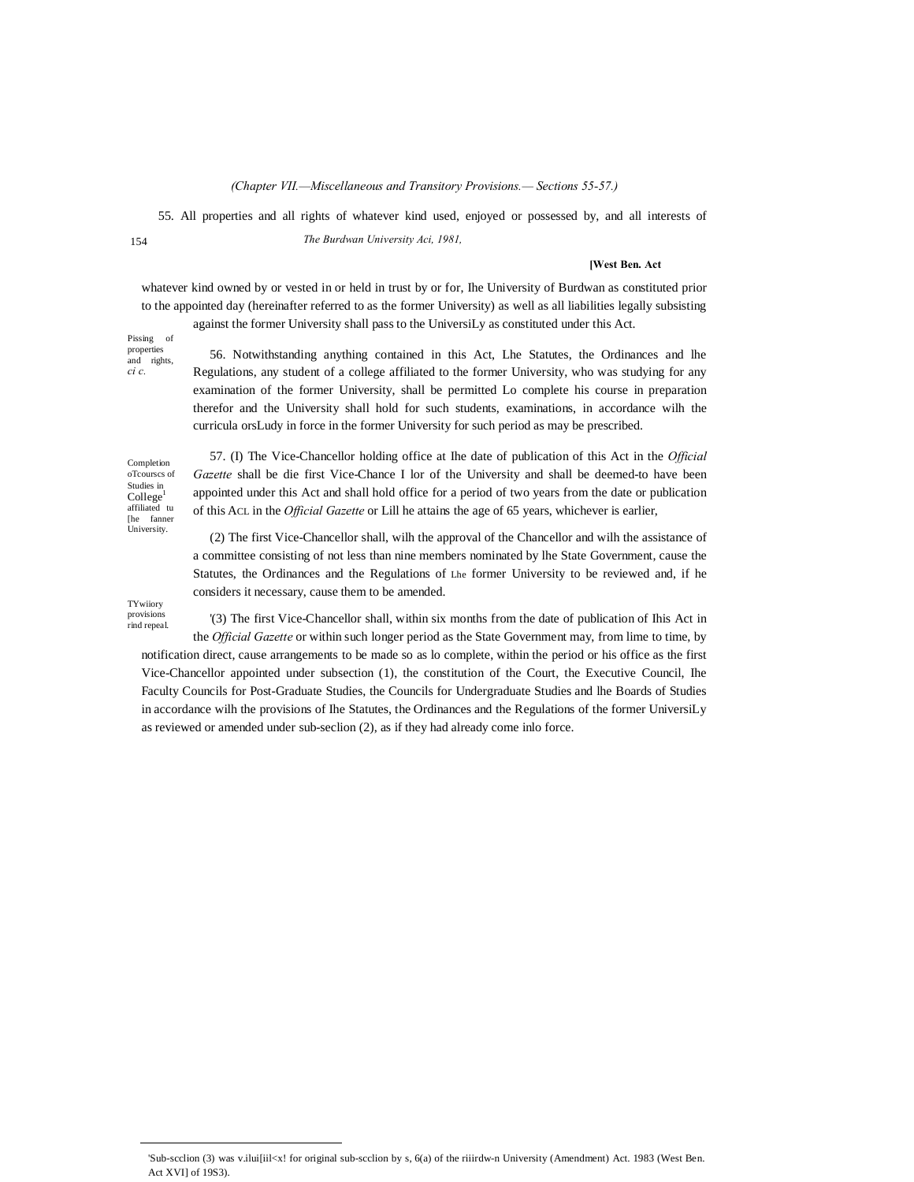*(Chapter VII.—Miscellaneous and Transitory Provisions.— Sections 55-57.)*

Pissing of properties and rights, *ci c.*

55. All properties and all rights of whatever kind used, enjoyed or possessed by, and all interests of whatever kind owned by or vested in or held in trust by or for, Ihe University of Burdwan as constituted prior to the appointed day (hereinafter referred to as the former University) as well as all liabilities legally subsisting against the former University shall pass to the UniversiLy as constituted under this Act.

Completion oTcourscs of Studies in College[1] affiliated tu [he fanner University.

56. Notwithstanding anything contained in this Act, Lhe Statutes, the Ordinances and lhe Regulations, any student of a college affiliated to the former University, who was studying for any examination of the former University, shall be permitted Lo complete his course in preparation therefor and the University shall hold for such students, examinations, in accordance wilh the curricula orsLudy in force in the former University for such period as may be prescribed.

TYwiiory provisions rind repeal.

57. (I) The Vice-Chancellor holding office at Ihe date of publication of this Act in the *Official Gazette* shall be die first Vice-Chance I lor of the University and shall be deemed-to have been appointed under this Act and shall hold office for a period of two years from the date or publication of this ACL in the *Official Gazette* or Lill he attains the age of 65 years, whichever is earlier,

(2) The first Vice-Chancellor shall, wilh the approval of the Chancellor and wilh the assistance of a committee consisting of not less than nine members nominated by lhe State Government, cause the Statutes, the Ordinances and the Regulations of Lhe former University to be reviewed and, if he considers it necessary, cause them to be amended.

'(3) The first Vice-Chancellor shall, within six months from the date of publication of Ihis Act in the *Official Gazette* or within such longer period as the State Government may, from lime to time, by notification direct, cause arrangements to be made so as lo complete, within the period or his office as the first Vice-Chancellor appointed under subsection (1), the constitution of the Court, the Executive Council, Ihe Faculty Councils for Post-Graduate Studies, the Councils for Undergraduate Studies and lhe Boards of Studies in accordance wilh the provisions of Ihe Statutes, the Ordinances and the Regulations of the former UniversiLy as reviewed or amended under sub-seclion (2), as if they had already come inlo force.

---

'Sub-scclion (3) was v.ilui[iil<x! for original sub-scclion by s, 6(a) of the riiirdw-n University (Amendment) Act. 1983 (West Ben. Act XVI] of 19S3).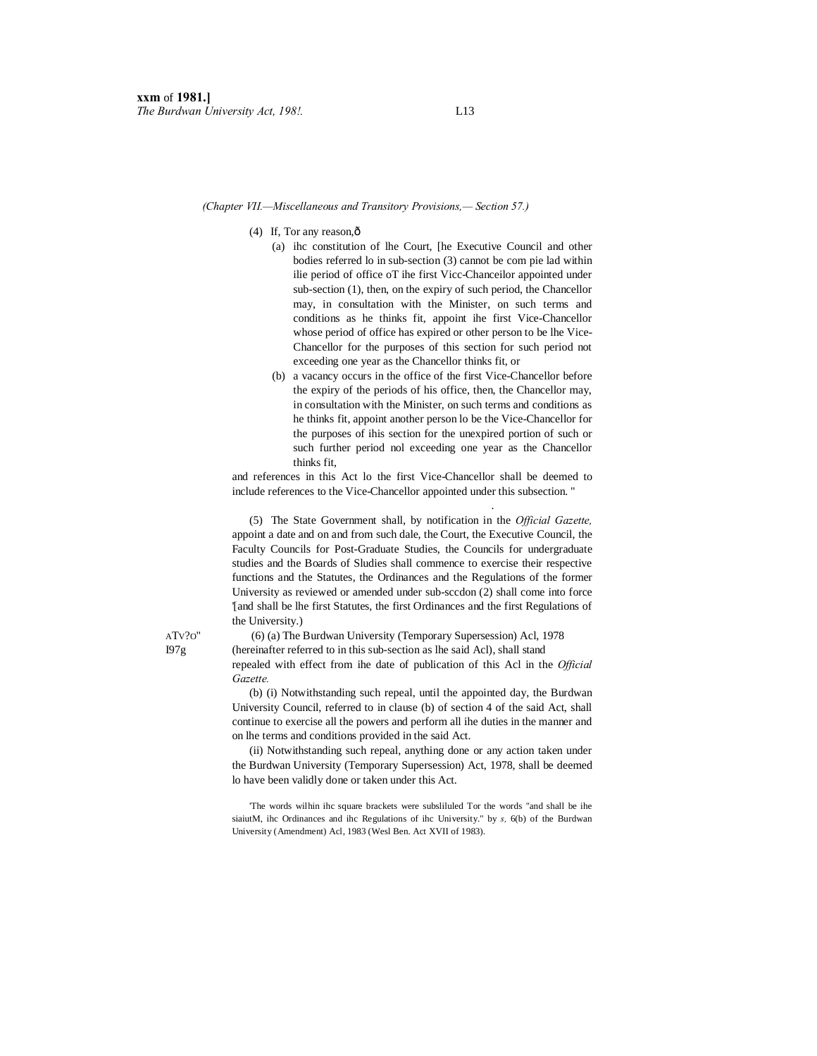(Chapter VII.—Miscellaneous and Transitory Provisions,— Section 57.)

(4) If, Tor any reason,ð

(a) ihc constitution of lhe Court, [he Executive Council and other bodies referred lo in sub-section (3) cannot be com pie lad within ilie period of office oT ihe first Vicc-Chanceilor appointed under sub-section (1), then, on the expiry of such period, the Chancellor may, in consultation with the Minister, on such terms and conditions as he thinks fit, appoint ihe first Vice-Chancellor whose period of office has expired or other person to be lhe Vice-Chancellor for the purposes of this section for such period not exceeding one year as the Chancellor thinks fit, or

(b) a vacancy occurs in the office of the first Vice-Chancellor before the expiry of the periods of his office, then, the Chancellor may, in consultation with the Minister, on such terms and conditions as he thinks fit, appoint another person lo be the Vice-Chancellor for the purposes of ihis section for the unexpired portion of such or such further period nol exceeding one year as the Chancellor thinks fit,

and references in this Act lo the first Vice-Chancellor shall be deemed to include references to the Vice-Chancellor appointed under this subsection. "

(5) The State Government shall, by notification in the *Official Gazette,* appoint a date and on and from such dale, the Court, the Executive Council, the Faculty Councils for Post-Graduate Studies, the Councils for undergraduate studies and the Boards of Sludies shall commence to exercise their respective functions and the Statutes, the Ordinances and the Regulations of the former University as reviewed or amended under sub-sccdon (2) shall come into force '[and shall be lhe first Statutes, the first Ordinances and the first Regulations of the University.)

ATV?O" I97g

(6) (a) The Burdwan University (Temporary Supersession) Acl, 1978 (hereinafter referred to in this sub-section as lhe said Acl), shall stand repealed with effect from ihe date of publication of this Acl in the *Official Gazette.*

(b) (i) Notwithstanding such repeal, until the appointed day, the Burdwan University Council, referred to in clause (b) of section 4 of the said Act, shall continue to exercise all the powers and perform all ihe duties in the manner and on lhe terms and conditions provided in the said Act.

(ii) Notwithstanding such repeal, anything done or any action taken under the Burdwan University (Temporary Supersession) Act, 1978, shall be deemed lo have been validly done or taken under this Act.

'The words wilhin ihc square brackets were subsliluled Tor the words "and shall be ihe siaiutM, ihc Ordinances and ihc Regulations of ihc University." by *s,* 6(b) of the Burdwan University (Amendment) Acl, 1983 (Wesl Ben. Act XVII of 1983).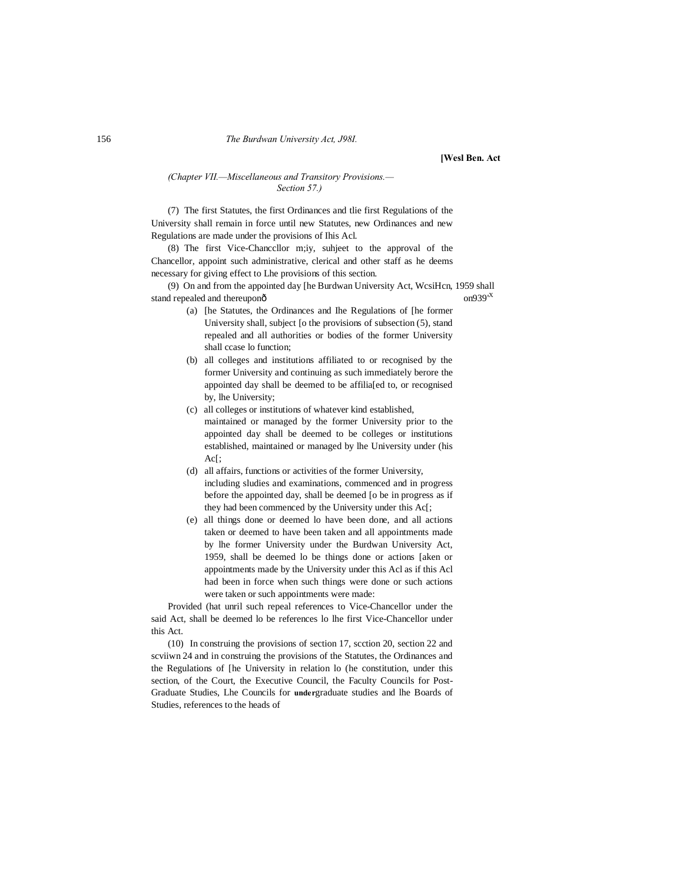*(Chapter VII.—Miscellaneous and Transitory Provisions.—Section 57.)*

(7) The first Statutes, the first Ordinances and tlie first Regulations of the University shall remain in force until new Statutes, new Ordinances and new Regulations are made under the provisions of Ihis Acl.

(8) The first Vice-Chanccllor m;iy, suhjeet to the approval of the Chancellor, appoint such administrative, clerical and other staff as he deems necessary for giving effect to Lhe provisions of this section.

(9) On and from the appointed day [he Burdwan University Act, WcsiHcn, 1959 shall stand repealed and thereuponô on939'X

- (a) [he Statutes, the Ordinances and Ihe Regulations of [he former University shall, subject [o the provisions of subsection (5), stand repealed and all authorities or bodies of the former University shall ccase lo function;
- (b) all colleges and institutions affiliated to or recognised by the former University and continuing as such immediately berore the appointed day shall be deemed to be affilia[ed to, or recognised by, lhe University;
- (c) all colleges or institutions of whatever kind established, maintained or managed by the former University prior to the appointed day shall be deemed to be colleges or institutions established, maintained or managed by lhe University under (his Ac[;
- (d) all affairs, functions or activities of the former University, including sludies and examinations, commenced and in progress before the appointed day, shall be deemed [o be in progress as if they had been commenced by the University under this Ac[;
- (e) all things done or deemed lo have been done, and all actions taken or deemed to have been taken and all appointments made by lhe former University under the Burdwan University Act, 1959, shall be deemed lo be things done or actions [aken or appointments made by the University under this Acl as if this Acl had been in force when such things were done or such actions were taken or such appointments were made:

Provided (hat unril such repeal references to Vice-Chancellor under the said Act, shall be deemed lo be references lo lhe first Vice-Chancellor under this Act.

(10) In construing the provisions of section 17, scction 20, section 22 and scviiwn 24 and in construing the provisions of the Statutes, the Ordinances and the Regulations of [he University in relation lo (he constitution, under this section, of the Court, the Executive Council, the Faculty Councils for Post-Graduate Studies, Lhe Councils for **under**graduate studies and lhe Boards of Studies, references to the heads of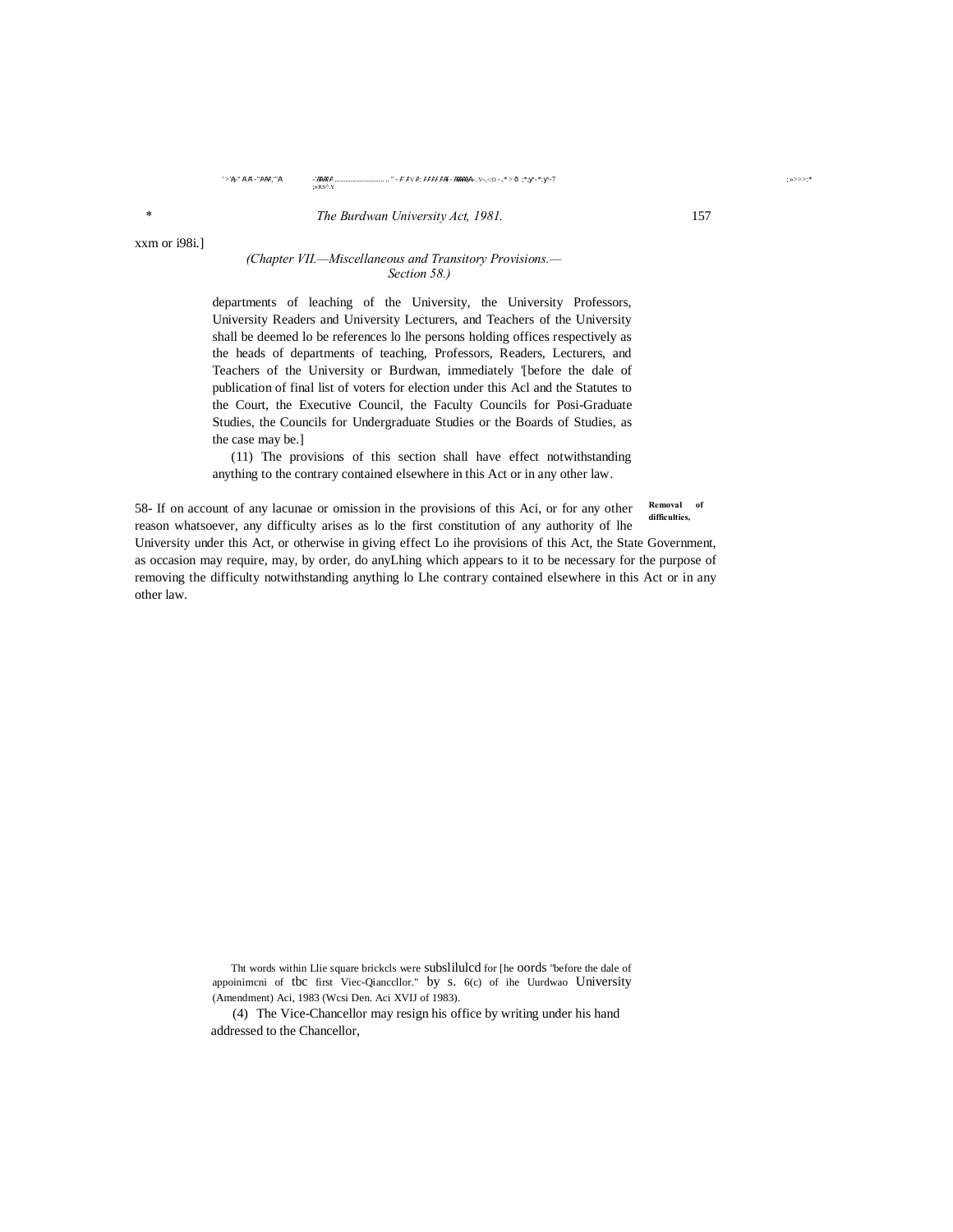xxm or i98i.]

*(Chapter VII.—Miscellaneous and Transitory Provisions.— Section 58.)*

departments of leaching of the University, the University Professors, University Readers and University Lecturers, and Teachers of the University shall be deemed lo be references lo lhe persons holding offices respectively as the heads of departments of teaching, Professors, Readers, Lecturers, and Teachers of the University or Burdwan, immediately '[before the dale of publication of final list of voters for election under this Acl and the Statutes to the Court, the Executive Council, the Faculty Councils for Posi-Graduate Studies, the Councils for Undergraduate Studies or the Boards of Studies, as the case may be.]

(11) The provisions of this section shall have effect notwithstanding anything to the contrary contained elsewhere in this Act or in any other law.

**Removal of difficulties,**

58- If on account of any lacunae or omission in the provisions of this Aci, or for any other reason whatsoever, any difficulty arises as lo the first constitution of any authority of lhe University under this Act, or otherwise in giving effect Lo ihe provisions of this Act, the State Government, as occasion may require, may, by order, do anyLhing which appears to it to be necessary for the purpose of removing the difficulty notwithstanding anything lo Lhe contrary contained elsewhere in this Act or in any other law.

Tht words within Llie square brickcls were subslilulcd for [he oords "before the dale of appoinimcni of tbc first Viec-Qianccllor." by s. 6(c) of ihe Uurdwao University (Amendment) Aci, 1983 (Wcsi Den. Aci XVIJ of 1983).

(4) The Vice-Chancellor may resign his office by writing under his hand addressed to the Chancellor,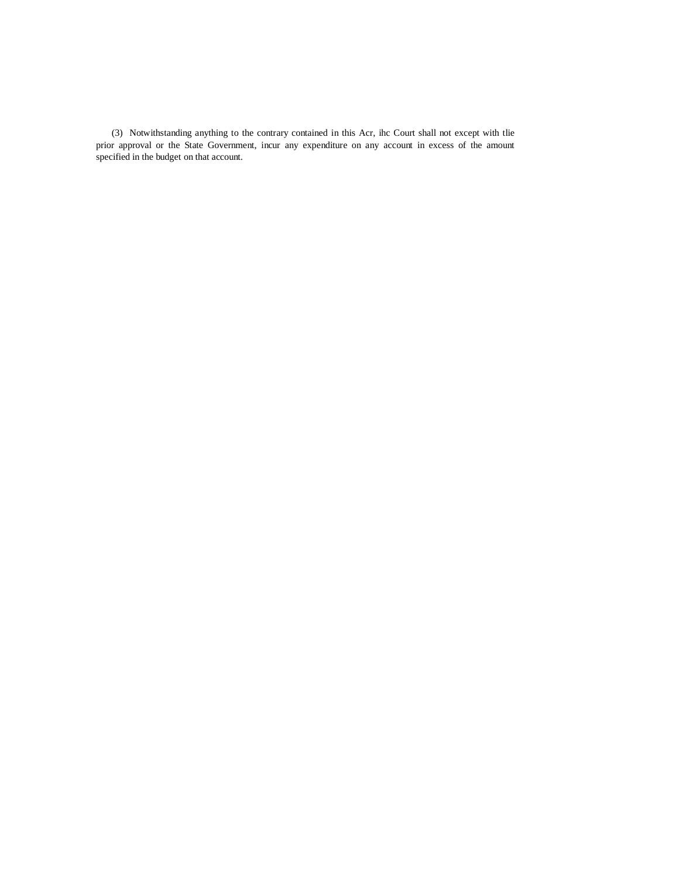(3) Notwithstanding anything to the contrary contained in this Acr, ihc Court shall not except with tlie prior approval or the State Government, incur any expenditure on any account in excess of the amount specified in the budget on that account.